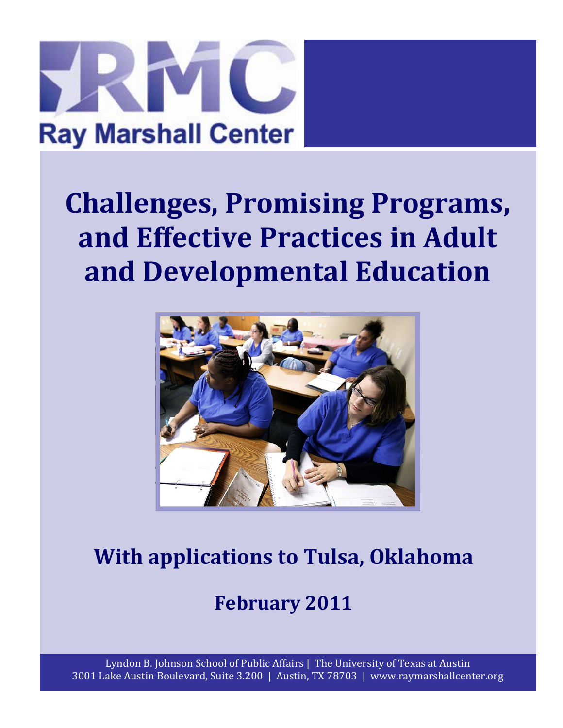Ray Marshall Center

# Challenges, Promising Programs, and Effective Practices in Adult and Developmental Education

## With applications to Tulsa, Oklahoma

## February 2011

Lyndon B. Johnson School of Public Affairs | The University of Texas at Austin
3001 Lake Austin Boulevard, Suite 3.200 | Austin, TX 78703 | www.raymarshallcenter.org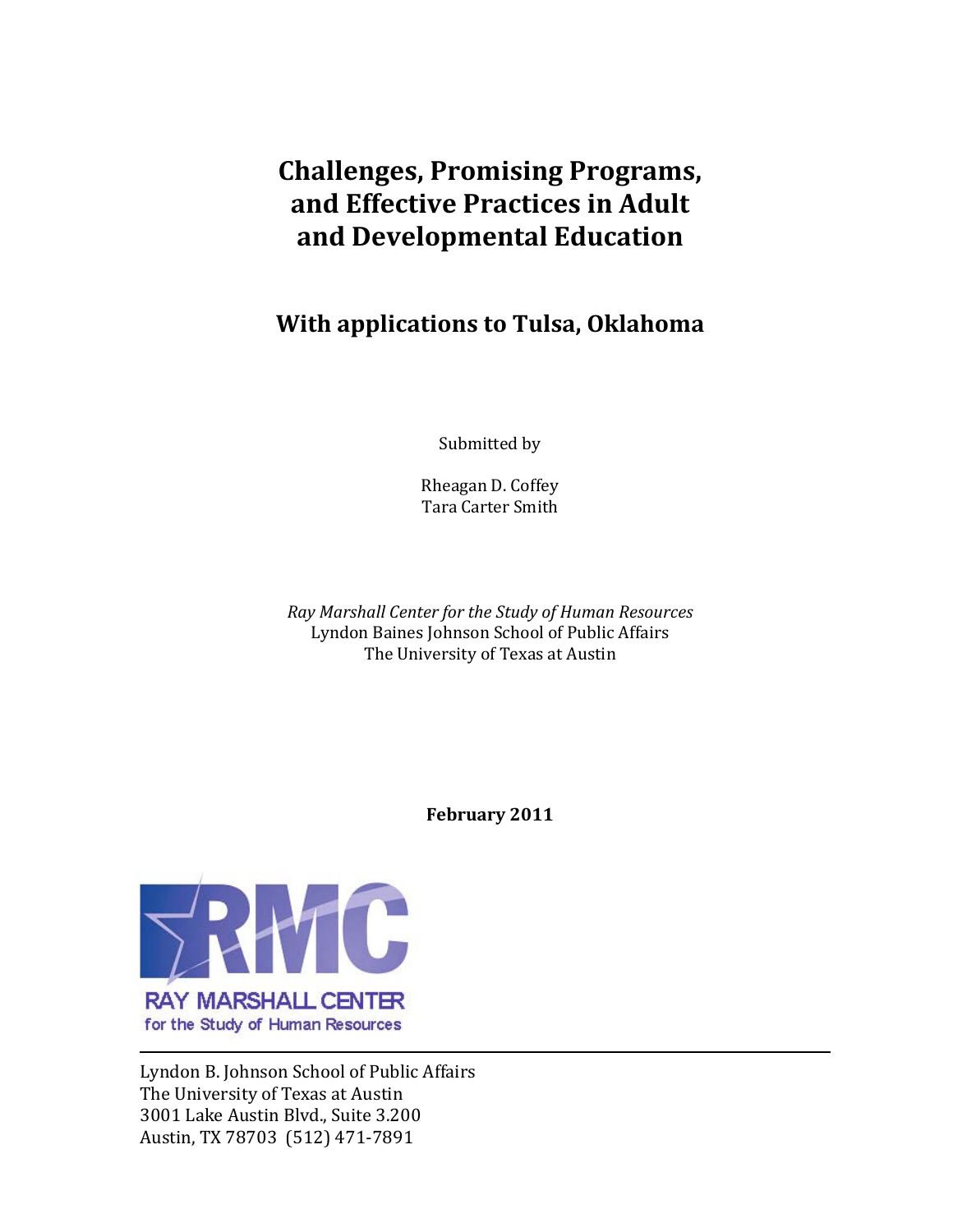# Challenges, Promising Programs, and Effective Practices in Adult and Developmental Education

## With applications to Tulsa, Oklahoma

Submitted by

Rheagan D. Coffey
Tara Carter Smith

*Ray Marshall Center for the Study of Human Resources*
Lyndon Baines Johnson School of Public Affairs
The University of Texas at Austin

**February 2011**

RAY MARSHALL CENTER
for the Study of Human Resources

Lyndon B. Johnson School of Public Affairs
The University of Texas at Austin
3001 Lake Austin Blvd., Suite 3.200
Austin, TX 78703 (512) 471-7891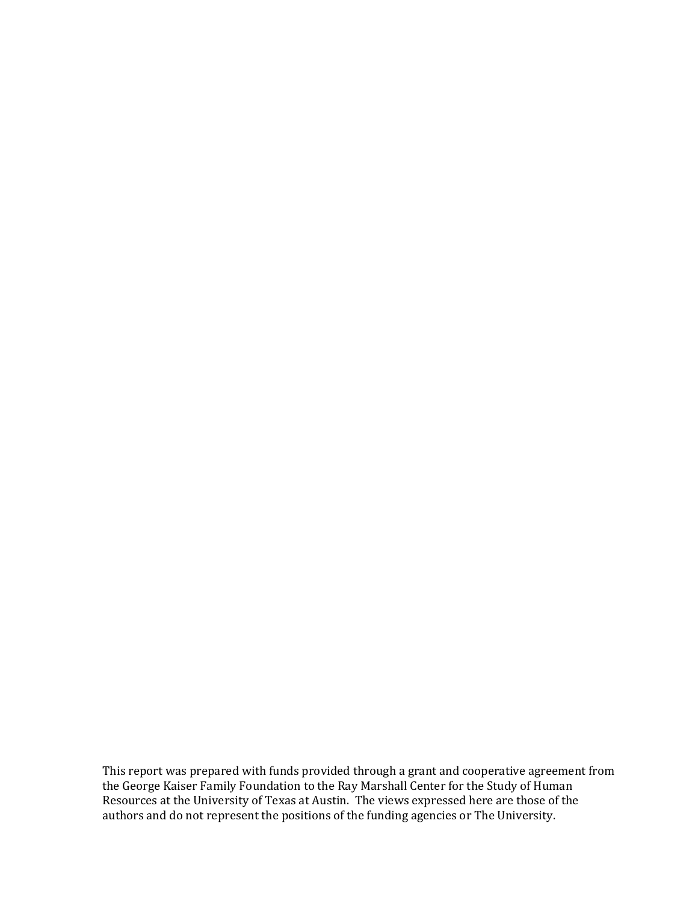This report was prepared with funds provided through a grant and cooperative agreement from the George Kaiser Family Foundation to the Ray Marshall Center for the Study of Human Resources at the University of Texas at Austin. The views expressed here are those of the authors and do not represent the positions of the funding agencies or The University.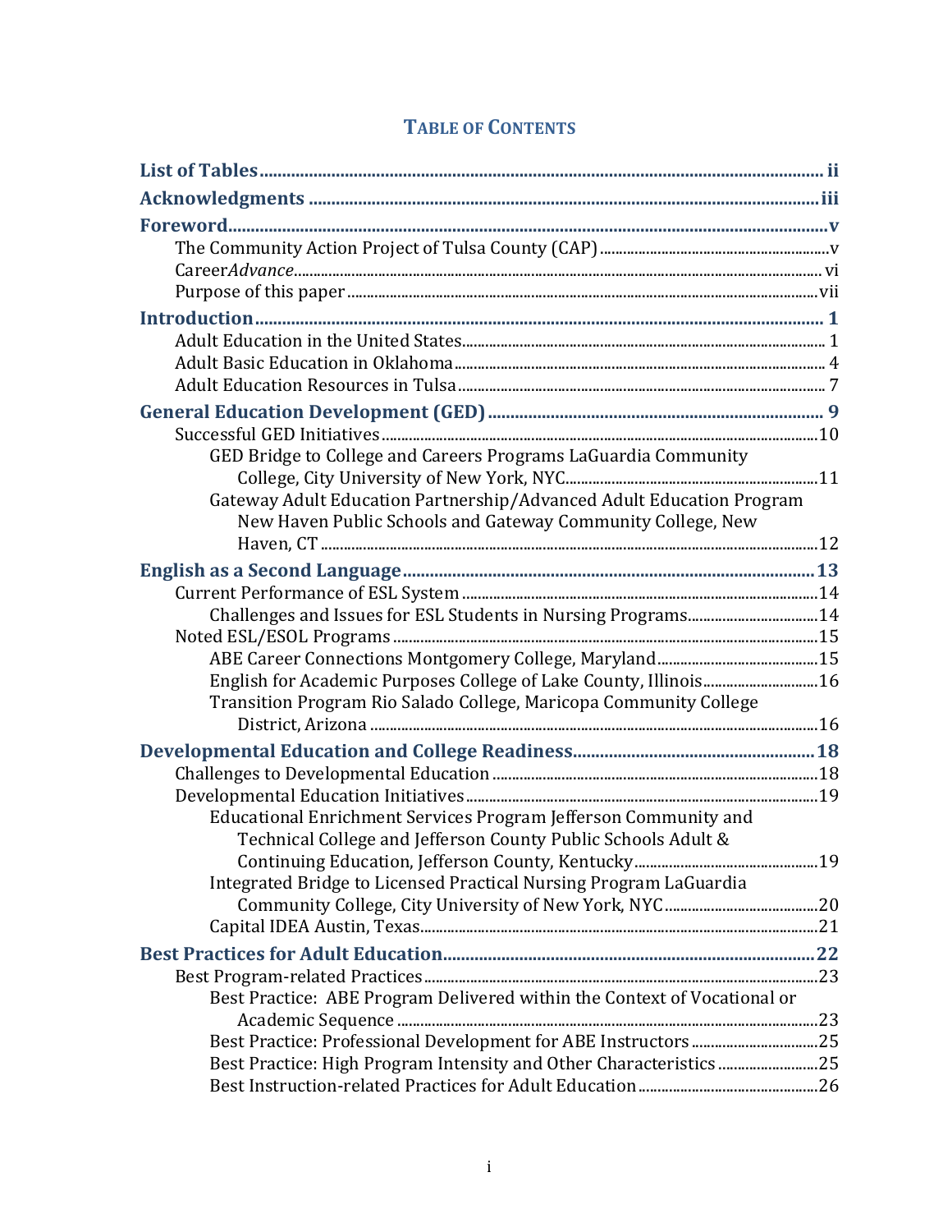# Table of Contents

**List of Tables** ..... ii

**Acknowledgments** ..... iii

**Foreword** ..... v

- The Community Action Project of Tulsa County (CAP) ..... v
- Career*Advance* ..... vi
- Purpose of this paper ..... vii

**Introduction** ..... 1

- Adult Education in the United States ..... 1
- Adult Basic Education in Oklahoma ..... 4
- Adult Education Resources in Tulsa ..... 7

**General Education Development (GED)** ..... 9

- Successful GED Initiatives ..... 10
  - GED Bridge to College and Careers Programs LaGuardia Community College, City University of New York, NYC ..... 11
  - Gateway Adult Education Partnership/Advanced Adult Education Program New Haven Public Schools and Gateway Community College, New Haven, CT ..... 12

**English as a Second Language** ..... 13

- Current Performance of ESL System ..... 14
  - Challenges and Issues for ESL Students in Nursing Programs ..... 14
- Noted ESL/ESOL Programs ..... 15
  - ABE Career Connections Montgomery College, Maryland ..... 15
  - English for Academic Purposes College of Lake County, Illinois ..... 16
  - Transition Program Rio Salado College, Maricopa Community College District, Arizona ..... 16

**Developmental Education and College Readiness** ..... 18

- Challenges to Developmental Education ..... 18
- Developmental Education Initiatives ..... 19
  - Educational Enrichment Services Program Jefferson Community and Technical College and Jefferson County Public Schools Adult & Continuing Education, Jefferson County, Kentucky ..... 19
  - Integrated Bridge to Licensed Practical Nursing Program LaGuardia Community College, City University of New York, NYC ..... 20
  - Capital IDEA Austin, Texas ..... 21

**Best Practices for Adult Education** ..... 22

- Best Program-related Practices ..... 23
  - Best Practice: ABE Program Delivered within the Context of Vocational or Academic Sequence ..... 23
  - Best Practice: Professional Development for ABE Instructors ..... 25
  - Best Practice: High Program Intensity and Other Characteristics ..... 25
  - Best Instruction-related Practices for Adult Education ..... 26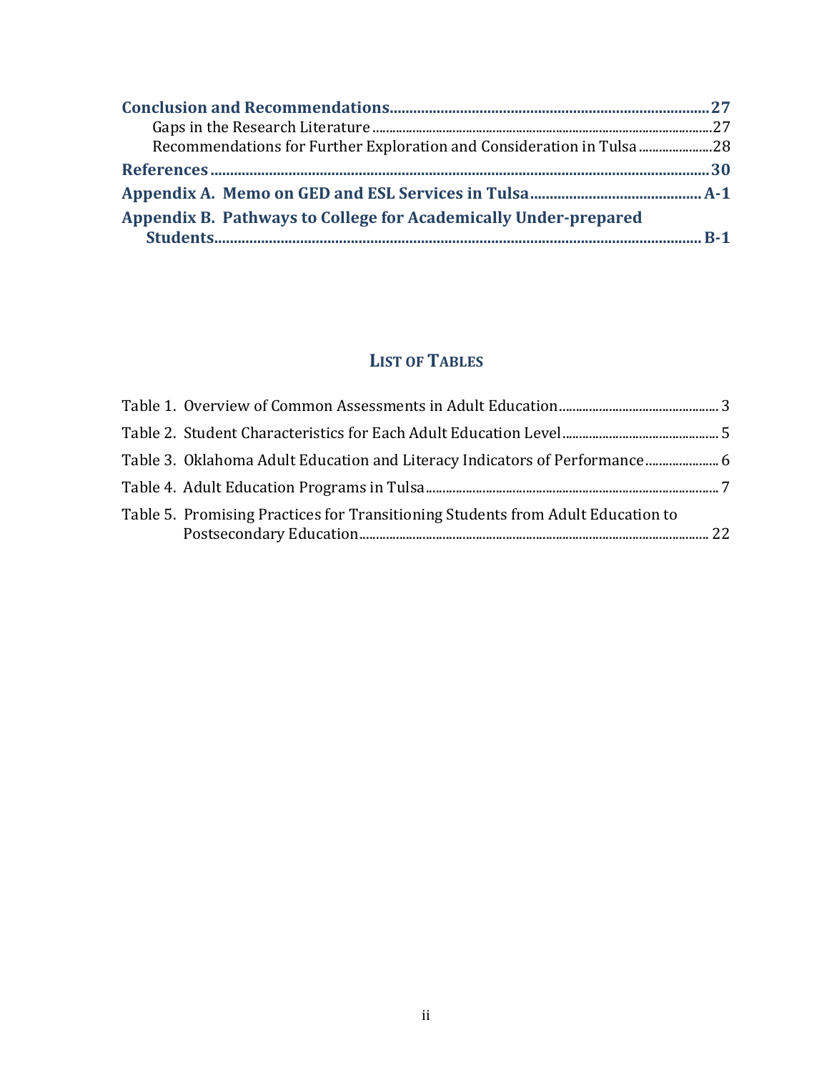**Conclusion and Recommendations** .......... **27**

Gaps in the Research Literature .......... 27

Recommendations for Further Exploration and Consideration in Tulsa .......... 28

**References** .......... **30**

**Appendix A. Memo on GED and ESL Services in Tulsa** .......... **A-1**

**Appendix B. Pathways to College for Academically Under-prepared Students** .......... **B-1**

## LIST OF TABLES

Table 1. Overview of Common Assessments in Adult Education .......... 3

Table 2. Student Characteristics for Each Adult Education Level .......... 5

Table 3. Oklahoma Adult Education and Literacy Indicators of Performance .......... 6

Table 4. Adult Education Programs in Tulsa .......... 7

Table 5. Promising Practices for Transitioning Students from Adult Education to Postsecondary Education .......... 22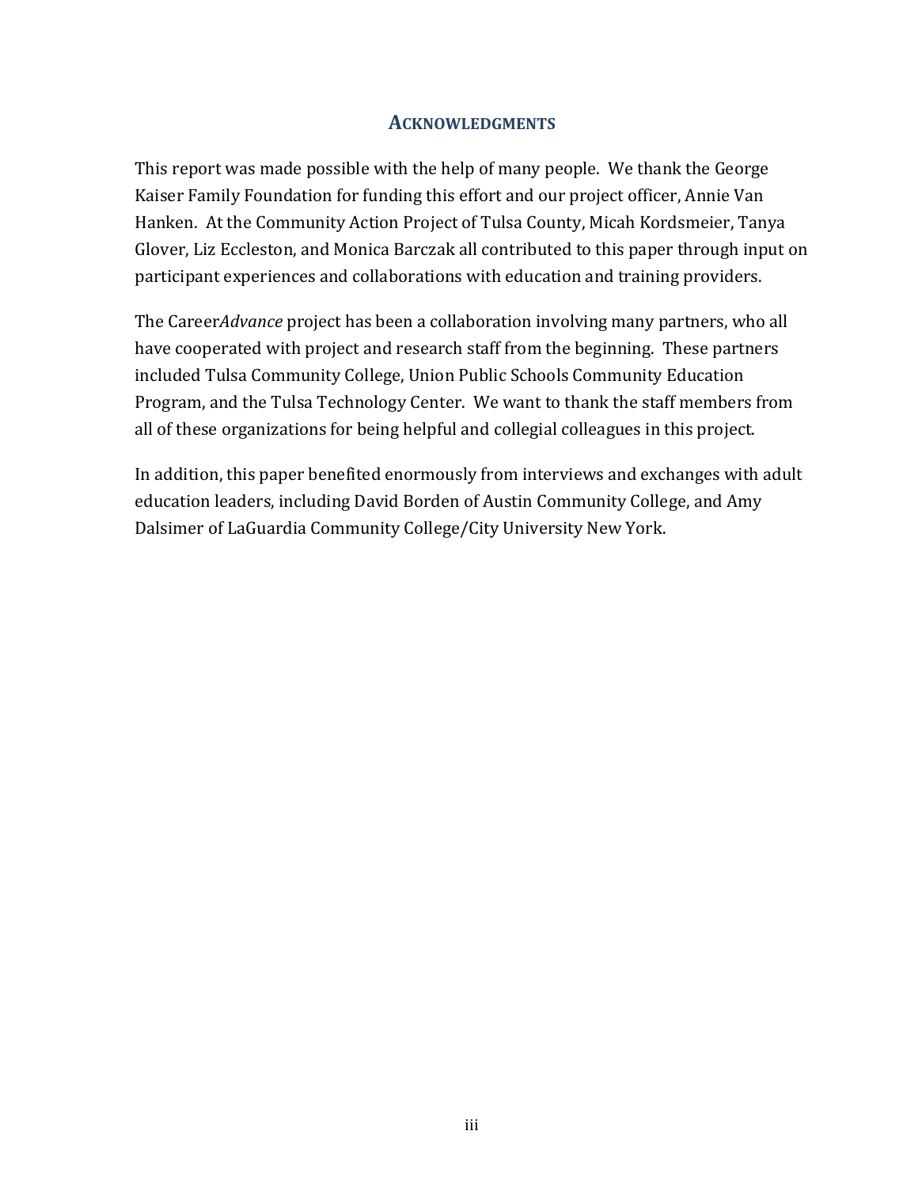## ACKNOWLEDGMENTS

This report was made possible with the help of many people. We thank the George Kaiser Family Foundation for funding this effort and our project officer, Annie Van Hanken. At the Community Action Project of Tulsa County, Micah Kordsmeier, Tanya Glover, Liz Eccleston, and Monica Barczak all contributed to this paper through input on participant experiences and collaborations with education and training providers.

The Career*Advance* project has been a collaboration involving many partners, who all have cooperated with project and research staff from the beginning. These partners included Tulsa Community College, Union Public Schools Community Education Program, and the Tulsa Technology Center. We want to thank the staff members from all of these organizations for being helpful and collegial colleagues in this project.

In addition, this paper benefited enormously from interviews and exchanges with adult education leaders, including David Borden of Austin Community College, and Amy Dalsimer of LaGuardia Community College/City University New York.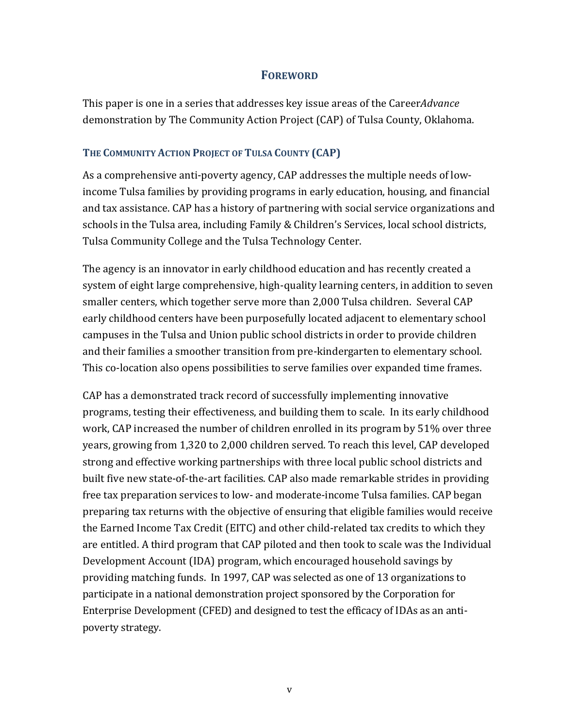# FOREWORD

This paper is one in a series that addresses key issue areas of the Career*Advance* demonstration by The Community Action Project (CAP) of Tulsa County, Oklahoma.

## THE COMMUNITY ACTION PROJECT OF TULSA COUNTY (CAP)

As a comprehensive anti-poverty agency, CAP addresses the multiple needs of low-income Tulsa families by providing programs in early education, housing, and financial and tax assistance. CAP has a history of partnering with social service organizations and schools in the Tulsa area, including Family & Children's Services, local school districts, Tulsa Community College and the Tulsa Technology Center.

The agency is an innovator in early childhood education and has recently created a system of eight large comprehensive, high-quality learning centers, in addition to seven smaller centers, which together serve more than 2,000 Tulsa children. Several CAP early childhood centers have been purposefully located adjacent to elementary school campuses in the Tulsa and Union public school districts in order to provide children and their families a smoother transition from pre-kindergarten to elementary school. This co-location also opens possibilities to serve families over expanded time frames.

CAP has a demonstrated track record of successfully implementing innovative programs, testing their effectiveness, and building them to scale. In its early childhood work, CAP increased the number of children enrolled in its program by 51% over three years, growing from 1,320 to 2,000 children served. To reach this level, CAP developed strong and effective working partnerships with three local public school districts and built five new state-of-the-art facilities. CAP also made remarkable strides in providing free tax preparation services to low- and moderate-income Tulsa families. CAP began preparing tax returns with the objective of ensuring that eligible families would receive the Earned Income Tax Credit (EITC) and other child-related tax credits to which they are entitled. A third program that CAP piloted and then took to scale was the Individual Development Account (IDA) program, which encouraged household savings by providing matching funds. In 1997, CAP was selected as one of 13 organizations to participate in a national demonstration project sponsored by the Corporation for Enterprise Development (CFED) and designed to test the efficacy of IDAs as an anti-poverty strategy.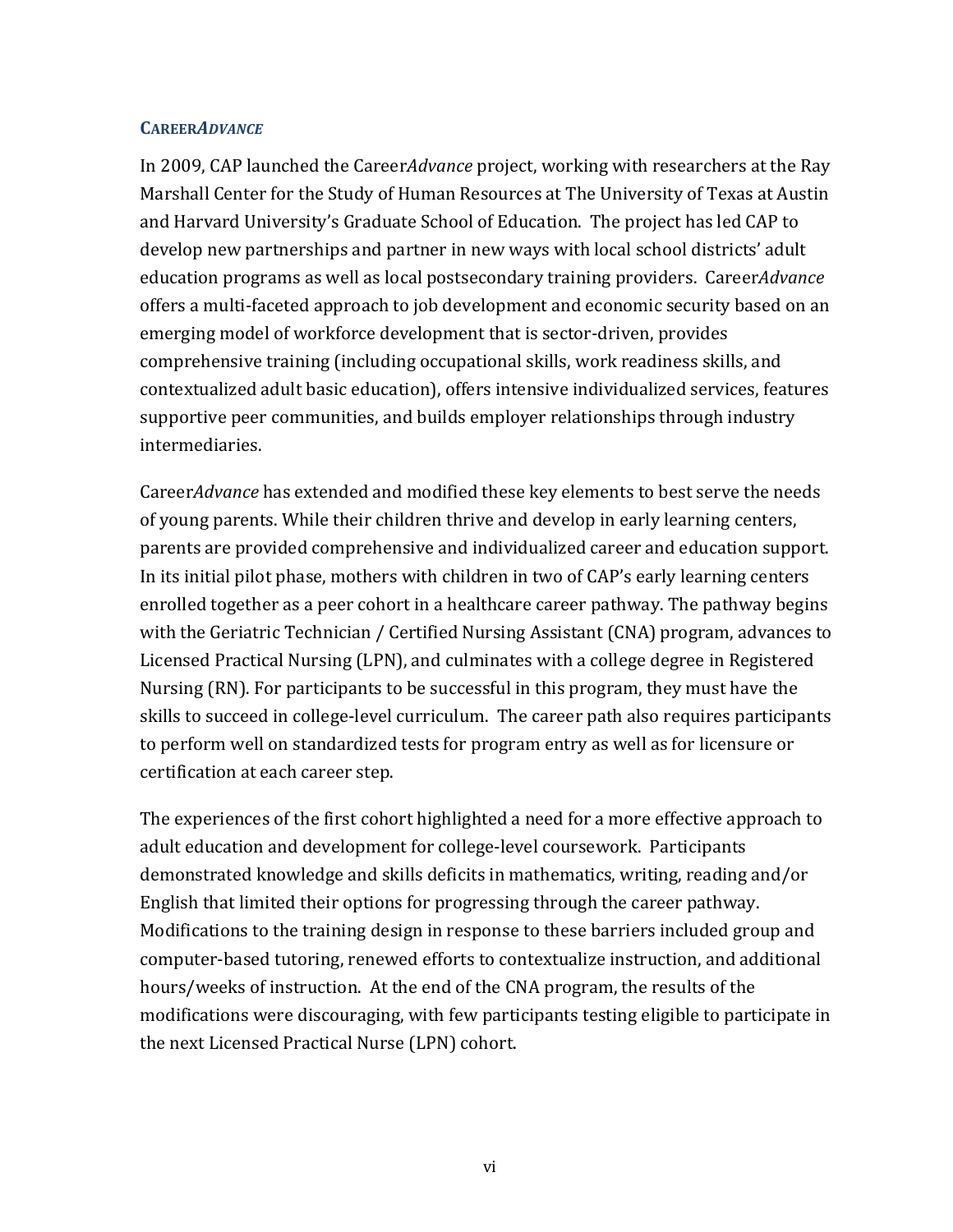### Career*Advance*

In 2009, CAP launched the Career*Advance* project, working with researchers at the Ray Marshall Center for the Study of Human Resources at The University of Texas at Austin and Harvard University's Graduate School of Education. The project has led CAP to develop new partnerships and partner in new ways with local school districts' adult education programs as well as local postsecondary training providers. Career*Advance* offers a multi-faceted approach to job development and economic security based on an emerging model of workforce development that is sector-driven, provides comprehensive training (including occupational skills, work readiness skills, and contextualized adult basic education), offers intensive individualized services, features supportive peer communities, and builds employer relationships through industry intermediaries.

Career*Advance* has extended and modified these key elements to best serve the needs of young parents. While their children thrive and develop in early learning centers, parents are provided comprehensive and individualized career and education support. In its initial pilot phase, mothers with children in two of CAP's early learning centers enrolled together as a peer cohort in a healthcare career pathway. The pathway begins with the Geriatric Technician / Certified Nursing Assistant (CNA) program, advances to Licensed Practical Nursing (LPN), and culminates with a college degree in Registered Nursing (RN). For participants to be successful in this program, they must have the skills to succeed in college-level curriculum. The career path also requires participants to perform well on standardized tests for program entry as well as for licensure or certification at each career step.

The experiences of the first cohort highlighted a need for a more effective approach to adult education and development for college-level coursework. Participants demonstrated knowledge and skills deficits in mathematics, writing, reading and/or English that limited their options for progressing through the career pathway. Modifications to the training design in response to these barriers included group and computer-based tutoring, renewed efforts to contextualize instruction, and additional hours/weeks of instruction. At the end of the CNA program, the results of the modifications were discouraging, with few participants testing eligible to participate in the next Licensed Practical Nurse (LPN) cohort.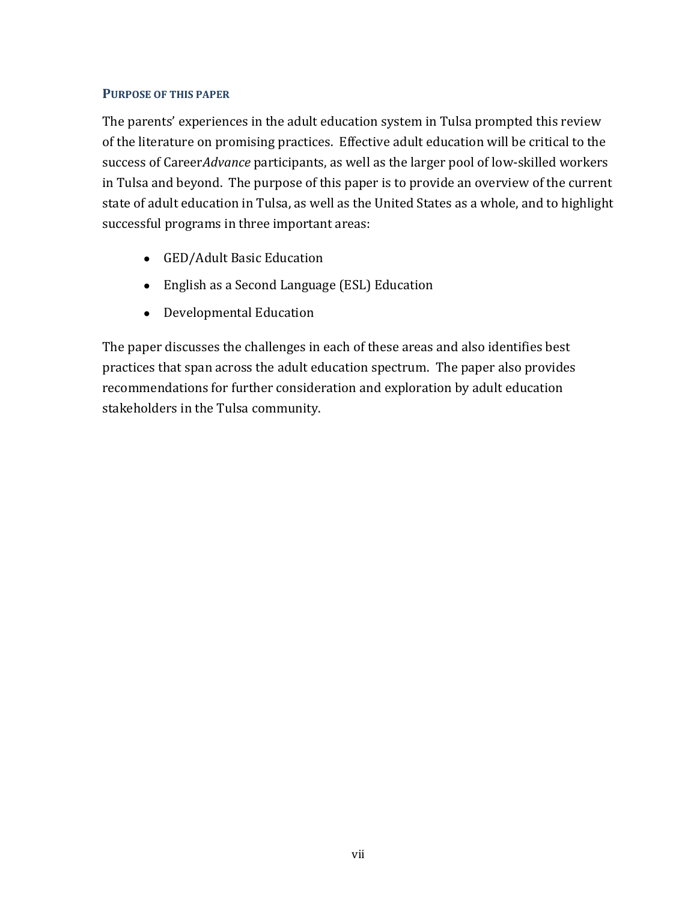### PURPOSE OF THIS PAPER

The parents' experiences in the adult education system in Tulsa prompted this review of the literature on promising practices. Effective adult education will be critical to the success of Career*Advance* participants, as well as the larger pool of low-skilled workers in Tulsa and beyond. The purpose of this paper is to provide an overview of the current state of adult education in Tulsa, as well as the United States as a whole, and to highlight successful programs in three important areas:

- GED/Adult Basic Education
- English as a Second Language (ESL) Education
- Developmental Education

The paper discusses the challenges in each of these areas and also identifies best practices that span across the adult education spectrum. The paper also provides recommendations for further consideration and exploration by adult education stakeholders in the Tulsa community.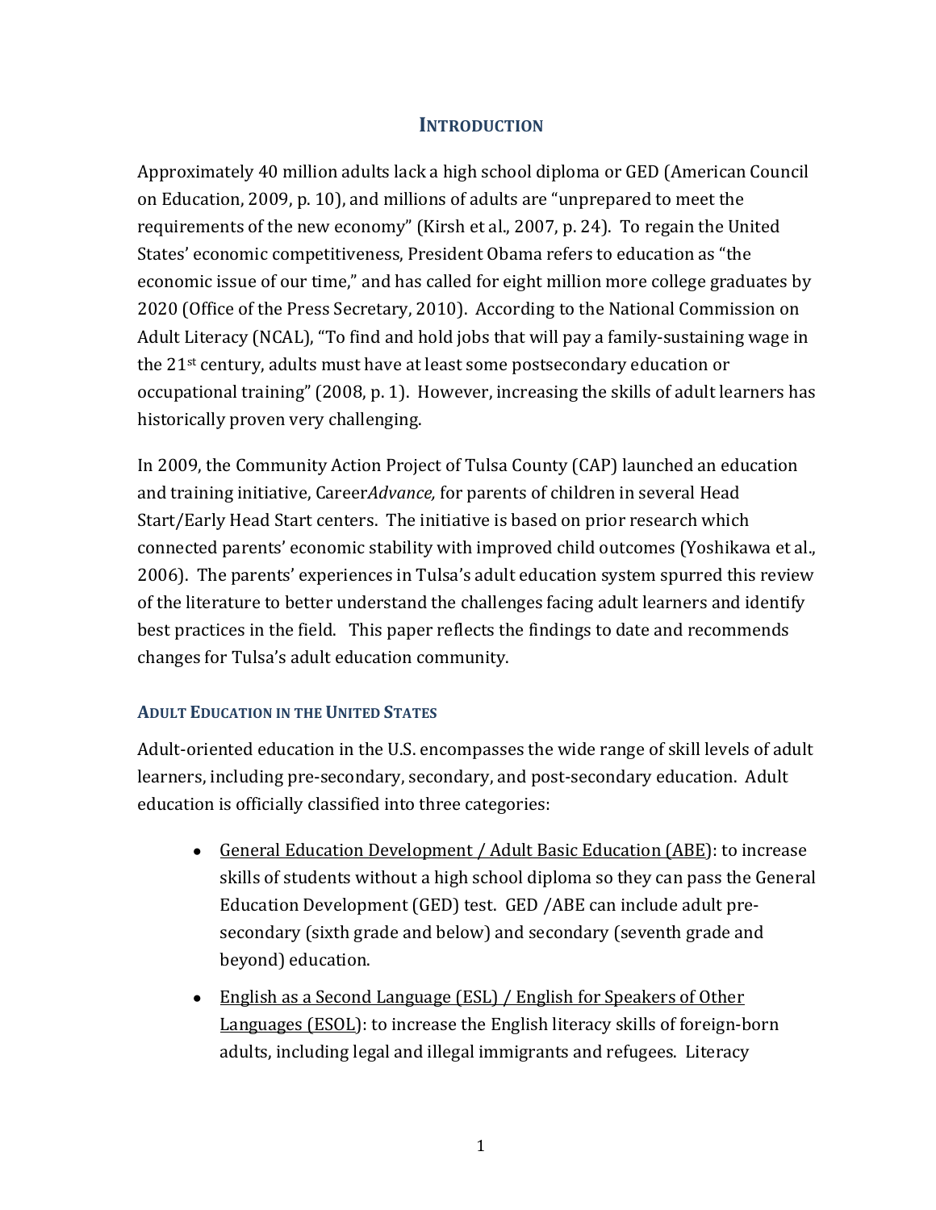# INTRODUCTION

Approximately 40 million adults lack a high school diploma or GED (American Council on Education, 2009, p. 10), and millions of adults are "unprepared to meet the requirements of the new economy" (Kirsh et al., 2007, p. 24). To regain the United States' economic competitiveness, President Obama refers to education as "the economic issue of our time," and has called for eight million more college graduates by 2020 (Office of the Press Secretary, 2010). According to the National Commission on Adult Literacy (NCAL), "To find and hold jobs that will pay a family-sustaining wage in the 21st century, adults must have at least some postsecondary education or occupational training" (2008, p. 1). However, increasing the skills of adult learners has historically proven very challenging.

In 2009, the Community Action Project of Tulsa County (CAP) launched an education and training initiative, Career*Advance,* for parents of children in several Head Start/Early Head Start centers. The initiative is based on prior research which connected parents' economic stability with improved child outcomes (Yoshikawa et al., 2006). The parents' experiences in Tulsa's adult education system spurred this review of the literature to better understand the challenges facing adult learners and identify best practices in the field. This paper reflects the findings to date and recommends changes for Tulsa's adult education community.

## ADULT EDUCATION IN THE UNITED STATES

Adult-oriented education in the U.S. encompasses the wide range of skill levels of adult learners, including pre-secondary, secondary, and post-secondary education. Adult education is officially classified into three categories:

- General Education Development / Adult Basic Education (ABE): to increase skills of students without a high school diploma so they can pass the General Education Development (GED) test. GED /ABE can include adult pre-secondary (sixth grade and below) and secondary (seventh grade and beyond) education.
- English as a Second Language (ESL) / English for Speakers of Other Languages (ESOL): to increase the English literacy skills of foreign-born adults, including legal and illegal immigrants and refugees. Literacy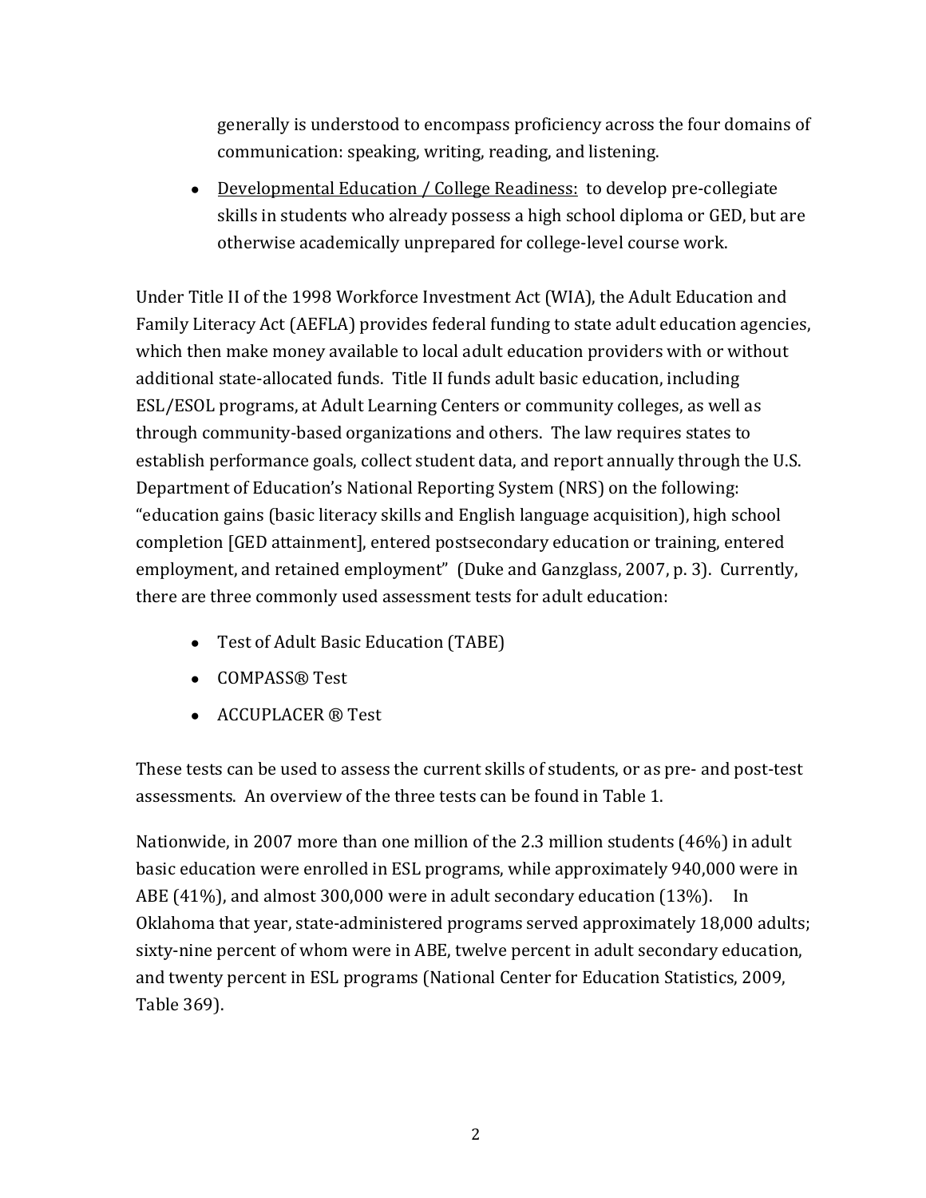generally is understood to encompass proficiency across the four domains of communication: speaking, writing, reading, and listening.

- Developmental Education / College Readiness: to develop pre-collegiate skills in students who already possess a high school diploma or GED, but are otherwise academically unprepared for college-level course work.

Under Title II of the 1998 Workforce Investment Act (WIA), the Adult Education and Family Literacy Act (AEFLA) provides federal funding to state adult education agencies, which then make money available to local adult education providers with or without additional state-allocated funds. Title II funds adult basic education, including ESL/ESOL programs, at Adult Learning Centers or community colleges, as well as through community-based organizations and others. The law requires states to establish performance goals, collect student data, and report annually through the U.S. Department of Education's National Reporting System (NRS) on the following: "education gains (basic literacy skills and English language acquisition), high school completion [GED attainment], entered postsecondary education or training, entered employment, and retained employment" (Duke and Ganzglass, 2007, p. 3). Currently, there are three commonly used assessment tests for adult education:

- Test of Adult Basic Education (TABE)
- COMPASS® Test
- ACCUPLACER ® Test

These tests can be used to assess the current skills of students, or as pre- and post-test assessments. An overview of the three tests can be found in Table 1.

Nationwide, in 2007 more than one million of the 2.3 million students (46%) in adult basic education were enrolled in ESL programs, while approximately 940,000 were in ABE (41%), and almost 300,000 were in adult secondary education (13%). In Oklahoma that year, state-administered programs served approximately 18,000 adults; sixty-nine percent of whom were in ABE, twelve percent in adult secondary education, and twenty percent in ESL programs (National Center for Education Statistics, 2009, Table 369).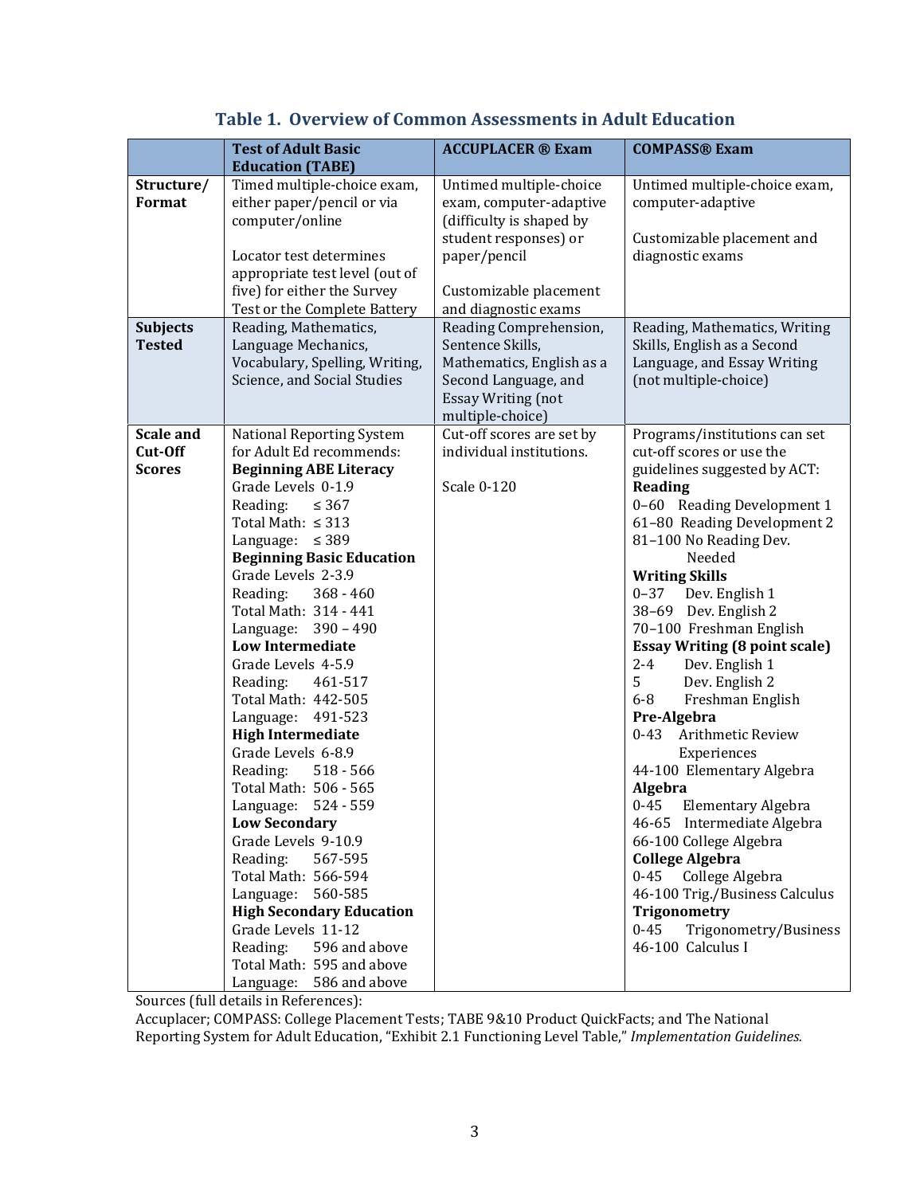**Table 1. Overview of Common Assessments in Adult Education**

| | Test of Adult Basic Education (TABE) | ACCUPLACER ® Exam | COMPASS® Exam |
|---|---|---|---|
| **Structure/ Format** | Timed multiple-choice exam, either paper/pencil or via computer/online<br><br>Locator test determines appropriate test level (out of five) for either the Survey Test or the Complete Battery | Untimed multiple-choice exam, computer-adaptive (difficulty is shaped by student responses) or paper/pencil<br><br>Customizable placement and diagnostic exams | Untimed multiple-choice exam, computer-adaptive<br><br>Customizable placement and diagnostic exams |
| **Subjects Tested** | Reading, Mathematics, Language Mechanics, Vocabulary, Spelling, Writing, Science, and Social Studies | Reading Comprehension, Sentence Skills, Mathematics, English as a Second Language, and Essay Writing (not multiple-choice) | Reading, Mathematics, Writing Skills, English as a Second Language, and Essay Writing (not multiple-choice) |
| **Scale and Cut-Off Scores** | National Reporting System for Adult Ed recommends:<br>**Beginning ABE Literacy**<br>Grade Levels 0-1.9<br>Reading: ≤ 367<br>Total Math: ≤ 313<br>Language: ≤ 389<br>**Beginning Basic Education**<br>Grade Levels 2-3.9<br>Reading: 368 - 460<br>Total Math: 314 - 441<br>Language: 390 – 490<br>**Low Intermediate**<br>Grade Levels 4-5.9<br>Reading: 461-517<br>Total Math: 442-505<br>Language: 491-523<br>**High Intermediate**<br>Grade Levels 6-8.9<br>Reading: 518 - 566<br>Total Math: 506 - 565<br>Language: 524 - 559<br>**Low Secondary**<br>Grade Levels 9-10.9<br>Reading: 567-595<br>Total Math: 566-594<br>Language: 560-585<br>**High Secondary Education**<br>Grade Levels 11-12<br>Reading: 596 and above<br>Total Math: 595 and above<br>Language: 586 and above | Cut-off scores are set by individual institutions.<br><br>Scale 0-120 | Programs/institutions can set cut-off scores or use the guidelines suggested by ACT:<br>**Reading**<br>0–60 Reading Development 1<br>61–80 Reading Development 2<br>81–100 No Reading Dev. Needed<br>**Writing Skills**<br>0–37 Dev. English 1<br>38–69 Dev. English 2<br>70–100 Freshman English<br>**Essay Writing (8 point scale)**<br>2-4 Dev. English 1<br>5 Dev. English 2<br>6-8 Freshman English<br>**Pre-Algebra**<br>0-43 Arithmetic Review Experiences<br>44-100 Elementary Algebra<br>**Algebra**<br>0-45 Elementary Algebra<br>46-65 Intermediate Algebra<br>66-100 College Algebra<br>**College Algebra**<br>0-45 College Algebra<br>46-100 Trig./Business Calculus<br>**Trigonometry**<br>0-45 Trigonometry/Business<br>46-100 Calculus I |

Sources (full details in References):
Accuplacer; COMPASS: College Placement Tests; TABE 9&10 Product QuickFacts; and The National Reporting System for Adult Education, "Exhibit 2.1 Functioning Level Table," *Implementation Guidelines.*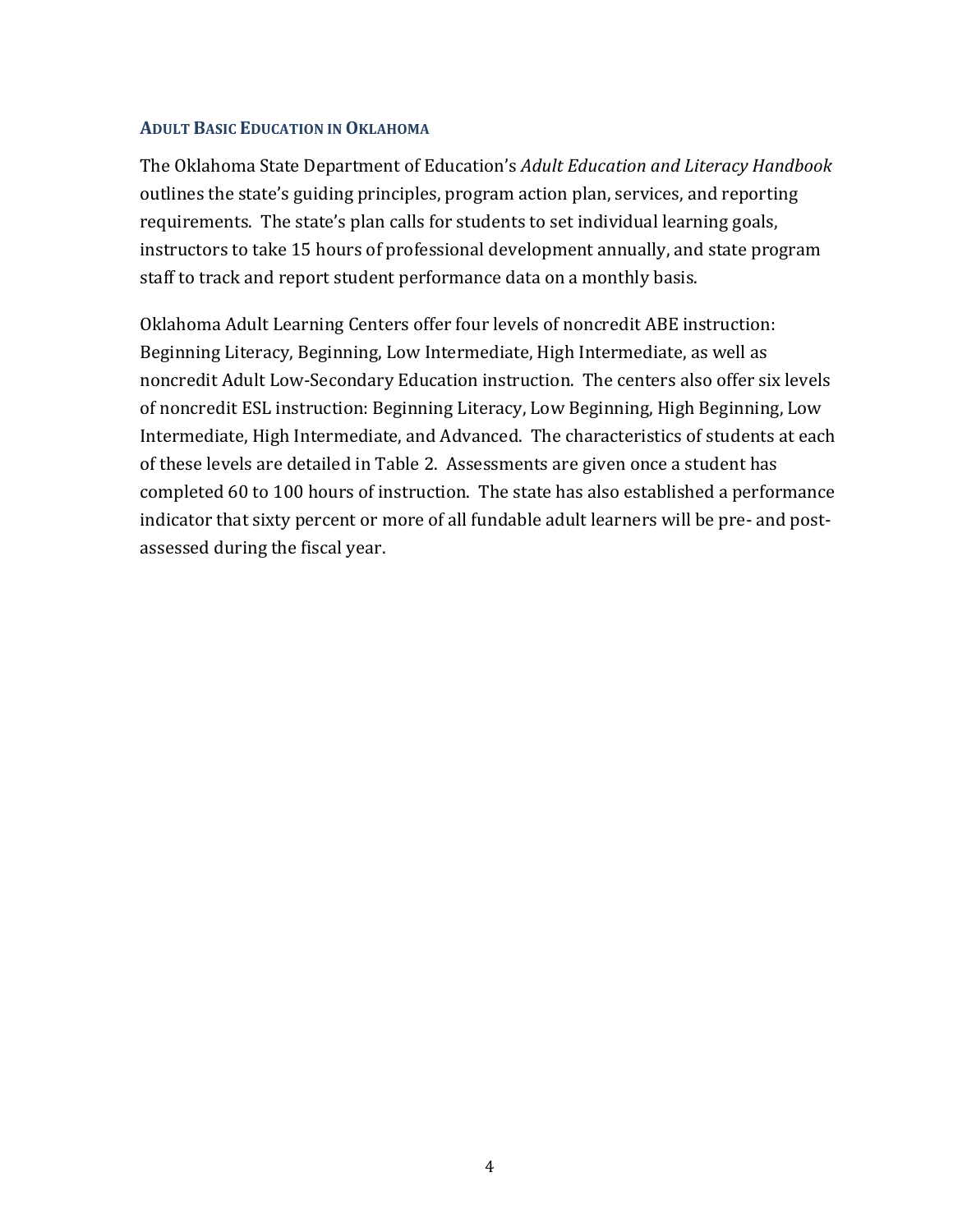### ADULT BASIC EDUCATION IN OKLAHOMA

The Oklahoma State Department of Education's *Adult Education and Literacy Handbook* outlines the state's guiding principles, program action plan, services, and reporting requirements. The state's plan calls for students to set individual learning goals, instructors to take 15 hours of professional development annually, and state program staff to track and report student performance data on a monthly basis.

Oklahoma Adult Learning Centers offer four levels of noncredit ABE instruction: Beginning Literacy, Beginning, Low Intermediate, High Intermediate, as well as noncredit Adult Low-Secondary Education instruction. The centers also offer six levels of noncredit ESL instruction: Beginning Literacy, Low Beginning, High Beginning, Low Intermediate, High Intermediate, and Advanced. The characteristics of students at each of these levels are detailed in Table 2. Assessments are given once a student has completed 60 to 100 hours of instruction. The state has also established a performance indicator that sixty percent or more of all fundable adult learners will be pre- and post-assessed during the fiscal year.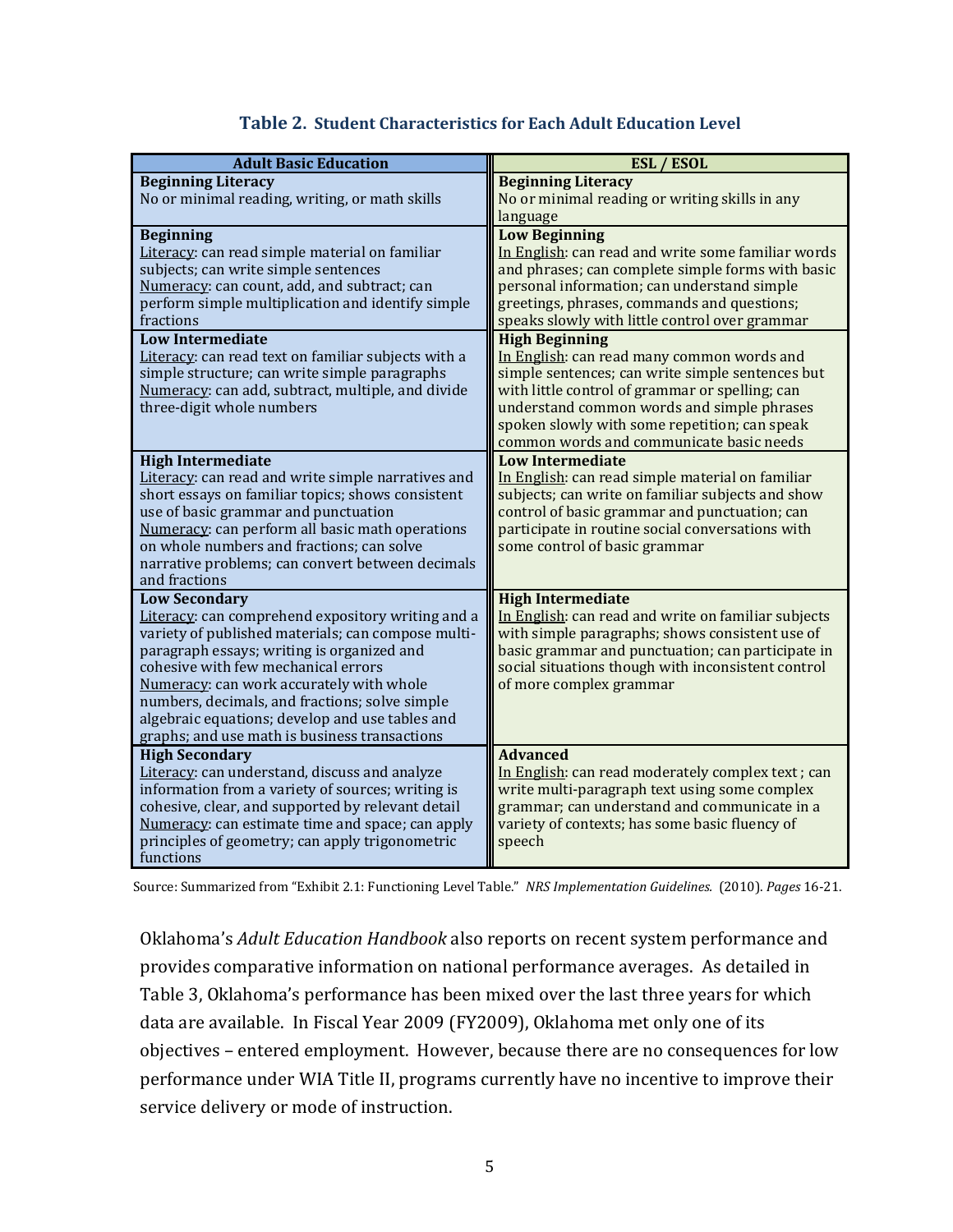**Table 2. Student Characteristics for Each Adult Education Level**

| Adult Basic Education | ESL / ESOL |
|---|---|
| **Beginning Literacy**<br>No or minimal reading, writing, or math skills | **Beginning Literacy**<br>No or minimal reading or writing skills in any language |
| **Beginning**<br><u>Literacy</u>: can read simple material on familiar subjects; can write simple sentences<br><u>Numeracy</u>: can count, add, and subtract; can perform simple multiplication and identify simple fractions | **Low Beginning**<br><u>In English</u>: can read and write some familiar words and phrases; can complete simple forms with basic personal information; can understand simple greetings, phrases, commands and questions; speaks slowly with little control over grammar |
| **Low Intermediate**<br><u>Literacy</u>: can read text on familiar subjects with a simple structure; can write simple paragraphs<br><u>Numeracy</u>: can add, subtract, multiple, and divide three-digit whole numbers | **High Beginning**<br><u>In English</u>: can read many common words and simple sentences; can write simple sentences but with little control of grammar or spelling; can understand common words and simple phrases spoken slowly with some repetition; can speak common words and communicate basic needs |
| **High Intermediate**<br><u>Literacy</u>: can read and write simple narratives and short essays on familiar topics; shows consistent use of basic grammar and punctuation<br><u>Numeracy</u>: can perform all basic math operations on whole numbers and fractions; can solve narrative problems; can convert between decimals and fractions | **Low Intermediate**<br><u>In English</u>: can read simple material on familiar subjects; can write on familiar subjects and show control of basic grammar and punctuation; can participate in routine social conversations with some control of basic grammar |
| **Low Secondary**<br><u>Literacy</u>: can comprehend expository writing and a variety of published materials; can compose multi-paragraph essays; writing is organized and cohesive with few mechanical errors<br><u>Numeracy</u>: can work accurately with whole numbers, decimals, and fractions; solve simple algebraic equations; develop and use tables and graphs; and use math is business transactions | **High Intermediate**<br><u>In English</u>: can read and write on familiar subjects with simple paragraphs; shows consistent use of basic grammar and punctuation; can participate in social situations though with inconsistent control of more complex grammar |
| **High Secondary**<br><u>Literacy</u>: can understand, discuss and analyze information from a variety of sources; writing is cohesive, clear, and supported by relevant detail<br><u>Numeracy</u>: can estimate time and space; can apply principles of geometry; can apply trigonometric functions | **Advanced**<br><u>In English</u>: can read moderately complex text ; can write multi-paragraph text using some complex grammar; can understand and communicate in a variety of contexts; has some basic fluency of speech |

Source: Summarized from "Exhibit 2.1: Functioning Level Table." *NRS Implementation Guidelines*. (2010). *Pages* 16-21.

Oklahoma's *Adult Education Handbook* also reports on recent system performance and provides comparative information on national performance averages. As detailed in Table 3, Oklahoma's performance has been mixed over the last three years for which data are available. In Fiscal Year 2009 (FY2009), Oklahoma met only one of its objectives – entered employment. However, because there are no consequences for low performance under WIA Title II, programs currently have no incentive to improve their service delivery or mode of instruction.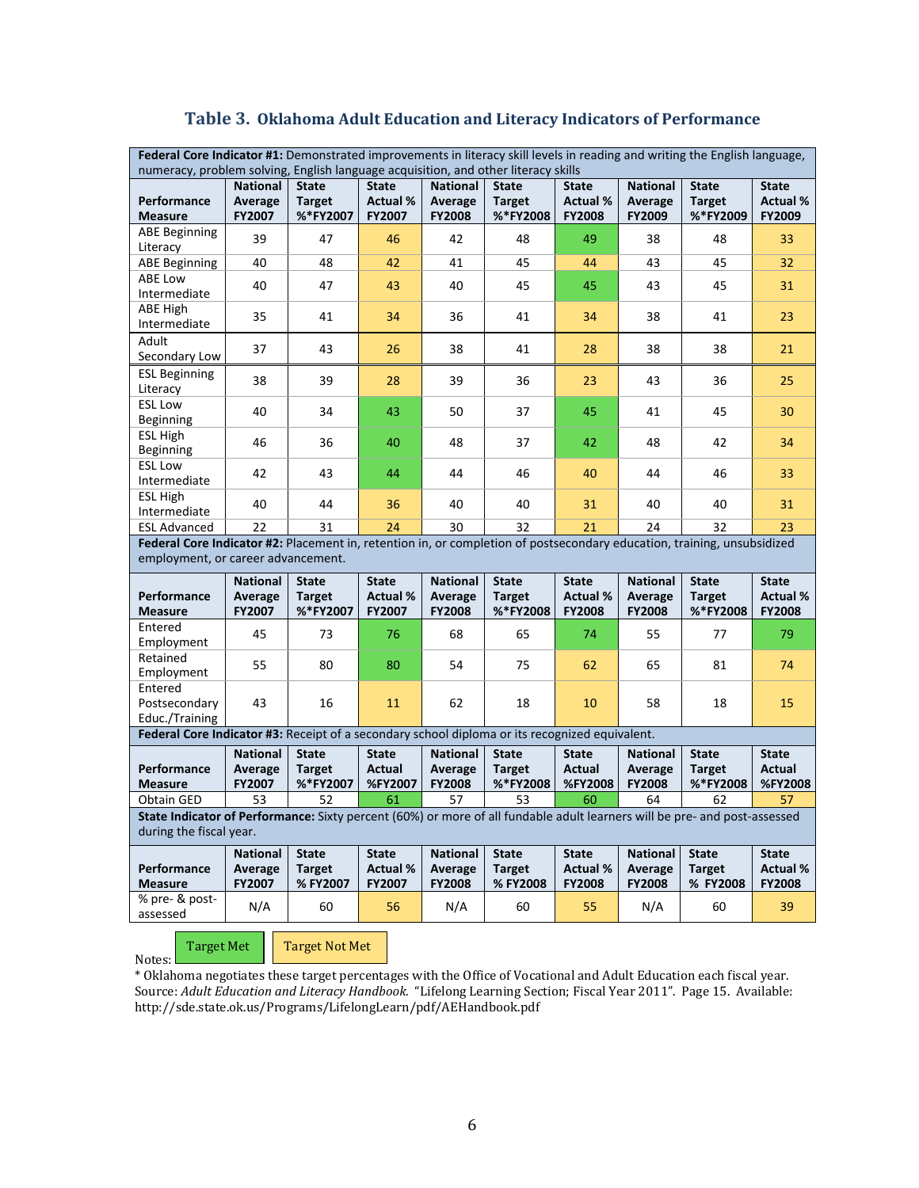### Table 3. Oklahoma Adult Education and Literacy Indicators of Performance

| **Federal Core Indicator #1:** Demonstrated improvements in literacy skill levels in reading and writing the English language, numeracy, problem solving, English language acquisition, and other literacy skills | | | | | | | | | |
|---|---|---|---|---|---|---|---|---|---|
| **Performance Measure** | **National Average FY2007** | **State Target %*FY2007** | **State Actual % FY2007** | **National Average FY2008** | **State Target %*FY2008** | **State Actual % FY2008** | **National Average FY2009** | **State Target %*FY2009** | **State Actual % FY2009** |
| ABE Beginning Literacy | 39 | 47 | 46 | 42 | 48 | 49 | 38 | 48 | 33 |
| ABE Beginning | 40 | 48 | 42 | 41 | 45 | 44 | 43 | 45 | 32 |
| ABE Low Intermediate | 40 | 47 | 43 | 40 | 45 | 45 | 43 | 45 | 31 |
| ABE High Intermediate | 35 | 41 | 34 | 36 | 41 | 34 | 38 | 41 | 23 |
| Adult Secondary Low | 37 | 43 | 26 | 38 | 41 | 28 | 38 | 38 | 21 |
| ESL Beginning Literacy | 38 | 39 | 28 | 39 | 36 | 23 | 43 | 36 | 25 |
| ESL Low Beginning | 40 | 34 | 43 | 50 | 37 | 45 | 41 | 45 | 30 |
| ESL High Beginning | 46 | 36 | 40 | 48 | 37 | 42 | 48 | 42 | 34 |
| ESL Low Intermediate | 42 | 43 | 44 | 44 | 46 | 40 | 44 | 46 | 33 |
| ESL High Intermediate | 40 | 44 | 36 | 40 | 40 | 31 | 40 | 40 | 31 |
| ESL Advanced | 22 | 31 | 24 | 30 | 32 | 21 | 24 | 32 | 23 |
| **Federal Core Indicator #2:** Placement in, retention in, or completion of postsecondary education, training, unsubsidized employment, or career advancement. | | | | | | | | | |
| **Performance Measure** | **National Average FY2007** | **State Target %*FY2007** | **State Actual % FY2007** | **National Average FY2008** | **State Target %*FY2008** | **State Actual % FY2008** | **National Average FY2008** | **State Target %*FY2008** | **State Actual % FY2008** |
| Entered Employment | 45 | 73 | 76 | 68 | 65 | 74 | 55 | 77 | 79 |
| Retained Employment | 55 | 80 | 80 | 54 | 75 | 62 | 65 | 81 | 74 |
| Entered Postsecondary Educ./Training | 43 | 16 | 11 | 62 | 18 | 10 | 58 | 18 | 15 |
| **Federal Core Indicator #3:** Receipt of a secondary school diploma or its recognized equivalent. | | | | | | | | | |
| **Performance Measure** | **National Average FY2007** | **State Target %*FY2007** | **State Actual %FY2007** | **National Average FY2008** | **State Target %*FY2008** | **State Actual %FY2008** | **National Average FY2008** | **State Target %*FY2008** | **State Actual %FY2008** |
| Obtain GED | 53 | 52 | 61 | 57 | 53 | 60 | 64 | 62 | 57 |
| **State Indicator of Performance:** Sixty percent (60%) or more of all fundable adult learners will be pre- and post-assessed during the fiscal year. | | | | | | | | | |
| **Performance Measure** | **National Average FY2007** | **State Target % FY2007** | **State Actual % FY2007** | **National Average FY2008** | **State Target % FY2008** | **State Actual % FY2008** | **National Average FY2008** | **State Target % FY2008** | **State Actual % FY2008** |
| % pre- & post-assessed | N/A | 60 | 56 | N/A | 60 | 55 | N/A | 60 | 39 |

Notes: Target Met (green) / Target Not Met (yellow)

Target Met: FY2007 – ESL Low Beginning, ESL High Beginning, ESL Low Intermediate, Entered Employment, Retained Employment, Obtain GED; FY2008 – ABE Beginning Literacy, ABE Low Intermediate, ESL Low Beginning, ESL High Beginning, Entered Employment, Obtain GED; third period – Entered Employment. All other State Actual values: Target Not Met.

\* Oklahoma negotiates these target percentages with the Office of Vocational and Adult Education each fiscal year.

Source: *Adult Education and Literacy Handbook.* "Lifelong Learning Section; Fiscal Year 2011". Page 15. Available: http://sde.state.ok.us/Programs/LifelongLearn/pdf/AEHandbook.pdf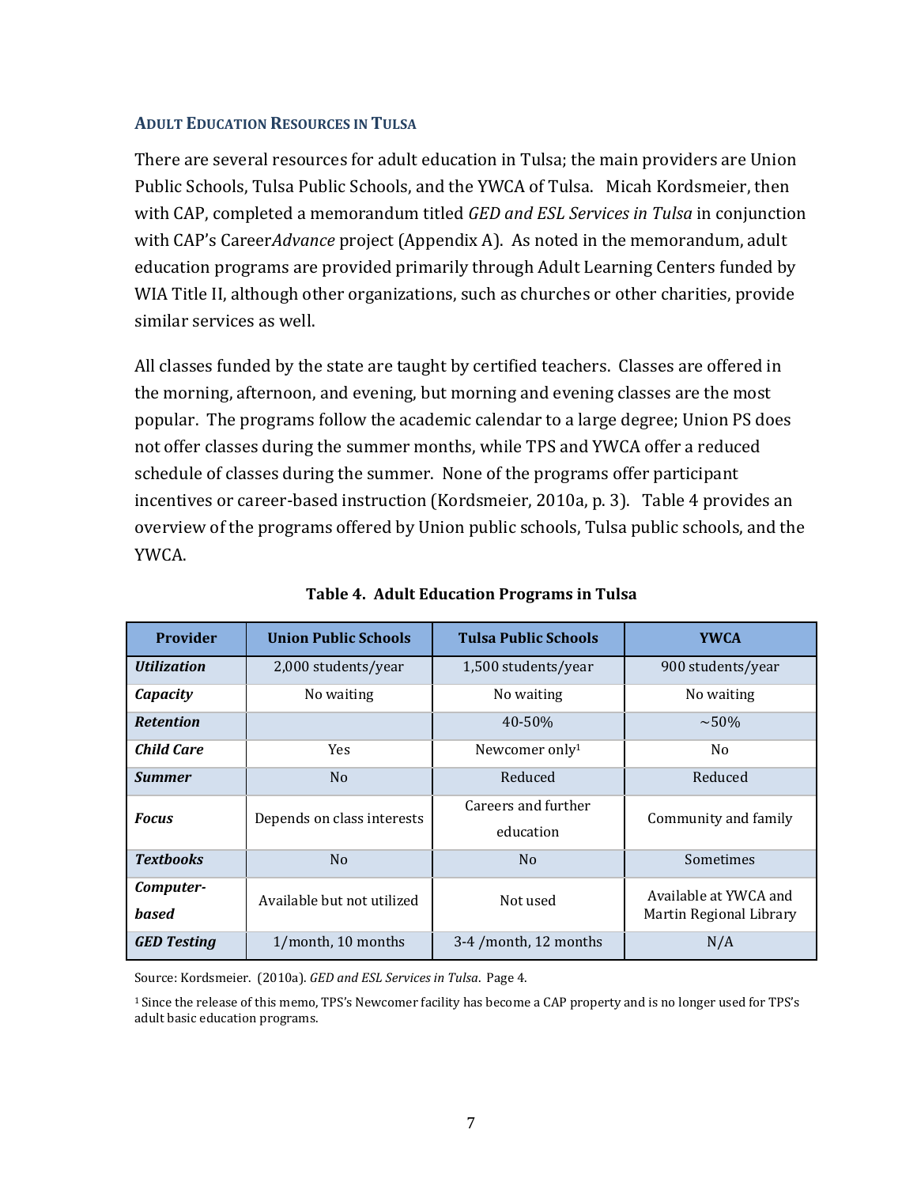### Adult Education Resources in Tulsa

There are several resources for adult education in Tulsa; the main providers are Union Public Schools, Tulsa Public Schools, and the YWCA of Tulsa. Micah Kordsmeier, then with CAP, completed a memorandum titled *GED and ESL Services in Tulsa* in conjunction with CAP's Career*Advance* project (Appendix A). As noted in the memorandum, adult education programs are provided primarily through Adult Learning Centers funded by WIA Title II, although other organizations, such as churches or other charities, provide similar services as well.

All classes funded by the state are taught by certified teachers. Classes are offered in the morning, afternoon, and evening, but morning and evening classes are the most popular. The programs follow the academic calendar to a large degree; Union PS does not offer classes during the summer months, while TPS and YWCA offer a reduced schedule of classes during the summer. None of the programs offer participant incentives or career-based instruction (Kordsmeier, 2010a, p. 3). Table 4 provides an overview of the programs offered by Union public schools, Tulsa public schools, and the YWCA.

**Table 4. Adult Education Programs in Tulsa**

| Provider | Union Public Schools | Tulsa Public Schools | YWCA |
|---|---|---|---|
| ***Utilization*** | 2,000 students/year | 1,500 students/year | 900 students/year |
| ***Capacity*** | No waiting | No waiting | No waiting |
| ***Retention*** | | 40-50% | ~50% |
| ***Child Care*** | Yes | Newcomer only[1] | No |
| ***Summer*** | No | Reduced | Reduced |
| ***Focus*** | Depends on class interests | Careers and further education | Community and family |
| ***Textbooks*** | No | No | Sometimes |
| ***Computer-based*** | Available but not utilized | Not used | Available at YWCA and Martin Regional Library |
| ***GED Testing*** | 1/month, 10 months | 3-4 /month, 12 months | N/A |

Source: Kordsmeier. (2010a). *GED and ESL Services in Tulsa*. Page 4.

[1] Since the release of this memo, TPS's Newcomer facility has become a CAP property and is no longer used for TPS's adult basic education programs.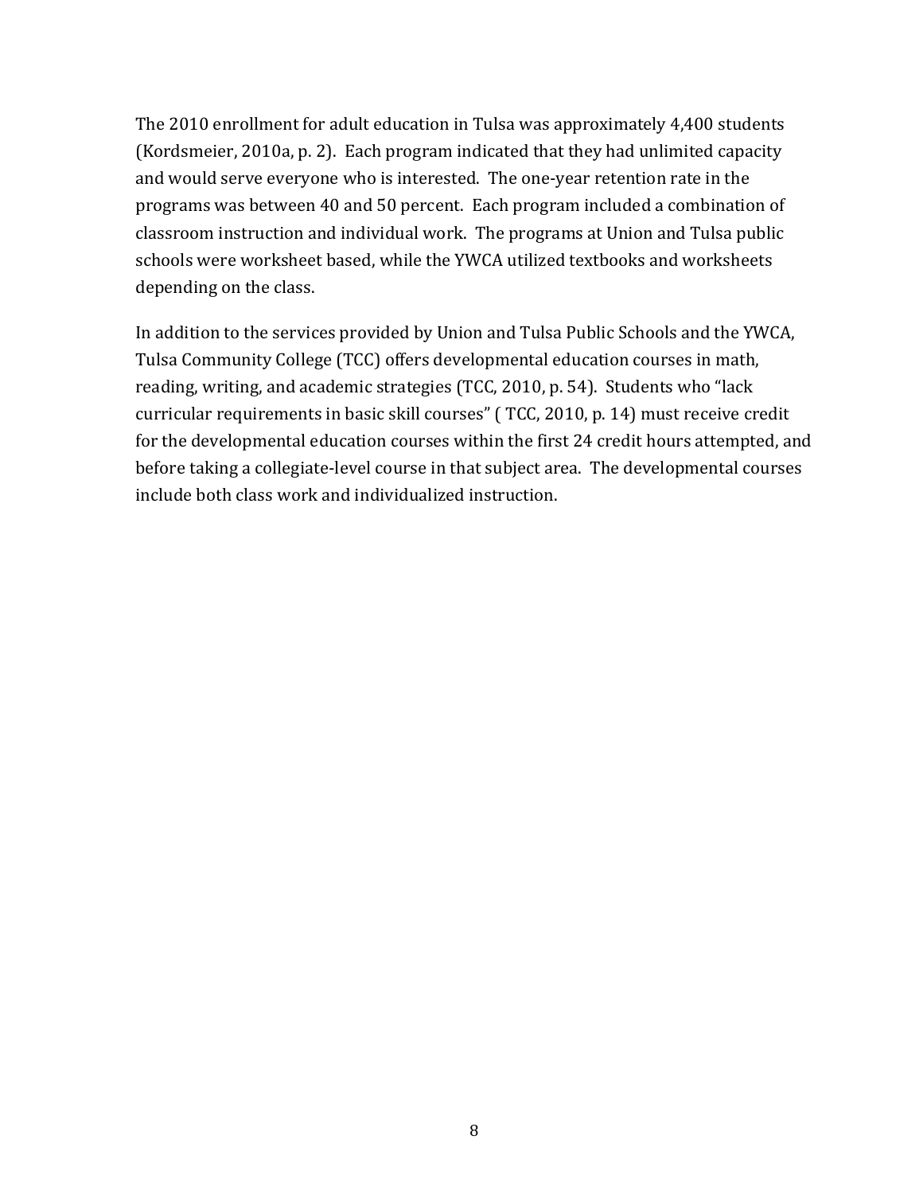The 2010 enrollment for adult education in Tulsa was approximately 4,400 students (Kordsmeier, 2010a, p. 2). Each program indicated that they had unlimited capacity and would serve everyone who is interested. The one-year retention rate in the programs was between 40 and 50 percent. Each program included a combination of classroom instruction and individual work. The programs at Union and Tulsa public schools were worksheet based, while the YWCA utilized textbooks and worksheets depending on the class.

In addition to the services provided by Union and Tulsa Public Schools and the YWCA, Tulsa Community College (TCC) offers developmental education courses in math, reading, writing, and academic strategies (TCC, 2010, p. 54). Students who "lack curricular requirements in basic skill courses" ( TCC, 2010, p. 14) must receive credit for the developmental education courses within the first 24 credit hours attempted, and before taking a collegiate-level course in that subject area. The developmental courses include both class work and individualized instruction.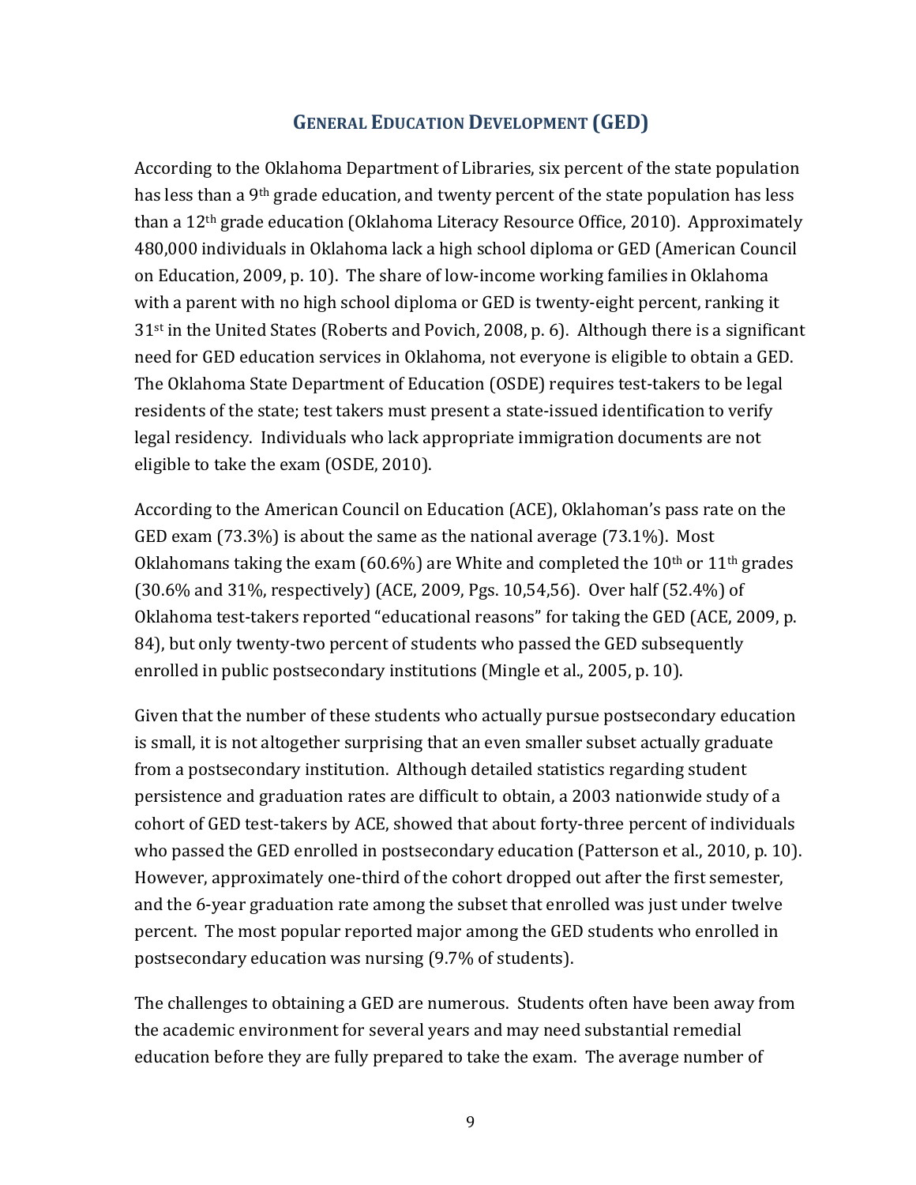## General Education Development (GED)

According to the Oklahoma Department of Libraries, six percent of the state population has less than a 9th grade education, and twenty percent of the state population has less than a 12th grade education (Oklahoma Literacy Resource Office, 2010). Approximately 480,000 individuals in Oklahoma lack a high school diploma or GED (American Council on Education, 2009, p. 10). The share of low-income working families in Oklahoma with a parent with no high school diploma or GED is twenty-eight percent, ranking it 31st in the United States (Roberts and Povich, 2008, p. 6). Although there is a significant need for GED education services in Oklahoma, not everyone is eligible to obtain a GED. The Oklahoma State Department of Education (OSDE) requires test-takers to be legal residents of the state; test takers must present a state-issued identification to verify legal residency. Individuals who lack appropriate immigration documents are not eligible to take the exam (OSDE, 2010).

According to the American Council on Education (ACE), Oklahoman's pass rate on the GED exam (73.3%) is about the same as the national average (73.1%). Most Oklahomans taking the exam (60.6%) are White and completed the 10th or 11th grades (30.6% and 31%, respectively) (ACE, 2009, Pgs. 10,54,56). Over half (52.4%) of Oklahoma test-takers reported "educational reasons" for taking the GED (ACE, 2009, p. 84), but only twenty-two percent of students who passed the GED subsequently enrolled in public postsecondary institutions (Mingle et al., 2005, p. 10).

Given that the number of these students who actually pursue postsecondary education is small, it is not altogether surprising that an even smaller subset actually graduate from a postsecondary institution. Although detailed statistics regarding student persistence and graduation rates are difficult to obtain, a 2003 nationwide study of a cohort of GED test-takers by ACE, showed that about forty-three percent of individuals who passed the GED enrolled in postsecondary education (Patterson et al., 2010, p. 10). However, approximately one-third of the cohort dropped out after the first semester, and the 6-year graduation rate among the subset that enrolled was just under twelve percent. The most popular reported major among the GED students who enrolled in postsecondary education was nursing (9.7% of students).

The challenges to obtaining a GED are numerous. Students often have been away from the academic environment for several years and may need substantial remedial education before they are fully prepared to take the exam. The average number of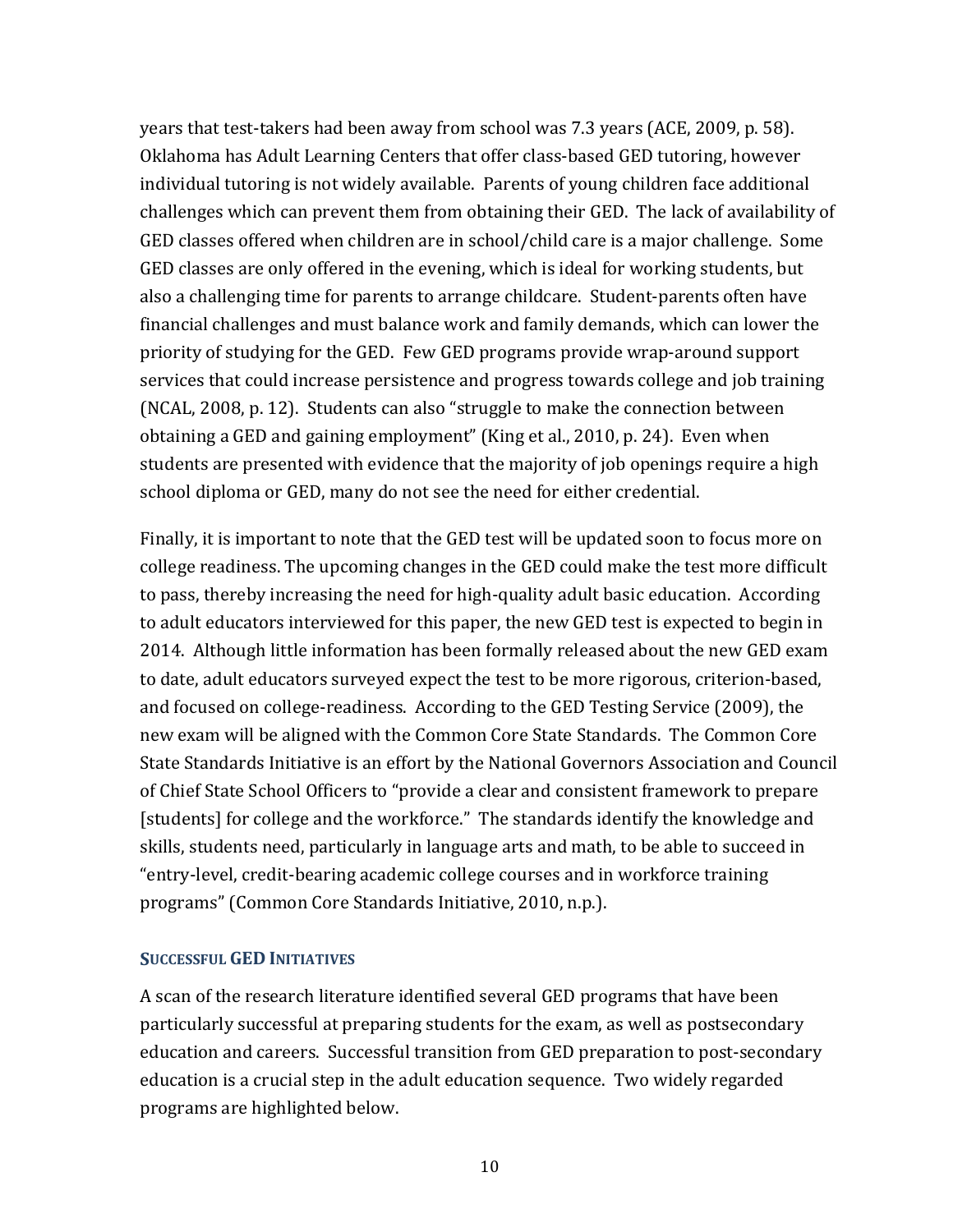years that test-takers had been away from school was 7.3 years (ACE, 2009, p. 58). Oklahoma has Adult Learning Centers that offer class-based GED tutoring, however individual tutoring is not widely available. Parents of young children face additional challenges which can prevent them from obtaining their GED. The lack of availability of GED classes offered when children are in school/child care is a major challenge. Some GED classes are only offered in the evening, which is ideal for working students, but also a challenging time for parents to arrange childcare. Student-parents often have financial challenges and must balance work and family demands, which can lower the priority of studying for the GED. Few GED programs provide wrap-around support services that could increase persistence and progress towards college and job training (NCAL, 2008, p. 12). Students can also "struggle to make the connection between obtaining a GED and gaining employment" (King et al., 2010, p. 24). Even when students are presented with evidence that the majority of job openings require a high school diploma or GED, many do not see the need for either credential.

Finally, it is important to note that the GED test will be updated soon to focus more on college readiness. The upcoming changes in the GED could make the test more difficult to pass, thereby increasing the need for high-quality adult basic education. According to adult educators interviewed for this paper, the new GED test is expected to begin in 2014. Although little information has been formally released about the new GED exam to date, adult educators surveyed expect the test to be more rigorous, criterion-based, and focused on college-readiness. According to the GED Testing Service (2009), the new exam will be aligned with the Common Core State Standards. The Common Core State Standards Initiative is an effort by the National Governors Association and Council of Chief State School Officers to "provide a clear and consistent framework to prepare [students] for college and the workforce." The standards identify the knowledge and skills, students need, particularly in language arts and math, to be able to succeed in "entry-level, credit-bearing academic college courses and in workforce training programs" (Common Core Standards Initiative, 2010, n.p.).

### Successful GED Initiatives

A scan of the research literature identified several GED programs that have been particularly successful at preparing students for the exam, as well as postsecondary education and careers. Successful transition from GED preparation to post-secondary education is a crucial step in the adult education sequence. Two widely regarded programs are highlighted below.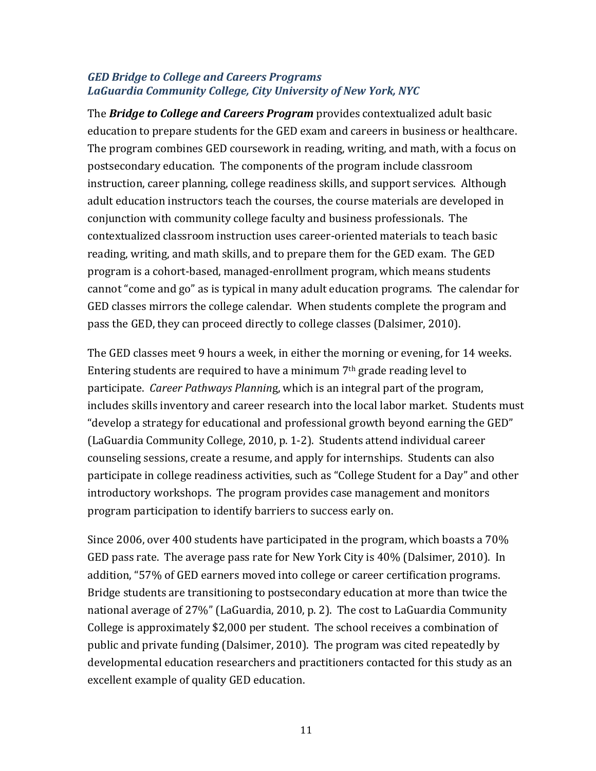### *GED Bridge to College and Careers Programs*
### *LaGuardia Community College, City University of New York, NYC*

The ***Bridge to College and Careers Program*** provides contextualized adult basic education to prepare students for the GED exam and careers in business or healthcare. The program combines GED coursework in reading, writing, and math, with a focus on postsecondary education. The components of the program include classroom instruction, career planning, college readiness skills, and support services. Although adult education instructors teach the courses, the course materials are developed in conjunction with community college faculty and business professionals. The contextualized classroom instruction uses career-oriented materials to teach basic reading, writing, and math skills, and to prepare them for the GED exam. The GED program is a cohort-based, managed-enrollment program, which means students cannot "come and go" as is typical in many adult education programs. The calendar for GED classes mirrors the college calendar. When students complete the program and pass the GED, they can proceed directly to college classes (Dalsimer, 2010).

The GED classes meet 9 hours a week, in either the morning or evening, for 14 weeks. Entering students are required to have a minimum 7th grade reading level to participate. *Career Pathways Planning*, which is an integral part of the program, includes skills inventory and career research into the local labor market. Students must "develop a strategy for educational and professional growth beyond earning the GED" (LaGuardia Community College, 2010, p. 1-2). Students attend individual career counseling sessions, create a resume, and apply for internships. Students can also participate in college readiness activities, such as "College Student for a Day" and other introductory workshops. The program provides case management and monitors program participation to identify barriers to success early on.

Since 2006, over 400 students have participated in the program, which boasts a 70% GED pass rate. The average pass rate for New York City is 40% (Dalsimer, 2010). In addition, "57% of GED earners moved into college or career certification programs. Bridge students are transitioning to postsecondary education at more than twice the national average of 27%" (LaGuardia, 2010, p. 2). The cost to LaGuardia Community College is approximately $2,000 per student. The school receives a combination of public and private funding (Dalsimer, 2010). The program was cited repeatedly by developmental education researchers and practitioners contacted for this study as an excellent example of quality GED education.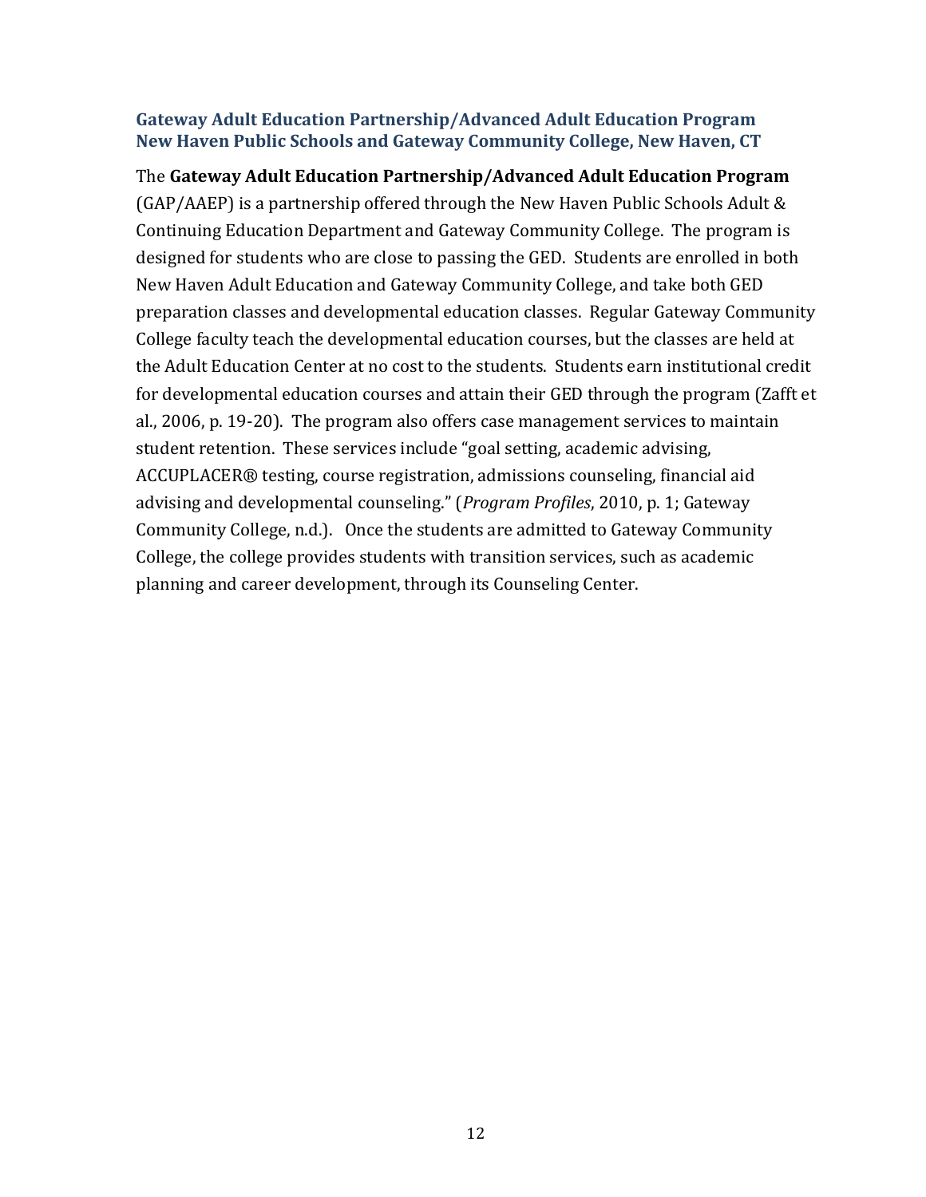### Gateway Adult Education Partnership/Advanced Adult Education Program
### New Haven Public Schools and Gateway Community College, New Haven, CT

The **Gateway Adult Education Partnership/Advanced Adult Education Program** (GAP/AAEP) is a partnership offered through the New Haven Public Schools Adult & Continuing Education Department and Gateway Community College. The program is designed for students who are close to passing the GED. Students are enrolled in both New Haven Adult Education and Gateway Community College, and take both GED preparation classes and developmental education classes. Regular Gateway Community College faculty teach the developmental education courses, but the classes are held at the Adult Education Center at no cost to the students. Students earn institutional credit for developmental education courses and attain their GED through the program (Zafft et al., 2006, p. 19-20). The program also offers case management services to maintain student retention. These services include "goal setting, academic advising, ACCUPLACER® testing, course registration, admissions counseling, financial aid advising and developmental counseling." (*Program Profiles*, 2010, p. 1; Gateway Community College, n.d.). Once the students are admitted to Gateway Community College, the college provides students with transition services, such as academic planning and career development, through its Counseling Center.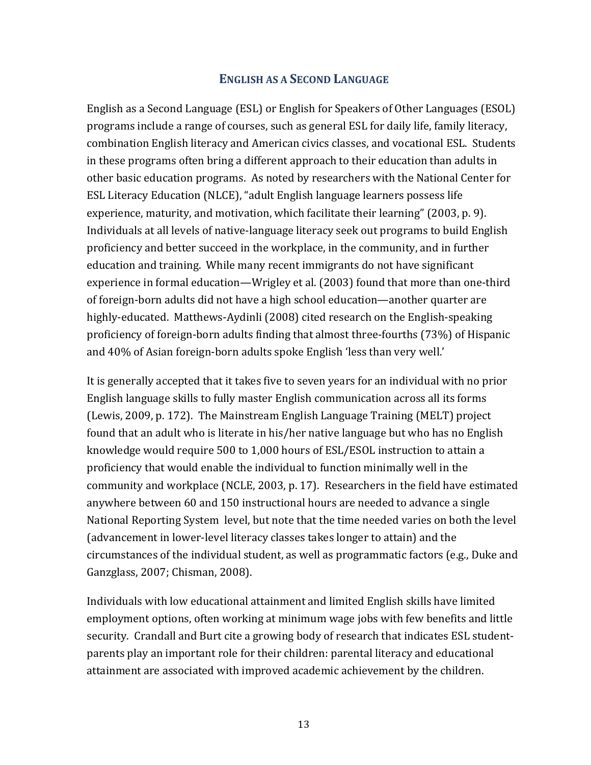## ENGLISH AS A SECOND LANGUAGE

English as a Second Language (ESL) or English for Speakers of Other Languages (ESOL) programs include a range of courses, such as general ESL for daily life, family literacy, combination English literacy and American civics classes, and vocational ESL. Students in these programs often bring a different approach to their education than adults in other basic education programs. As noted by researchers with the National Center for ESL Literacy Education (NLCE), "adult English language learners possess life experience, maturity, and motivation, which facilitate their learning" (2003, p. 9). Individuals at all levels of native-language literacy seek out programs to build English proficiency and better succeed in the workplace, in the community, and in further education and training. While many recent immigrants do not have significant experience in formal education—Wrigley et al. (2003) found that more than one-third of foreign-born adults did not have a high school education—another quarter are highly-educated. Matthews-Aydinli (2008) cited research on the English-speaking proficiency of foreign-born adults finding that almost three-fourths (73%) of Hispanic and 40% of Asian foreign-born adults spoke English 'less than very well.'

It is generally accepted that it takes five to seven years for an individual with no prior English language skills to fully master English communication across all its forms (Lewis, 2009, p. 172). The Mainstream English Language Training (MELT) project found that an adult who is literate in his/her native language but who has no English knowledge would require 500 to 1,000 hours of ESL/ESOL instruction to attain a proficiency that would enable the individual to function minimally well in the community and workplace (NCLE, 2003, p. 17). Researchers in the field have estimated anywhere between 60 and 150 instructional hours are needed to advance a single National Reporting System level, but note that the time needed varies on both the level (advancement in lower-level literacy classes takes longer to attain) and the circumstances of the individual student, as well as programmatic factors (e.g., Duke and Ganzglass, 2007; Chisman, 2008).

Individuals with low educational attainment and limited English skills have limited employment options, often working at minimum wage jobs with few benefits and little security. Crandall and Burt cite a growing body of research that indicates ESL student-parents play an important role for their children: parental literacy and educational attainment are associated with improved academic achievement by the children.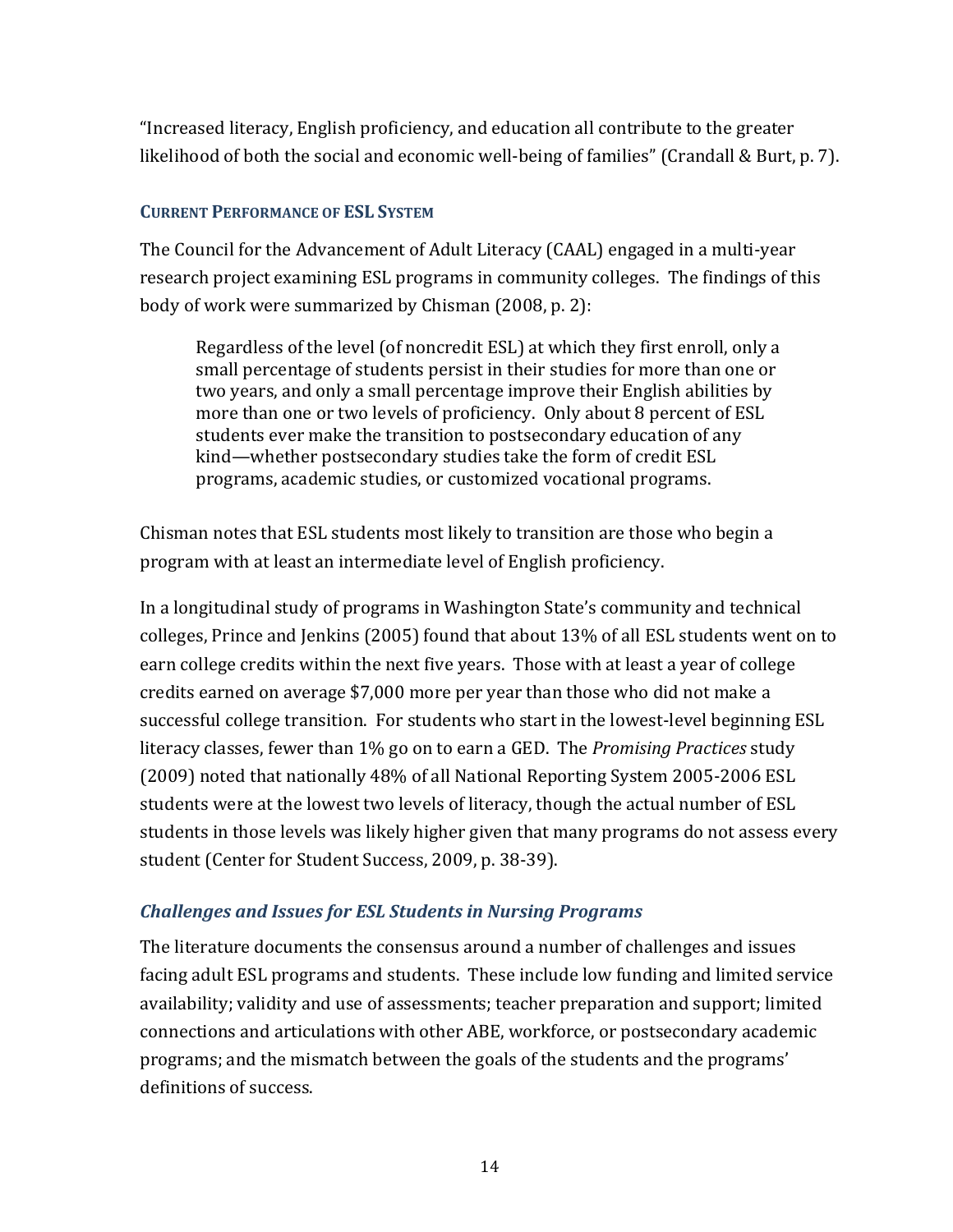"Increased literacy, English proficiency, and education all contribute to the greater likelihood of both the social and economic well-being of families" (Crandall & Burt, p. 7).

#### CURRENT PERFORMANCE OF ESL SYSTEM

The Council for the Advancement of Adult Literacy (CAAL) engaged in a multi-year research project examining ESL programs in community colleges. The findings of this body of work were summarized by Chisman (2008, p. 2):

> Regardless of the level (of noncredit ESL) at which they first enroll, only a small percentage of students persist in their studies for more than one or two years, and only a small percentage improve their English abilities by more than one or two levels of proficiency. Only about 8 percent of ESL students ever make the transition to postsecondary education of any kind—whether postsecondary studies take the form of credit ESL programs, academic studies, or customized vocational programs.

Chisman notes that ESL students most likely to transition are those who begin a program with at least an intermediate level of English proficiency.

In a longitudinal study of programs in Washington State's community and technical colleges, Prince and Jenkins (2005) found that about 13% of all ESL students went on to earn college credits within the next five years. Those with at least a year of college credits earned on average $7,000 more per year than those who did not make a successful college transition. For students who start in the lowest-level beginning ESL literacy classes, fewer than 1% go on to earn a GED. The *Promising Practices* study (2009) noted that nationally 48% of all National Reporting System 2005-2006 ESL students were at the lowest two levels of literacy, though the actual number of ESL students in those levels was likely higher given that many programs do not assess every student (Center for Student Success, 2009, p. 38-39).

### *Challenges and Issues for ESL Students in Nursing Programs*

The literature documents the consensus around a number of challenges and issues facing adult ESL programs and students. These include low funding and limited service availability; validity and use of assessments; teacher preparation and support; limited connections and articulations with other ABE, workforce, or postsecondary academic programs; and the mismatch between the goals of the students and the programs' definitions of success.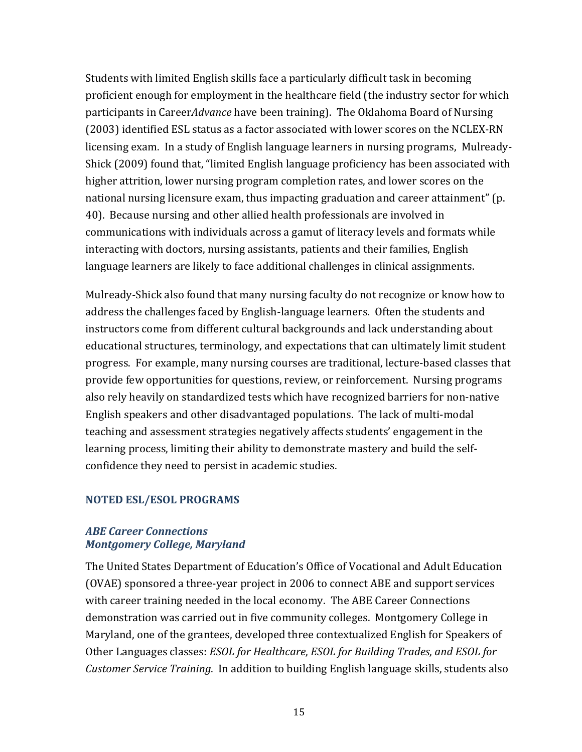Students with limited English skills face a particularly difficult task in becoming proficient enough for employment in the healthcare field (the industry sector for which participants in Career*Advance* have been training). The Oklahoma Board of Nursing (2003) identified ESL status as a factor associated with lower scores on the NCLEX-RN licensing exam. In a study of English language learners in nursing programs, Mulready-Shick (2009) found that, "limited English language proficiency has been associated with higher attrition, lower nursing program completion rates, and lower scores on the national nursing licensure exam, thus impacting graduation and career attainment" (p. 40). Because nursing and other allied health professionals are involved in communications with individuals across a gamut of literacy levels and formats while interacting with doctors, nursing assistants, patients and their families, English language learners are likely to face additional challenges in clinical assignments.

Mulready-Shick also found that many nursing faculty do not recognize or know how to address the challenges faced by English-language learners. Often the students and instructors come from different cultural backgrounds and lack understanding about educational structures, terminology, and expectations that can ultimately limit student progress. For example, many nursing courses are traditional, lecture-based classes that provide few opportunities for questions, review, or reinforcement. Nursing programs also rely heavily on standardized tests which have recognized barriers for non-native English speakers and other disadvantaged populations. The lack of multi-modal teaching and assessment strategies negatively affects students' engagement in the learning process, limiting their ability to demonstrate mastery and build the self-confidence they need to persist in academic studies.

## NOTED ESL/ESOL PROGRAMS

### *ABE Career Connections*
### *Montgomery College, Maryland*

The United States Department of Education's Office of Vocational and Adult Education (OVAE) sponsored a three-year project in 2006 to connect ABE and support services with career training needed in the local economy. The ABE Career Connections demonstration was carried out in five community colleges. Montgomery College in Maryland, one of the grantees, developed three contextualized English for Speakers of Other Languages classes: *ESOL for Healthcare*, *ESOL for Building Trades*, *and ESOL for Customer Service Training*. In addition to building English language skills, students also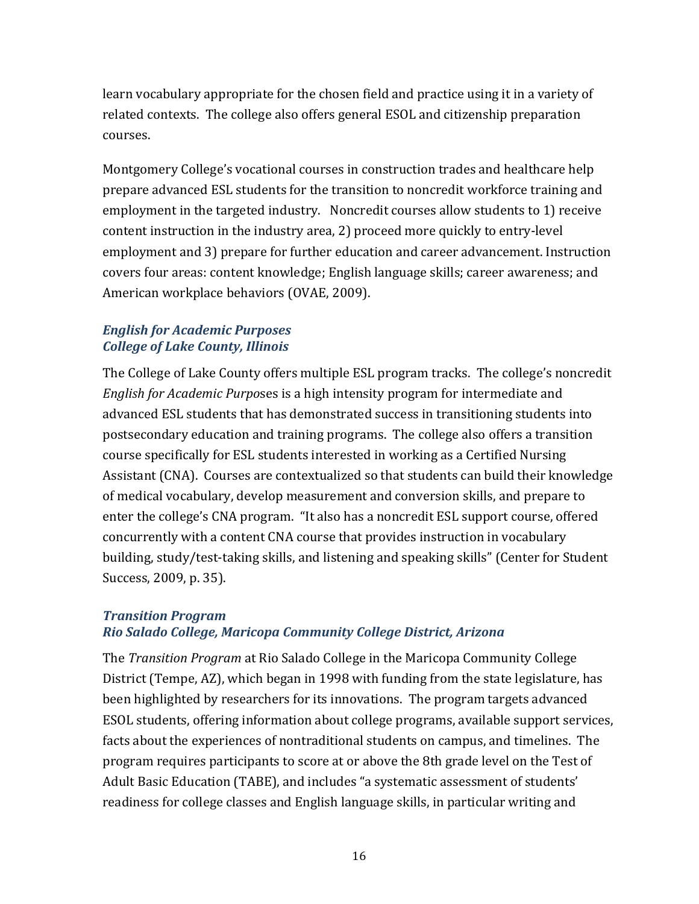learn vocabulary appropriate for the chosen field and practice using it in a variety of related contexts. The college also offers general ESOL and citizenship preparation courses.

Montgomery College's vocational courses in construction trades and healthcare help prepare advanced ESL students for the transition to noncredit workforce training and employment in the targeted industry. Noncredit courses allow students to 1) receive content instruction in the industry area, 2) proceed more quickly to entry-level employment and 3) prepare for further education and career advancement. Instruction covers four areas: content knowledge; English language skills; career awareness; and American workplace behaviors (OVAE, 2009).

### *English for Academic Purposes*
### *College of Lake County, Illinois*

The College of Lake County offers multiple ESL program tracks. The college's noncredit *English for Academic Purposes* is a high intensity program for intermediate and advanced ESL students that has demonstrated success in transitioning students into postsecondary education and training programs. The college also offers a transition course specifically for ESL students interested in working as a Certified Nursing Assistant (CNA). Courses are contextualized so that students can build their knowledge of medical vocabulary, develop measurement and conversion skills, and prepare to enter the college's CNA program. "It also has a noncredit ESL support course, offered concurrently with a content CNA course that provides instruction in vocabulary building, study/test-taking skills, and listening and speaking skills" (Center for Student Success, 2009, p. 35).

### *Transition Program*
### *Rio Salado College, Maricopa Community College District, Arizona*

The *Transition Program* at Rio Salado College in the Maricopa Community College District (Tempe, AZ), which began in 1998 with funding from the state legislature, has been highlighted by researchers for its innovations. The program targets advanced ESOL students, offering information about college programs, available support services, facts about the experiences of nontraditional students on campus, and timelines. The program requires participants to score at or above the 8th grade level on the Test of Adult Basic Education (TABE), and includes "a systematic assessment of students' readiness for college classes and English language skills, in particular writing and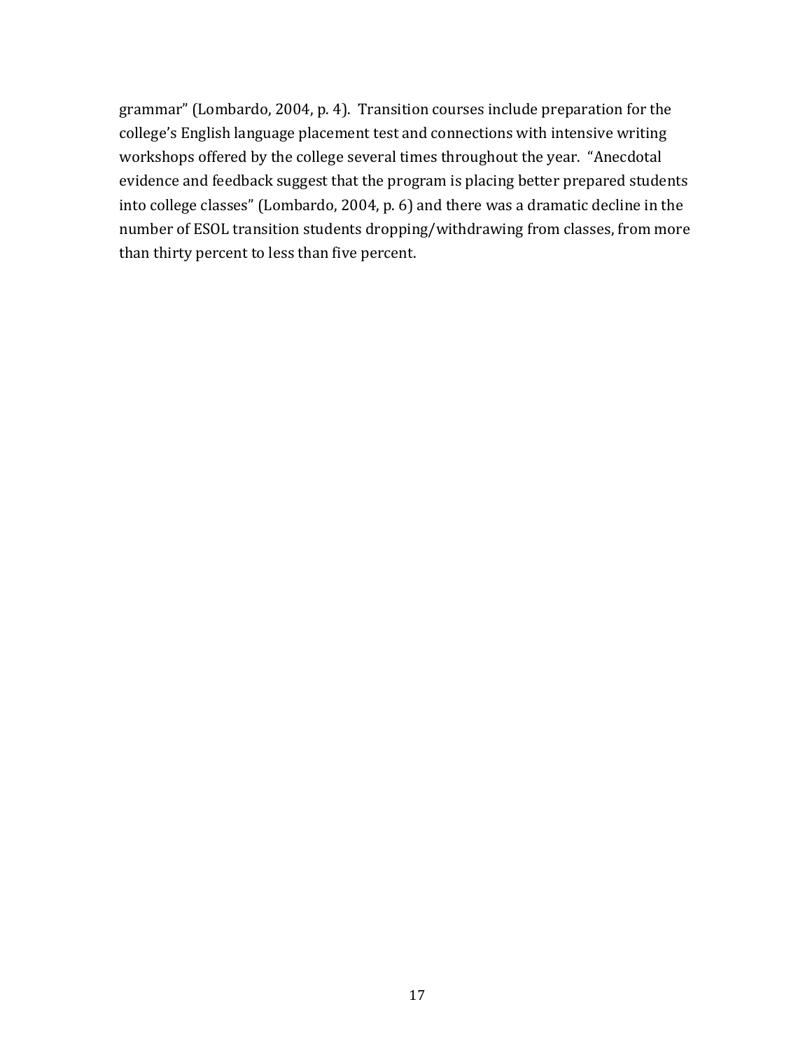grammar" (Lombardo, 2004, p. 4). Transition courses include preparation for the college's English language placement test and connections with intensive writing workshops offered by the college several times throughout the year. "Anecdotal evidence and feedback suggest that the program is placing better prepared students into college classes" (Lombardo, 2004, p. 6) and there was a dramatic decline in the number of ESOL transition students dropping/withdrawing from classes, from more than thirty percent to less than five percent.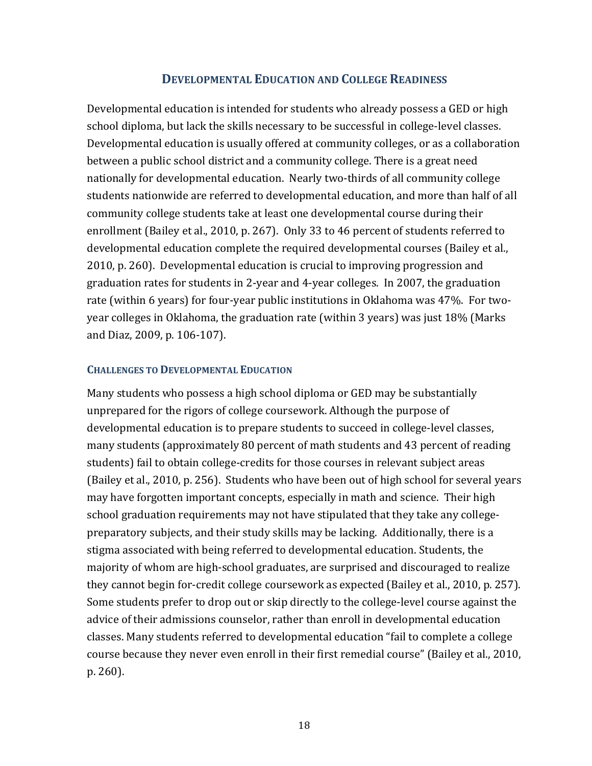## DEVELOPMENTAL EDUCATION AND COLLEGE READINESS

Developmental education is intended for students who already possess a GED or high school diploma, but lack the skills necessary to be successful in college-level classes. Developmental education is usually offered at community colleges, or as a collaboration between a public school district and a community college. There is a great need nationally for developmental education. Nearly two-thirds of all community college students nationwide are referred to developmental education, and more than half of all community college students take at least one developmental course during their enrollment (Bailey et al., 2010, p. 267). Only 33 to 46 percent of students referred to developmental education complete the required developmental courses (Bailey et al., 2010, p. 260). Developmental education is crucial to improving progression and graduation rates for students in 2-year and 4-year colleges. In 2007, the graduation rate (within 6 years) for four-year public institutions in Oklahoma was 47%. For two-year colleges in Oklahoma, the graduation rate (within 3 years) was just 18% (Marks and Diaz, 2009, p. 106-107).

### CHALLENGES TO DEVELOPMENTAL EDUCATION

Many students who possess a high school diploma or GED may be substantially unprepared for the rigors of college coursework. Although the purpose of developmental education is to prepare students to succeed in college-level classes, many students (approximately 80 percent of math students and 43 percent of reading students) fail to obtain college-credits for those courses in relevant subject areas (Bailey et al., 2010, p. 256). Students who have been out of high school for several years may have forgotten important concepts, especially in math and science. Their high school graduation requirements may not have stipulated that they take any college-preparatory subjects, and their study skills may be lacking. Additionally, there is a stigma associated with being referred to developmental education. Students, the majority of whom are high-school graduates, are surprised and discouraged to realize they cannot begin for-credit college coursework as expected (Bailey et al., 2010, p. 257). Some students prefer to drop out or skip directly to the college-level course against the advice of their admissions counselor, rather than enroll in developmental education classes. Many students referred to developmental education "fail to complete a college course because they never even enroll in their first remedial course" (Bailey et al., 2010, p. 260).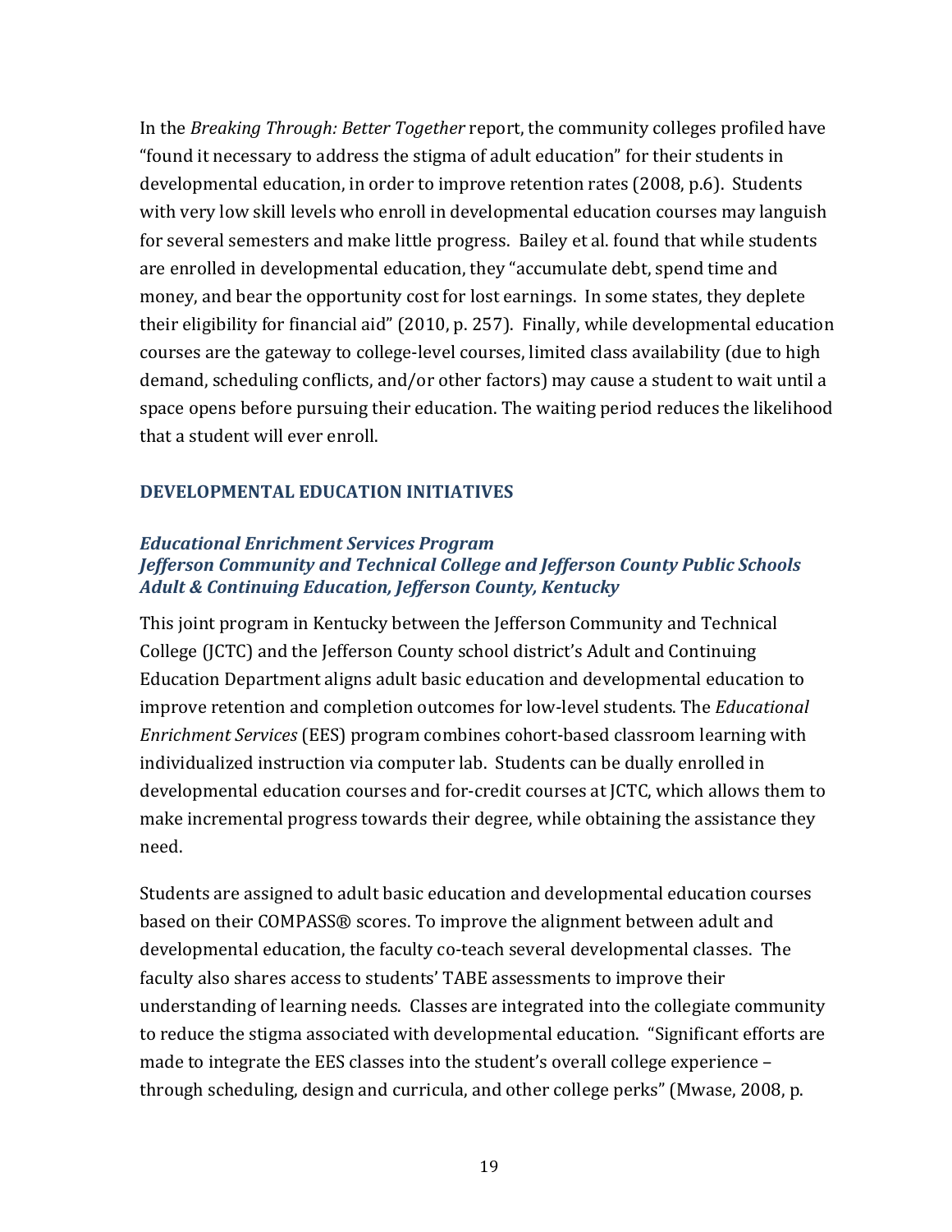In the *Breaking Through: Better Together* report, the community colleges profiled have "found it necessary to address the stigma of adult education" for their students in developmental education, in order to improve retention rates (2008, p.6). Students with very low skill levels who enroll in developmental education courses may languish for several semesters and make little progress. Bailey et al. found that while students are enrolled in developmental education, they "accumulate debt, spend time and money, and bear the opportunity cost for lost earnings. In some states, they deplete their eligibility for financial aid" (2010, p. 257). Finally, while developmental education courses are the gateway to college-level courses, limited class availability (due to high demand, scheduling conflicts, and/or other factors) may cause a student to wait until a space opens before pursuing their education. The waiting period reduces the likelihood that a student will ever enroll.

## DEVELOPMENTAL EDUCATION INITIATIVES

### *Educational Enrichment Services Program*
### *Jefferson Community and Technical College and Jefferson County Public Schools Adult & Continuing Education, Jefferson County, Kentucky*

This joint program in Kentucky between the Jefferson Community and Technical College (JCTC) and the Jefferson County school district's Adult and Continuing Education Department aligns adult basic education and developmental education to improve retention and completion outcomes for low-level students. The *Educational Enrichment Services* (EES) program combines cohort-based classroom learning with individualized instruction via computer lab. Students can be dually enrolled in developmental education courses and for-credit courses at JCTC, which allows them to make incremental progress towards their degree, while obtaining the assistance they need.

Students are assigned to adult basic education and developmental education courses based on their COMPASS® scores. To improve the alignment between adult and developmental education, the faculty co-teach several developmental classes. The faculty also shares access to students' TABE assessments to improve their understanding of learning needs. Classes are integrated into the collegiate community to reduce the stigma associated with developmental education. "Significant efforts are made to integrate the EES classes into the student's overall college experience – through scheduling, design and curricula, and other college perks" (Mwase, 2008, p.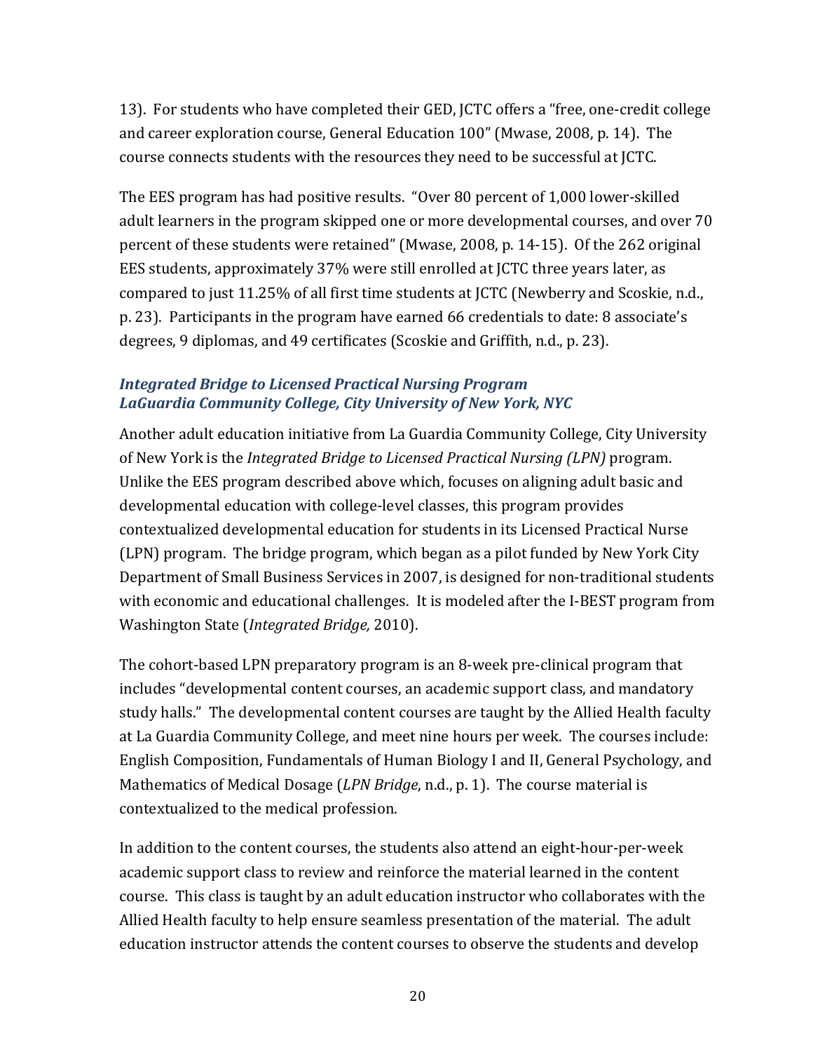13). For students who have completed their GED, JCTC offers a "free, one-credit college and career exploration course, General Education 100" (Mwase, 2008, p. 14). The course connects students with the resources they need to be successful at JCTC.

The EES program has had positive results. "Over 80 percent of 1,000 lower-skilled adult learners in the program skipped one or more developmental courses, and over 70 percent of these students were retained" (Mwase, 2008, p. 14-15). Of the 262 original EES students, approximately 37% were still enrolled at JCTC three years later, as compared to just 11.25% of all first time students at JCTC (Newberry and Scoskie, n.d., p. 23). Participants in the program have earned 66 credentials to date: 8 associate's degrees, 9 diplomas, and 49 certificates (Scoskie and Griffith, n.d., p. 23).

### *Integrated Bridge to Licensed Practical Nursing Program LaGuardia Community College, City University of New York, NYC*

Another adult education initiative from La Guardia Community College, City University of New York is the *Integrated Bridge to Licensed Practical Nursing (LPN)* program. Unlike the EES program described above which, focuses on aligning adult basic and developmental education with college-level classes, this program provides contextualized developmental education for students in its Licensed Practical Nurse (LPN) program. The bridge program, which began as a pilot funded by New York City Department of Small Business Services in 2007, is designed for non-traditional students with economic and educational challenges. It is modeled after the I-BEST program from Washington State (*Integrated Bridge,* 2010).

The cohort-based LPN preparatory program is an 8-week pre-clinical program that includes "developmental content courses, an academic support class, and mandatory study halls." The developmental content courses are taught by the Allied Health faculty at La Guardia Community College, and meet nine hours per week. The courses include: English Composition, Fundamentals of Human Biology I and II, General Psychology, and Mathematics of Medical Dosage (*LPN Bridge*, n.d., p. 1). The course material is contextualized to the medical profession.

In addition to the content courses, the students also attend an eight-hour-per-week academic support class to review and reinforce the material learned in the content course. This class is taught by an adult education instructor who collaborates with the Allied Health faculty to help ensure seamless presentation of the material. The adult education instructor attends the content courses to observe the students and develop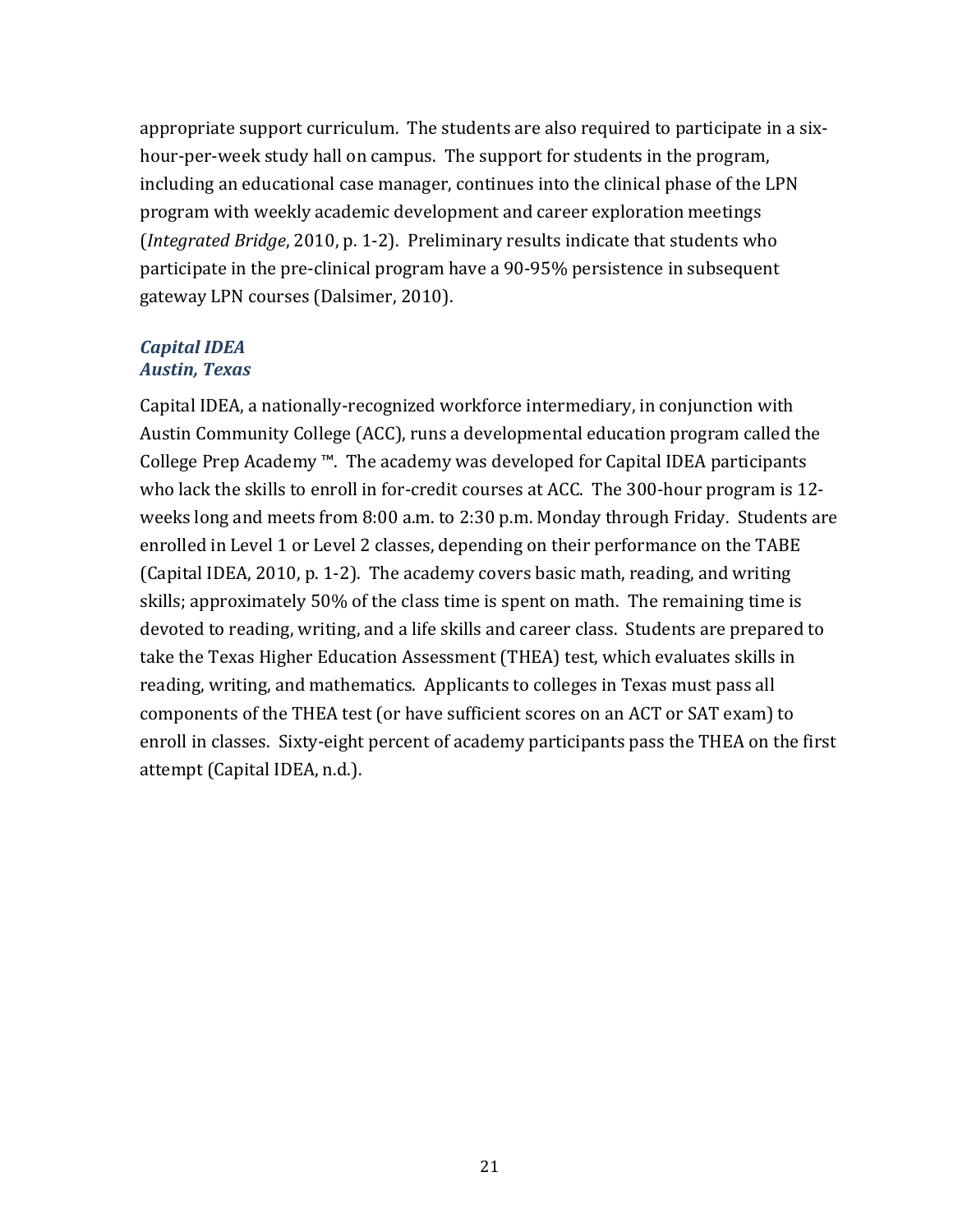appropriate support curriculum. The students are also required to participate in a six-hour-per-week study hall on campus. The support for students in the program, including an educational case manager, continues into the clinical phase of the LPN program with weekly academic development and career exploration meetings (*Integrated Bridge*, 2010, p. 1-2). Preliminary results indicate that students who participate in the pre-clinical program have a 90-95% persistence in subsequent gateway LPN courses (Dalsimer, 2010).

### *Capital IDEA*
### *Austin, Texas*

Capital IDEA, a nationally-recognized workforce intermediary, in conjunction with Austin Community College (ACC), runs a developmental education program called the College Prep Academy ™. The academy was developed for Capital IDEA participants who lack the skills to enroll in for-credit courses at ACC. The 300-hour program is 12-weeks long and meets from 8:00 a.m. to 2:30 p.m. Monday through Friday. Students are enrolled in Level 1 or Level 2 classes, depending on their performance on the TABE (Capital IDEA, 2010, p. 1-2). The academy covers basic math, reading, and writing skills; approximately 50% of the class time is spent on math. The remaining time is devoted to reading, writing, and a life skills and career class. Students are prepared to take the Texas Higher Education Assessment (THEA) test, which evaluates skills in reading, writing, and mathematics. Applicants to colleges in Texas must pass all components of the THEA test (or have sufficient scores on an ACT or SAT exam) to enroll in classes. Sixty-eight percent of academy participants pass the THEA on the first attempt (Capital IDEA, n.d.).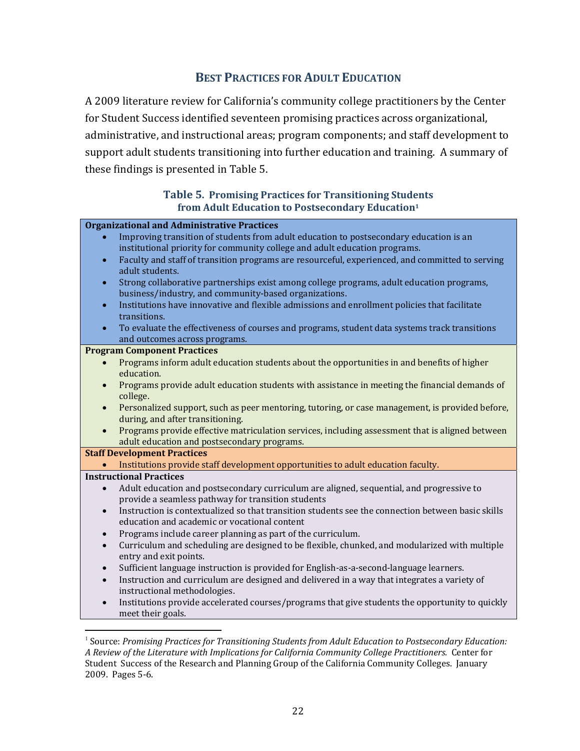## BEST PRACTICES FOR ADULT EDUCATION

A 2009 literature review for California's community college practitioners by the Center for Student Success identified seventeen promising practices across organizational, administrative, and instructional areas; program components; and staff development to support adult students transitioning into further education and training. A summary of these findings is presented in Table 5.

**Table 5. Promising Practices for Transitioning Students from Adult Education to Postsecondary Education[1]**

**Organizational and Administrative Practices**

- Improving transition of students from adult education to postsecondary education is an institutional priority for community college and adult education programs.
- Faculty and staff of transition programs are resourceful, experienced, and committed to serving adult students.
- Strong collaborative partnerships exist among college programs, adult education programs, business/industry, and community-based organizations.
- Institutions have innovative and flexible admissions and enrollment policies that facilitate transitions.
- To evaluate the effectiveness of courses and programs, student data systems track transitions and outcomes across programs.

**Program Component Practices**

- Programs inform adult education students about the opportunities in and benefits of higher education.
- Programs provide adult education students with assistance in meeting the financial demands of college.
- Personalized support, such as peer mentoring, tutoring, or case management, is provided before, during, and after transitioning.
- Programs provide effective matriculation services, including assessment that is aligned between adult education and postsecondary programs.

**Staff Development Practices**

- Institutions provide staff development opportunities to adult education faculty.

**Instructional Practices**

- Adult education and postsecondary curriculum are aligned, sequential, and progressive to provide a seamless pathway for transition students
- Instruction is contextualized so that transition students see the connection between basic skills education and academic or vocational content
- Programs include career planning as part of the curriculum.
- Curriculum and scheduling are designed to be flexible, chunked, and modularized with multiple entry and exit points.
- Sufficient language instruction is provided for English-as-a-second-language learners.
- Instruction and curriculum are designed and delivered in a way that integrates a variety of instructional methodologies.
- Institutions provide accelerated courses/programs that give students the opportunity to quickly meet their goals.

---

[1] Source: *Promising Practices for Transitioning Students from Adult Education to Postsecondary Education: A Review of the Literature with Implications for California Community College Practitioners.* Center for Student Success of the Research and Planning Group of the California Community Colleges. January 2009. Pages 5-6.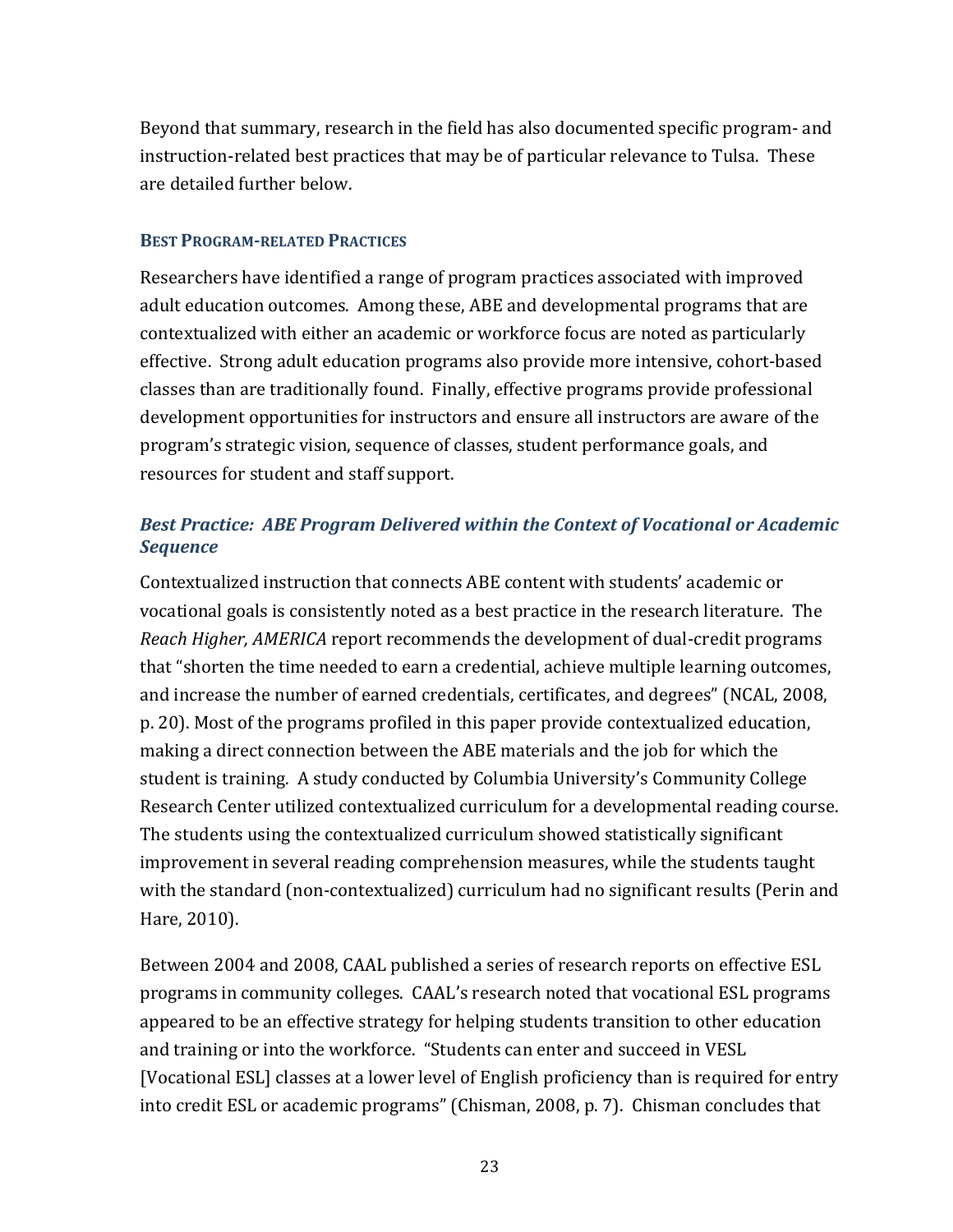Beyond that summary, research in the field has also documented specific program- and instruction-related best practices that may be of particular relevance to Tulsa. These are detailed further below.

### BEST PROGRAM-RELATED PRACTICES

Researchers have identified a range of program practices associated with improved adult education outcomes. Among these, ABE and developmental programs that are contextualized with either an academic or workforce focus are noted as particularly effective. Strong adult education programs also provide more intensive, cohort-based classes than are traditionally found. Finally, effective programs provide professional development opportunities for instructors and ensure all instructors are aware of the program's strategic vision, sequence of classes, student performance goals, and resources for student and staff support.

#### *Best Practice: ABE Program Delivered within the Context of Vocational or Academic Sequence*

Contextualized instruction that connects ABE content with students' academic or vocational goals is consistently noted as a best practice in the research literature. The *Reach Higher, AMERICA* report recommends the development of dual-credit programs that "shorten the time needed to earn a credential, achieve multiple learning outcomes, and increase the number of earned credentials, certificates, and degrees" (NCAL, 2008, p. 20). Most of the programs profiled in this paper provide contextualized education, making a direct connection between the ABE materials and the job for which the student is training. A study conducted by Columbia University's Community College Research Center utilized contextualized curriculum for a developmental reading course. The students using the contextualized curriculum showed statistically significant improvement in several reading comprehension measures, while the students taught with the standard (non-contextualized) curriculum had no significant results (Perin and Hare, 2010).

Between 2004 and 2008, CAAL published a series of research reports on effective ESL programs in community colleges. CAAL's research noted that vocational ESL programs appeared to be an effective strategy for helping students transition to other education and training or into the workforce. "Students can enter and succeed in VESL [Vocational ESL] classes at a lower level of English proficiency than is required for entry into credit ESL or academic programs" (Chisman, 2008, p. 7). Chisman concludes that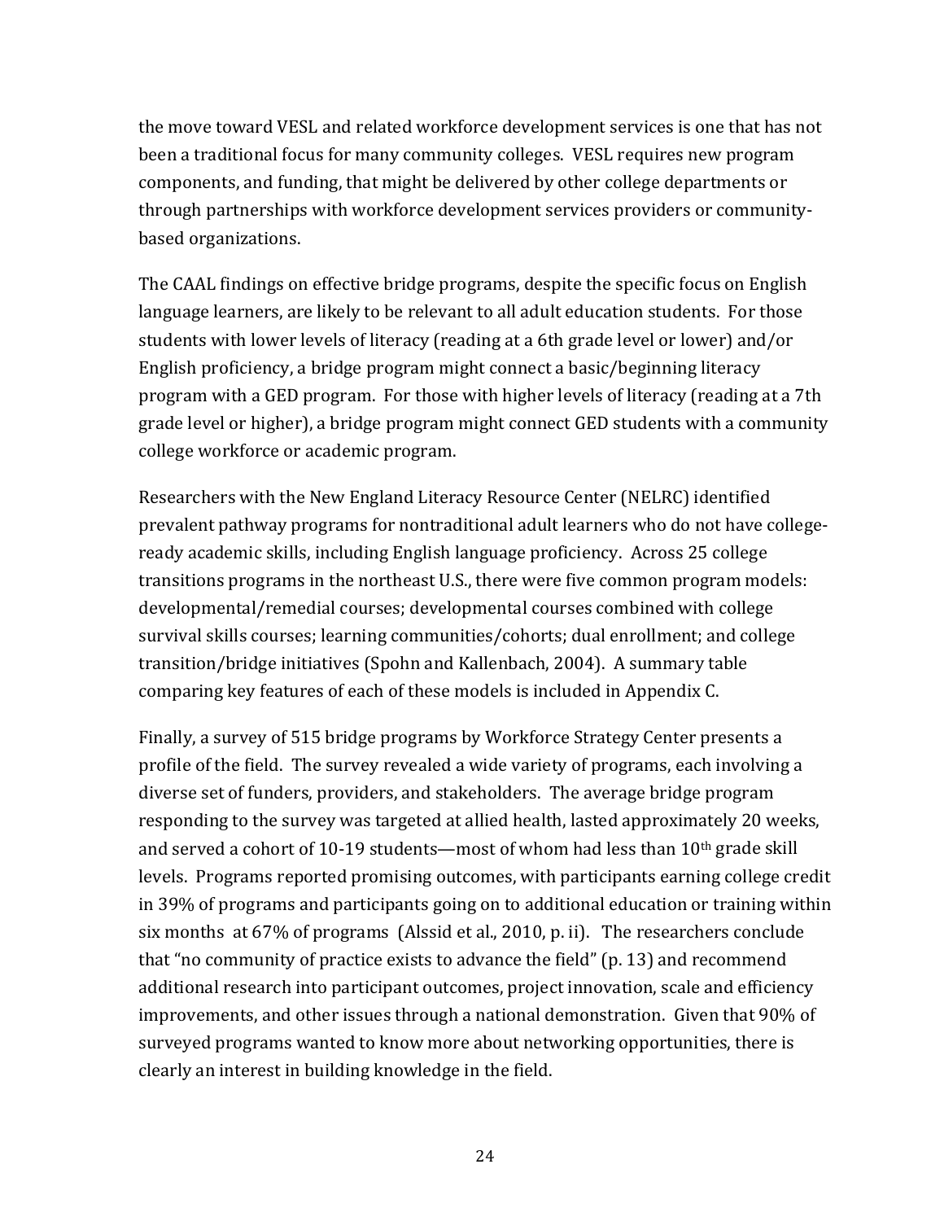the move toward VESL and related workforce development services is one that has not been a traditional focus for many community colleges. VESL requires new program components, and funding, that might be delivered by other college departments or through partnerships with workforce development services providers or community-based organizations.

The CAAL findings on effective bridge programs, despite the specific focus on English language learners, are likely to be relevant to all adult education students. For those students with lower levels of literacy (reading at a 6th grade level or lower) and/or English proficiency, a bridge program might connect a basic/beginning literacy program with a GED program. For those with higher levels of literacy (reading at a 7th grade level or higher), a bridge program might connect GED students with a community college workforce or academic program.

Researchers with the New England Literacy Resource Center (NELRC) identified prevalent pathway programs for nontraditional adult learners who do not have college-ready academic skills, including English language proficiency. Across 25 college transitions programs in the northeast U.S., there were five common program models: developmental/remedial courses; developmental courses combined with college survival skills courses; learning communities/cohorts; dual enrollment; and college transition/bridge initiatives (Spohn and Kallenbach, 2004). A summary table comparing key features of each of these models is included in Appendix C.

Finally, a survey of 515 bridge programs by Workforce Strategy Center presents a profile of the field. The survey revealed a wide variety of programs, each involving a diverse set of funders, providers, and stakeholders. The average bridge program responding to the survey was targeted at allied health, lasted approximately 20 weeks, and served a cohort of 10-19 students—most of whom had less than 10th grade skill levels. Programs reported promising outcomes, with participants earning college credit in 39% of programs and participants going on to additional education or training within six months at 67% of programs (Alssid et al., 2010, p. ii). The researchers conclude that "no community of practice exists to advance the field" (p. 13) and recommend additional research into participant outcomes, project innovation, scale and efficiency improvements, and other issues through a national demonstration. Given that 90% of surveyed programs wanted to know more about networking opportunities, there is clearly an interest in building knowledge in the field.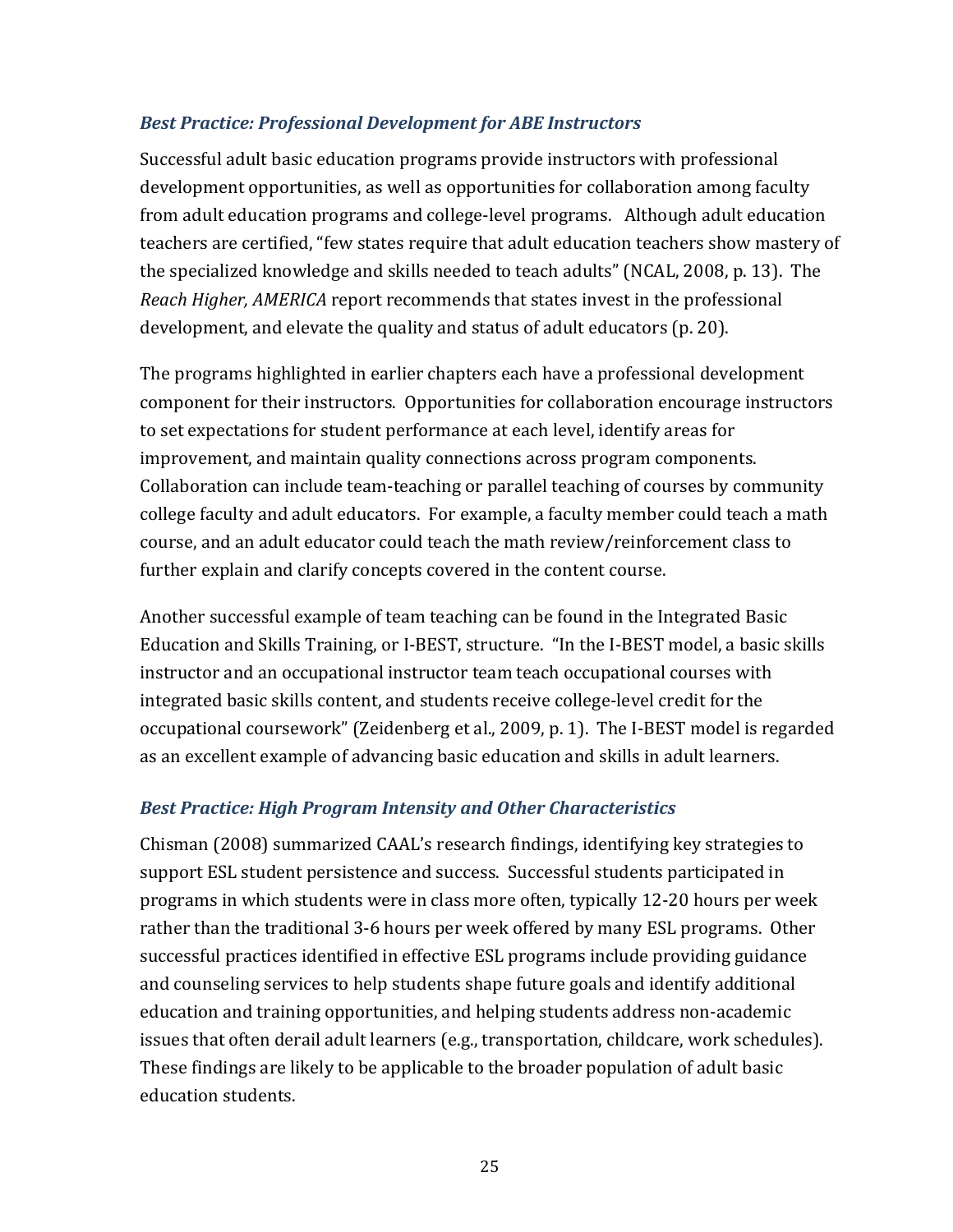### *Best Practice: Professional Development for ABE Instructors*

Successful adult basic education programs provide instructors with professional development opportunities, as well as opportunities for collaboration among faculty from adult education programs and college-level programs. Although adult education teachers are certified, "few states require that adult education teachers show mastery of the specialized knowledge and skills needed to teach adults" (NCAL, 2008, p. 13). The *Reach Higher, AMERICA* report recommends that states invest in the professional development, and elevate the quality and status of adult educators (p. 20).

The programs highlighted in earlier chapters each have a professional development component for their instructors. Opportunities for collaboration encourage instructors to set expectations for student performance at each level, identify areas for improvement, and maintain quality connections across program components. Collaboration can include team-teaching or parallel teaching of courses by community college faculty and adult educators. For example, a faculty member could teach a math course, and an adult educator could teach the math review/reinforcement class to further explain and clarify concepts covered in the content course.

Another successful example of team teaching can be found in the Integrated Basic Education and Skills Training, or I-BEST, structure. "In the I-BEST model, a basic skills instructor and an occupational instructor team teach occupational courses with integrated basic skills content, and students receive college-level credit for the occupational coursework" (Zeidenberg et al., 2009, p. 1). The I-BEST model is regarded as an excellent example of advancing basic education and skills in adult learners.

### *Best Practice: High Program Intensity and Other Characteristics*

Chisman (2008) summarized CAAL's research findings, identifying key strategies to support ESL student persistence and success. Successful students participated in programs in which students were in class more often, typically 12-20 hours per week rather than the traditional 3-6 hours per week offered by many ESL programs. Other successful practices identified in effective ESL programs include providing guidance and counseling services to help students shape future goals and identify additional education and training opportunities, and helping students address non-academic issues that often derail adult learners (e.g., transportation, childcare, work schedules). These findings are likely to be applicable to the broader population of adult basic education students.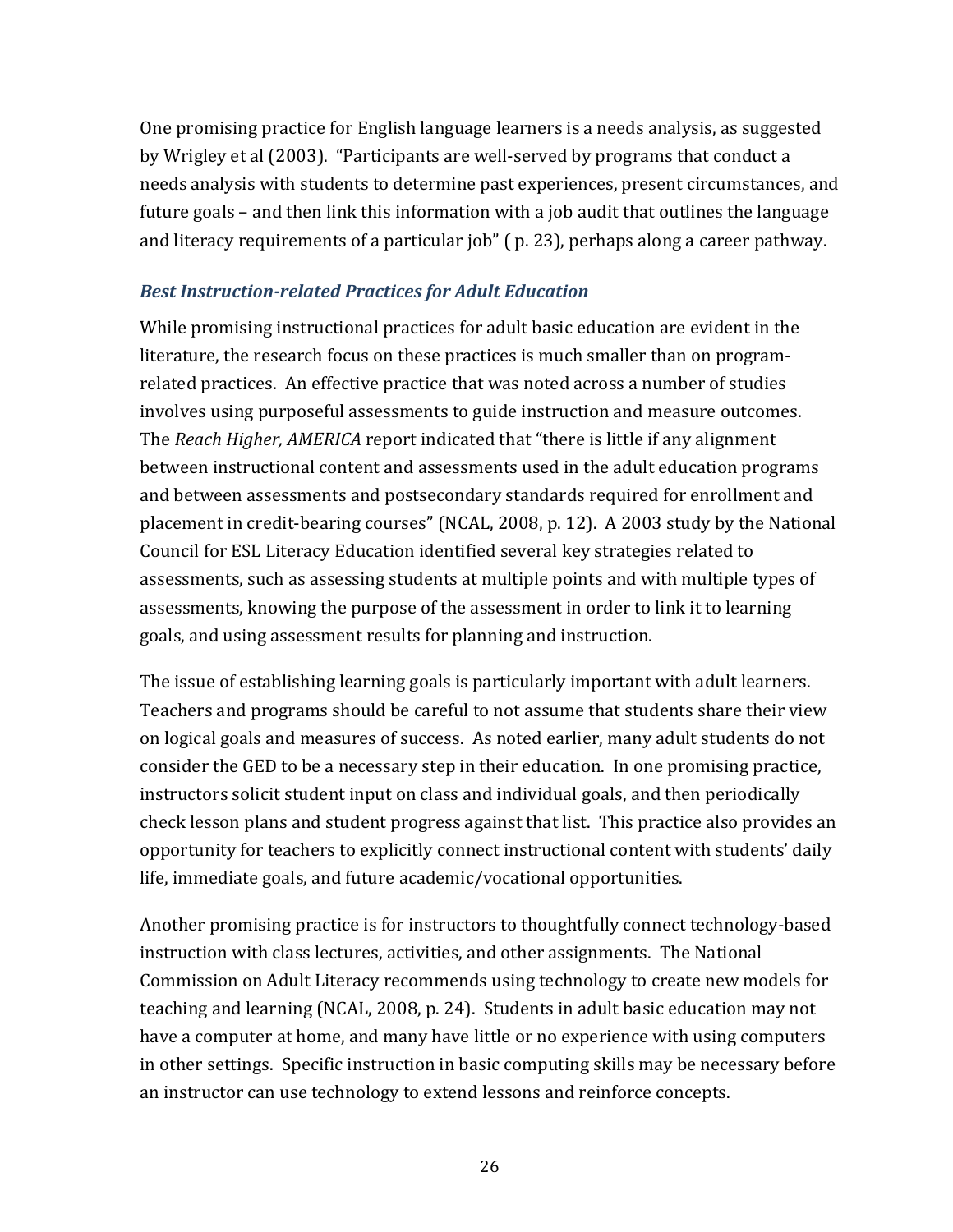One promising practice for English language learners is a needs analysis, as suggested by Wrigley et al (2003). "Participants are well-served by programs that conduct a needs analysis with students to determine past experiences, present circumstances, and future goals – and then link this information with a job audit that outlines the language and literacy requirements of a particular job" ( p. 23), perhaps along a career pathway.

### *Best Instruction-related Practices for Adult Education*

While promising instructional practices for adult basic education are evident in the literature, the research focus on these practices is much smaller than on program-related practices. An effective practice that was noted across a number of studies involves using purposeful assessments to guide instruction and measure outcomes. The *Reach Higher, AMERICA* report indicated that "there is little if any alignment between instructional content and assessments used in the adult education programs and between assessments and postsecondary standards required for enrollment and placement in credit-bearing courses" (NCAL, 2008, p. 12). A 2003 study by the National Council for ESL Literacy Education identified several key strategies related to assessments, such as assessing students at multiple points and with multiple types of assessments, knowing the purpose of the assessment in order to link it to learning goals, and using assessment results for planning and instruction.

The issue of establishing learning goals is particularly important with adult learners. Teachers and programs should be careful to not assume that students share their view on logical goals and measures of success. As noted earlier, many adult students do not consider the GED to be a necessary step in their education. In one promising practice, instructors solicit student input on class and individual goals, and then periodically check lesson plans and student progress against that list. This practice also provides an opportunity for teachers to explicitly connect instructional content with students' daily life, immediate goals, and future academic/vocational opportunities.

Another promising practice is for instructors to thoughtfully connect technology-based instruction with class lectures, activities, and other assignments. The National Commission on Adult Literacy recommends using technology to create new models for teaching and learning (NCAL, 2008, p. 24). Students in adult basic education may not have a computer at home, and many have little or no experience with using computers in other settings. Specific instruction in basic computing skills may be necessary before an instructor can use technology to extend lessons and reinforce concepts.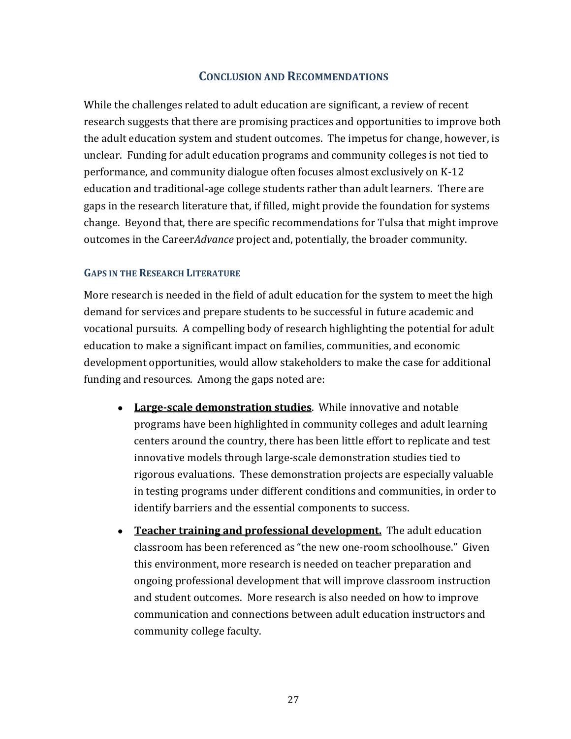## Conclusion and Recommendations

While the challenges related to adult education are significant, a review of recent research suggests that there are promising practices and opportunities to improve both the adult education system and student outcomes. The impetus for change, however, is unclear. Funding for adult education programs and community colleges is not tied to performance, and community dialogue often focuses almost exclusively on K-12 education and traditional-age college students rather than adult learners. There are gaps in the research literature that, if filled, might provide the foundation for systems change. Beyond that, there are specific recommendations for Tulsa that might improve outcomes in the Career*Advance* project and, potentially, the broader community.

### Gaps in the Research Literature

More research is needed in the field of adult education for the system to meet the high demand for services and prepare students to be successful in future academic and vocational pursuits. A compelling body of research highlighting the potential for adult education to make a significant impact on families, communities, and economic development opportunities, would allow stakeholders to make the case for additional funding and resources. Among the gaps noted are:

- **Large-scale demonstration studies**. While innovative and notable programs have been highlighted in community colleges and adult learning centers around the country, there has been little effort to replicate and test innovative models through large-scale demonstration studies tied to rigorous evaluations. These demonstration projects are especially valuable in testing programs under different conditions and communities, in order to identify barriers and the essential components to success.
- **Teacher training and professional development.** The adult education classroom has been referenced as "the new one-room schoolhouse." Given this environment, more research is needed on teacher preparation and ongoing professional development that will improve classroom instruction and student outcomes. More research is also needed on how to improve communication and connections between adult education instructors and community college faculty.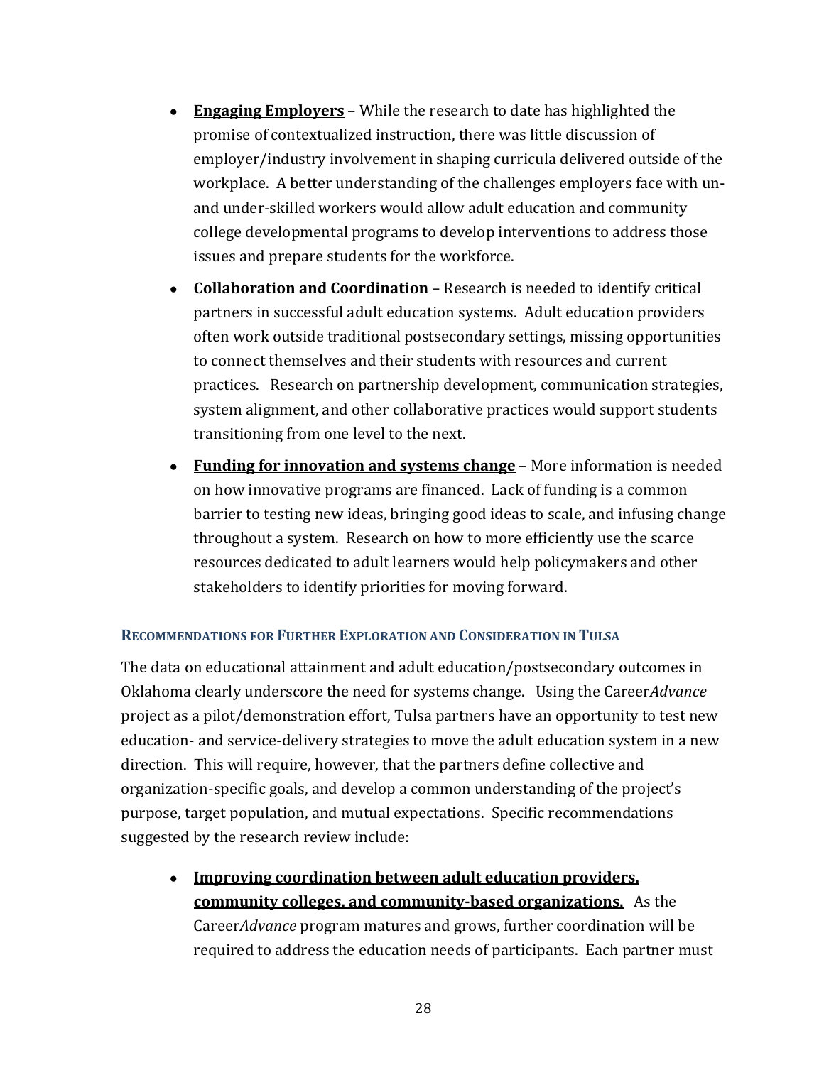- **<u>Engaging Employers</u>** – While the research to date has highlighted the promise of contextualized instruction, there was little discussion of employer/industry involvement in shaping curricula delivered outside of the workplace. A better understanding of the challenges employers face with un- and under-skilled workers would allow adult education and community college developmental programs to develop interventions to address those issues and prepare students for the workforce.
- **<u>Collaboration and Coordination</u>** – Research is needed to identify critical partners in successful adult education systems. Adult education providers often work outside traditional postsecondary settings, missing opportunities to connect themselves and their students with resources and current practices. Research on partnership development, communication strategies, system alignment, and other collaborative practices would support students transitioning from one level to the next.
- **<u>Funding for innovation and systems change</u>** – More information is needed on how innovative programs are financed. Lack of funding is a common barrier to testing new ideas, bringing good ideas to scale, and infusing change throughout a system. Research on how to more efficiently use the scarce resources dedicated to adult learners would help policymakers and other stakeholders to identify priorities for moving forward.

### Recommendations for Further Exploration and Consideration in Tulsa

The data on educational attainment and adult education/postsecondary outcomes in Oklahoma clearly underscore the need for systems change. Using the Career*Advance* project as a pilot/demonstration effort, Tulsa partners have an opportunity to test new education- and service-delivery strategies to move the adult education system in a new direction. This will require, however, that the partners define collective and organization-specific goals, and develop a common understanding of the project's purpose, target population, and mutual expectations. Specific recommendations suggested by the research review include:

- **<u>Improving coordination between adult education providers, community colleges, and community-based organizations.</u>** As the Career*Advance* program matures and grows, further coordination will be required to address the education needs of participants. Each partner must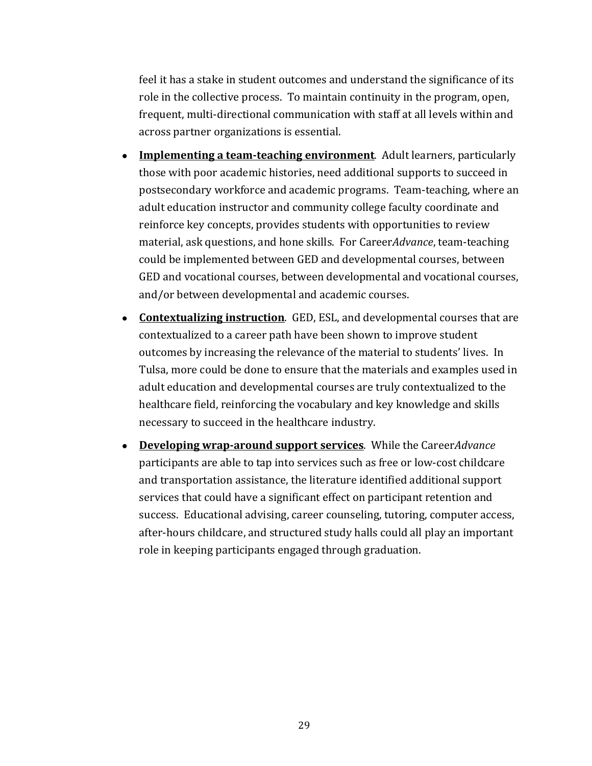feel it has a stake in student outcomes and understand the significance of its role in the collective process. To maintain continuity in the program, open, frequent, multi-directional communication with staff at all levels within and across partner organizations is essential.

- **Implementing a team-teaching environment**. Adult learners, particularly those with poor academic histories, need additional supports to succeed in postsecondary workforce and academic programs. Team-teaching, where an adult education instructor and community college faculty coordinate and reinforce key concepts, provides students with opportunities to review material, ask questions, and hone skills. For Career*Advance*, team-teaching could be implemented between GED and developmental courses, between GED and vocational courses, between developmental and vocational courses, and/or between developmental and academic courses.
- **Contextualizing instruction**. GED, ESL, and developmental courses that are contextualized to a career path have been shown to improve student outcomes by increasing the relevance of the material to students' lives. In Tulsa, more could be done to ensure that the materials and examples used in adult education and developmental courses are truly contextualized to the healthcare field, reinforcing the vocabulary and key knowledge and skills necessary to succeed in the healthcare industry.
- **Developing wrap-around support services**. While the Career*Advance* participants are able to tap into services such as free or low-cost childcare and transportation assistance, the literature identified additional support services that could have a significant effect on participant retention and success. Educational advising, career counseling, tutoring, computer access, after-hours childcare, and structured study halls could all play an important role in keeping participants engaged through graduation.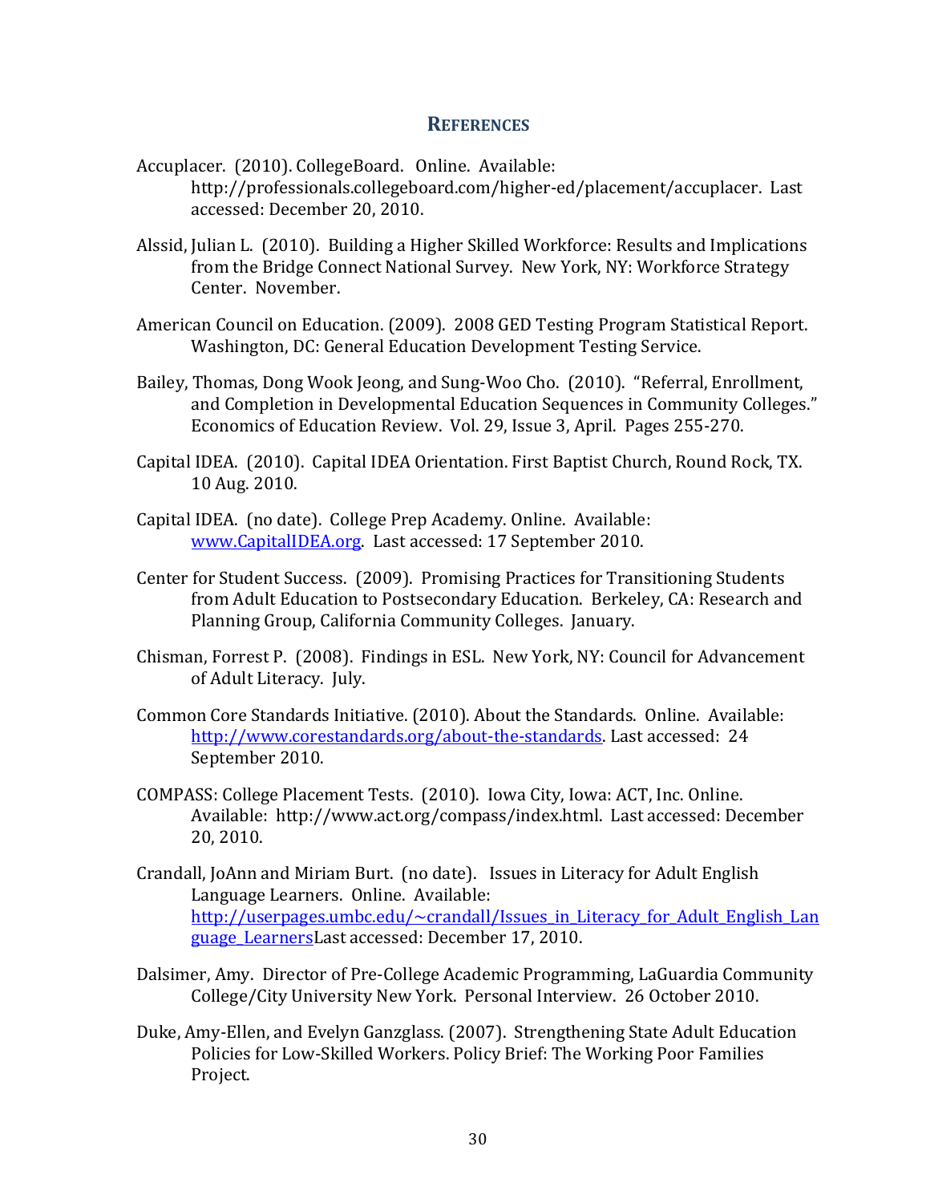## References

Accuplacer. (2010). CollegeBoard. Online. Available: http://professionals.collegeboard.com/higher-ed/placement/accuplacer. Last accessed: December 20, 2010.

Alssid, Julian L. (2010). Building a Higher Skilled Workforce: Results and Implications from the Bridge Connect National Survey. New York, NY: Workforce Strategy Center. November.

American Council on Education. (2009). 2008 GED Testing Program Statistical Report. Washington, DC: General Education Development Testing Service.

Bailey, Thomas, Dong Wook Jeong, and Sung-Woo Cho. (2010). "Referral, Enrollment, and Completion in Developmental Education Sequences in Community Colleges." Economics of Education Review. Vol. 29, Issue 3, April. Pages 255-270.

Capital IDEA. (2010). Capital IDEA Orientation. First Baptist Church, Round Rock, TX. 10 Aug. 2010.

Capital IDEA. (no date). College Prep Academy. Online. Available: [www.CapitalIDEA.org](www.CapitalIDEA.org). Last accessed: 17 September 2010.

Center for Student Success. (2009). Promising Practices for Transitioning Students from Adult Education to Postsecondary Education. Berkeley, CA: Research and Planning Group, California Community Colleges. January.

Chisman, Forrest P. (2008). Findings in ESL. New York, NY: Council for Advancement of Adult Literacy. July.

Common Core Standards Initiative. (2010). About the Standards. Online. Available: [http://www.corestandards.org/about-the-standards](http://www.corestandards.org/about-the-standards). Last accessed: 24 September 2010.

COMPASS: College Placement Tests. (2010). Iowa City, Iowa: ACT, Inc. Online. Available: http://www.act.org/compass/index.html. Last accessed: December 20, 2010.

Crandall, JoAnn and Miriam Burt. (no date). Issues in Literacy for Adult English Language Learners. Online. Available: [http://userpages.umbc.edu/~crandall/Issues_in_Literacy_for_Adult_English_Language_Learners](http://userpages.umbc.edu/~crandall/Issues_in_Literacy_for_Adult_English_Language_Learners)Last accessed: December 17, 2010.

Dalsimer, Amy. Director of Pre-College Academic Programming, LaGuardia Community College/City University New York. Personal Interview. 26 October 2010.

Duke, Amy-Ellen, and Evelyn Ganzglass. (2007). Strengthening State Adult Education Policies for Low-Skilled Workers. Policy Brief: The Working Poor Families Project.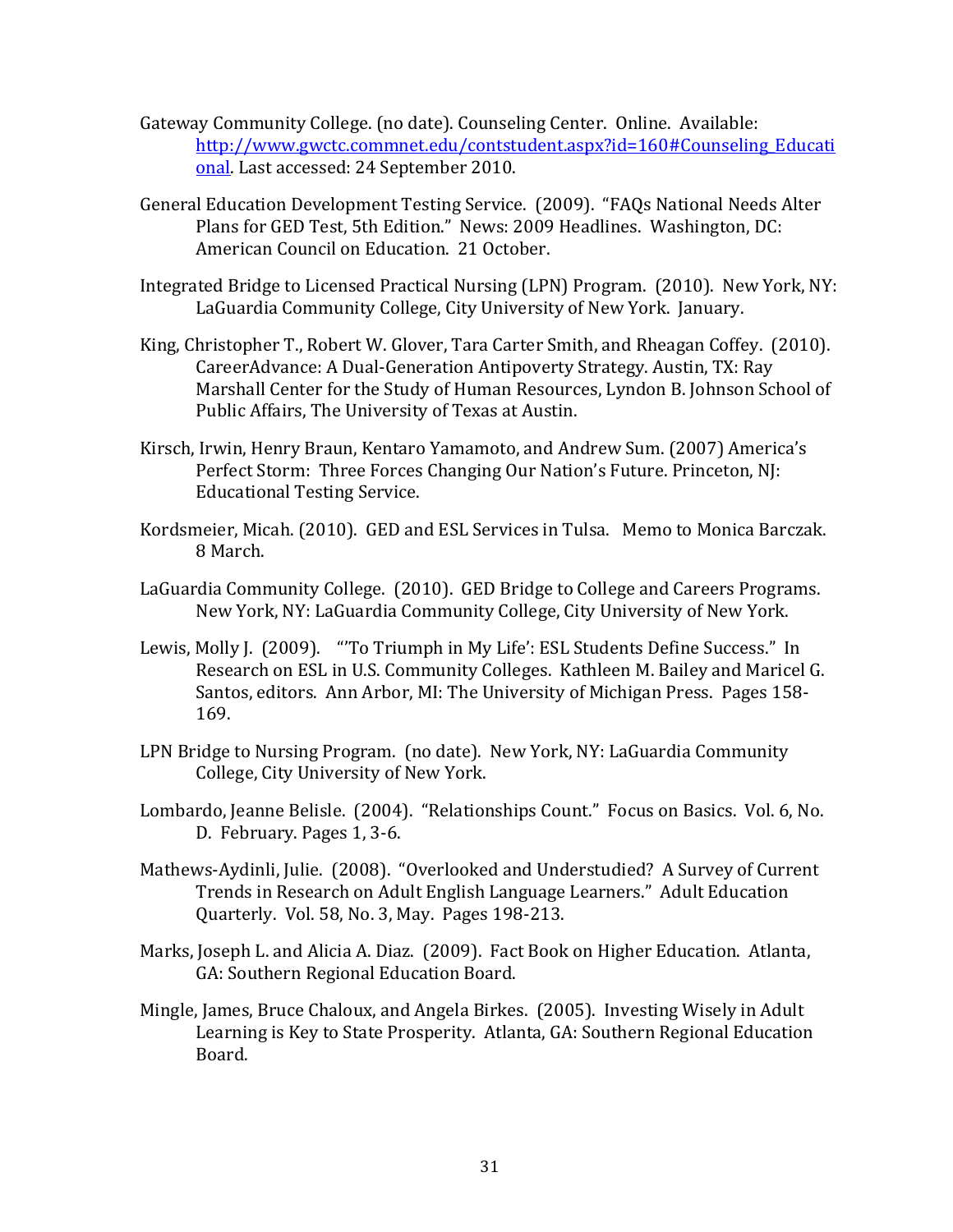Gateway Community College. (no date). Counseling Center. Online. Available: [http://www.gwctc.commnet.edu/contstudent.aspx?id=160#Counseling_Educational](http://www.gwctc.commnet.edu/contstudent.aspx?id=160#Counseling_Educational). Last accessed: 24 September 2010.

General Education Development Testing Service. (2009). "FAQs National Needs Alter Plans for GED Test, 5th Edition." News: 2009 Headlines. Washington, DC: American Council on Education. 21 October.

Integrated Bridge to Licensed Practical Nursing (LPN) Program. (2010). New York, NY: LaGuardia Community College, City University of New York. January.

King, Christopher T., Robert W. Glover, Tara Carter Smith, and Rheagan Coffey. (2010). CareerAdvance: A Dual-Generation Antipoverty Strategy. Austin, TX: Ray Marshall Center for the Study of Human Resources, Lyndon B. Johnson School of Public Affairs, The University of Texas at Austin.

Kirsch, Irwin, Henry Braun, Kentaro Yamamoto, and Andrew Sum. (2007) America's Perfect Storm: Three Forces Changing Our Nation's Future. Princeton, NJ: Educational Testing Service.

Kordsmeier, Micah. (2010). GED and ESL Services in Tulsa. Memo to Monica Barczak. 8 March.

LaGuardia Community College. (2010). GED Bridge to College and Careers Programs. New York, NY: LaGuardia Community College, City University of New York.

Lewis, Molly J. (2009). "'To Triumph in My Life': ESL Students Define Success." In Research on ESL in U.S. Community Colleges. Kathleen M. Bailey and Maricel G. Santos, editors. Ann Arbor, MI: The University of Michigan Press. Pages 158-169.

LPN Bridge to Nursing Program. (no date). New York, NY: LaGuardia Community College, City University of New York.

Lombardo, Jeanne Belisle. (2004). "Relationships Count." Focus on Basics. Vol. 6, No. D. February. Pages 1, 3-6.

Mathews-Aydinli, Julie. (2008). "Overlooked and Understudied? A Survey of Current Trends in Research on Adult English Language Learners." Adult Education Quarterly. Vol. 58, No. 3, May. Pages 198-213.

Marks, Joseph L. and Alicia A. Diaz. (2009). Fact Book on Higher Education. Atlanta, GA: Southern Regional Education Board.

Mingle, James, Bruce Chaloux, and Angela Birkes. (2005). Investing Wisely in Adult Learning is Key to State Prosperity. Atlanta, GA: Southern Regional Education Board.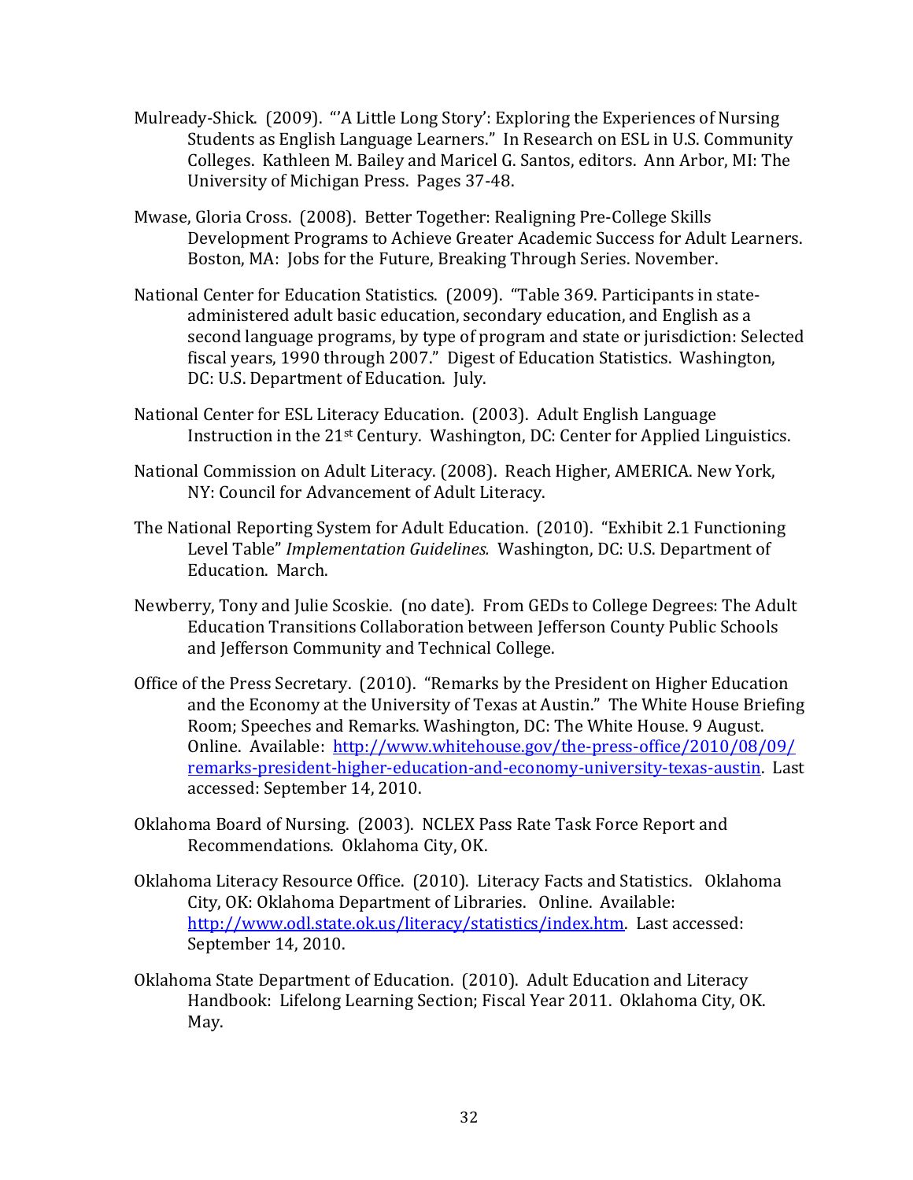Mulready-Shick. (2009). "'A Little Long Story': Exploring the Experiences of Nursing Students as English Language Learners." In Research on ESL in U.S. Community Colleges. Kathleen M. Bailey and Maricel G. Santos, editors. Ann Arbor, MI: The University of Michigan Press. Pages 37-48.

Mwase, Gloria Cross. (2008). Better Together: Realigning Pre-College Skills Development Programs to Achieve Greater Academic Success for Adult Learners. Boston, MA: Jobs for the Future, Breaking Through Series. November.

National Center for Education Statistics. (2009). "Table 369. Participants in state-administered adult basic education, secondary education, and English as a second language programs, by type of program and state or jurisdiction: Selected fiscal years, 1990 through 2007." Digest of Education Statistics. Washington, DC: U.S. Department of Education. July.

National Center for ESL Literacy Education. (2003). Adult English Language Instruction in the 21st Century. Washington, DC: Center for Applied Linguistics.

National Commission on Adult Literacy. (2008). Reach Higher, AMERICA. New York, NY: Council for Advancement of Adult Literacy.

The National Reporting System for Adult Education. (2010). "Exhibit 2.1 Functioning Level Table" *Implementation Guidelines.* Washington, DC: U.S. Department of Education. March.

Newberry, Tony and Julie Scoskie. (no date). From GEDs to College Degrees: The Adult Education Transitions Collaboration between Jefferson County Public Schools and Jefferson Community and Technical College.

Office of the Press Secretary. (2010). "Remarks by the President on Higher Education and the Economy at the University of Texas at Austin." The White House Briefing Room; Speeches and Remarks. Washington, DC: The White House. 9 August. Online. Available: http://www.whitehouse.gov/the-press-office/2010/08/09/remarks-president-higher-education-and-economy-university-texas-austin. Last accessed: September 14, 2010.

Oklahoma Board of Nursing. (2003). NCLEX Pass Rate Task Force Report and Recommendations. Oklahoma City, OK.

Oklahoma Literacy Resource Office. (2010). Literacy Facts and Statistics. Oklahoma City, OK: Oklahoma Department of Libraries. Online. Available: http://www.odl.state.ok.us/literacy/statistics/index.htm. Last accessed: September 14, 2010.

Oklahoma State Department of Education. (2010). Adult Education and Literacy Handbook: Lifelong Learning Section; Fiscal Year 2011. Oklahoma City, OK. May.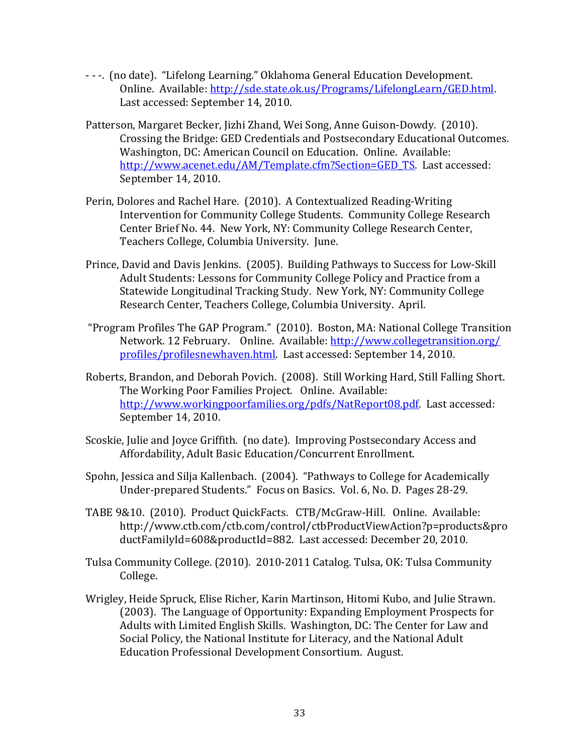- - -. (no date). "Lifelong Learning." Oklahoma General Education Development. Online. Available: http://sde.state.ok.us/Programs/LifelongLearn/GED.html. Last accessed: September 14, 2010.

Patterson, Margaret Becker, Jizhi Zhand, Wei Song, Anne Guison-Dowdy. (2010). Crossing the Bridge: GED Credentials and Postsecondary Educational Outcomes. Washington, DC: American Council on Education. Online. Available: http://www.acenet.edu/AM/Template.cfm?Section=GED_TS. Last accessed: September 14, 2010.

Perin, Dolores and Rachel Hare. (2010). A Contextualized Reading-Writing Intervention for Community College Students. Community College Research Center Brief No. 44. New York, NY: Community College Research Center, Teachers College, Columbia University. June.

Prince, David and Davis Jenkins. (2005). Building Pathways to Success for Low-Skill Adult Students: Lessons for Community College Policy and Practice from a Statewide Longitudinal Tracking Study. New York, NY: Community College Research Center, Teachers College, Columbia University. April.

"Program Profiles The GAP Program." (2010). Boston, MA: National College Transition Network. 12 February. Online. Available: http://www.collegetransition.org/profiles/profilesnewhaven.html. Last accessed: September 14, 2010.

Roberts, Brandon, and Deborah Povich. (2008). Still Working Hard, Still Falling Short. The Working Poor Families Project. Online. Available: http://www.workingpoorfamilies.org/pdfs/NatReport08.pdf. Last accessed: September 14, 2010.

Scoskie, Julie and Joyce Griffith. (no date). Improving Postsecondary Access and Affordability, Adult Basic Education/Concurrent Enrollment.

Spohn, Jessica and Silja Kallenbach. (2004). "Pathways to College for Academically Under-prepared Students." Focus on Basics. Vol. 6, No. D. Pages 28-29.

TABE 9&10. (2010). Product QuickFacts. CTB/McGraw-Hill. Online. Available: http://www.ctb.com/ctb.com/control/ctbProductViewAction?p=products&productFamilyId=608&productId=882. Last accessed: December 20, 2010.

Tulsa Community College. (2010). 2010-2011 Catalog. Tulsa, OK: Tulsa Community College.

Wrigley, Heide Spruck, Elise Richer, Karin Martinson, Hitomi Kubo, and Julie Strawn. (2003). The Language of Opportunity: Expanding Employment Prospects for Adults with Limited English Skills. Washington, DC: The Center for Law and Social Policy, the National Institute for Literacy, and the National Adult Education Professional Development Consortium. August.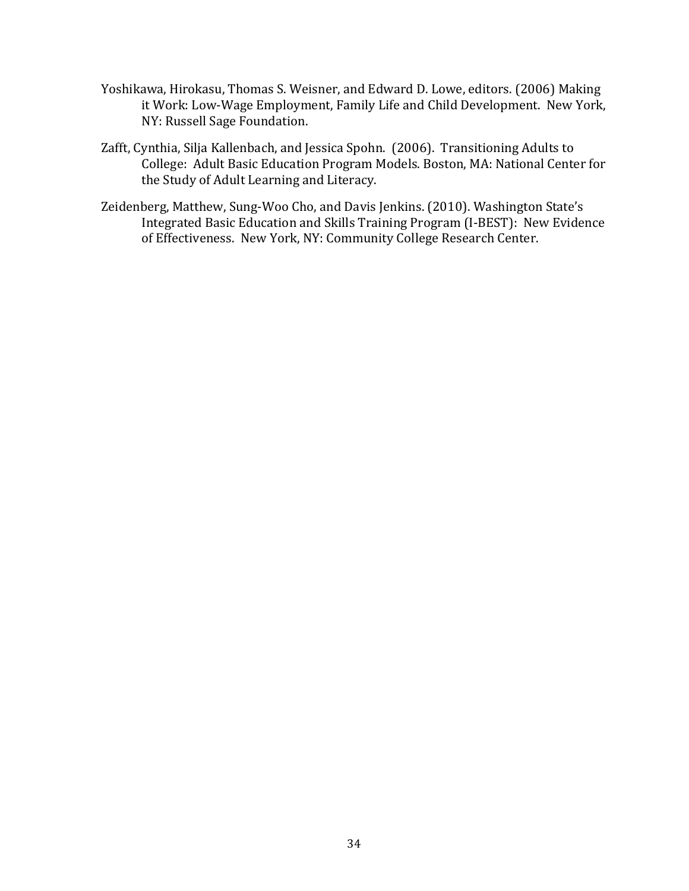Yoshikawa, Hirokasu, Thomas S. Weisner, and Edward D. Lowe, editors. (2006) Making it Work: Low-Wage Employment, Family Life and Child Development. New York, NY: Russell Sage Foundation.

Zafft, Cynthia, Silja Kallenbach, and Jessica Spohn. (2006). Transitioning Adults to College: Adult Basic Education Program Models. Boston, MA: National Center for the Study of Adult Learning and Literacy.

Zeidenberg, Matthew, Sung-Woo Cho, and Davis Jenkins. (2010). Washington State's Integrated Basic Education and Skills Training Program (I-BEST): New Evidence of Effectiveness. New York, NY: Community College Research Center.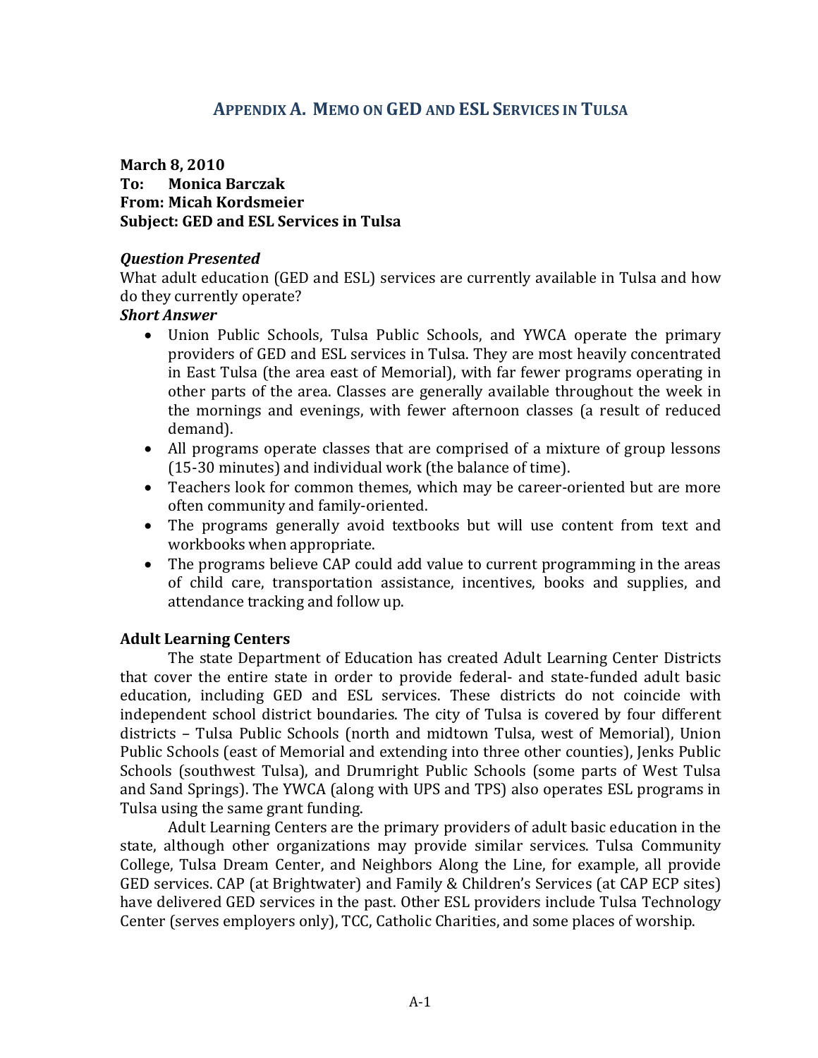## Appendix A. Memo on GED and ESL Services in Tulsa

**March 8, 2010**
**To: Monica Barczak**
**From: Micah Kordsmeier**
**Subject: GED and ESL Services in Tulsa**

***Question Presented***

What adult education (GED and ESL) services are currently available in Tulsa and how do they currently operate?

***Short Answer***

- Union Public Schools, Tulsa Public Schools, and YWCA operate the primary providers of GED and ESL services in Tulsa. They are most heavily concentrated in East Tulsa (the area east of Memorial), with far fewer programs operating in other parts of the area. Classes are generally available throughout the week in the mornings and evenings, with fewer afternoon classes (a result of reduced demand).
- All programs operate classes that are comprised of a mixture of group lessons (15-30 minutes) and individual work (the balance of time).
- Teachers look for common themes, which may be career-oriented but are more often community and family-oriented.
- The programs generally avoid textbooks but will use content from text and workbooks when appropriate.
- The programs believe CAP could add value to current programming in the areas of child care, transportation assistance, incentives, books and supplies, and attendance tracking and follow up.

**Adult Learning Centers**

The state Department of Education has created Adult Learning Center Districts that cover the entire state in order to provide federal- and state-funded adult basic education, including GED and ESL services. These districts do not coincide with independent school district boundaries. The city of Tulsa is covered by four different districts – Tulsa Public Schools (north and midtown Tulsa, west of Memorial), Union Public Schools (east of Memorial and extending into three other counties), Jenks Public Schools (southwest Tulsa), and Drumright Public Schools (some parts of West Tulsa and Sand Springs). The YWCA (along with UPS and TPS) also operates ESL programs in Tulsa using the same grant funding.

Adult Learning Centers are the primary providers of adult basic education in the state, although other organizations may provide similar services. Tulsa Community College, Tulsa Dream Center, and Neighbors Along the Line, for example, all provide GED services. CAP (at Brightwater) and Family & Children's Services (at CAP ECP sites) have delivered GED services in the past. Other ESL providers include Tulsa Technology Center (serves employers only), TCC, Catholic Charities, and some places of worship.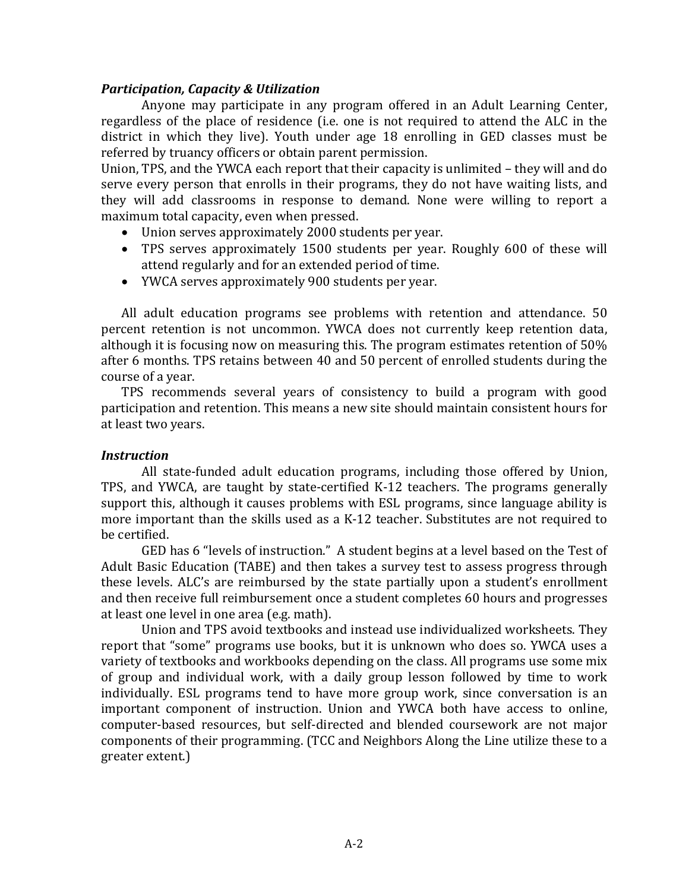### *Participation, Capacity & Utilization*

Anyone may participate in any program offered in an Adult Learning Center, regardless of the place of residence (i.e. one is not required to attend the ALC in the district in which they live). Youth under age 18 enrolling in GED classes must be referred by truancy officers or obtain parent permission.

Union, TPS, and the YWCA each report that their capacity is unlimited – they will and do serve every person that enrolls in their programs, they do not have waiting lists, and they will add classrooms in response to demand. None were willing to report a maximum total capacity, even when pressed.

- Union serves approximately 2000 students per year.
- TPS serves approximately 1500 students per year. Roughly 600 of these will attend regularly and for an extended period of time.
- YWCA serves approximately 900 students per year.

All adult education programs see problems with retention and attendance. 50 percent retention is not uncommon. YWCA does not currently keep retention data, although it is focusing now on measuring this. The program estimates retention of 50% after 6 months. TPS retains between 40 and 50 percent of enrolled students during the course of a year.

TPS recommends several years of consistency to build a program with good participation and retention. This means a new site should maintain consistent hours for at least two years.

### *Instruction*

All state-funded adult education programs, including those offered by Union, TPS, and YWCA, are taught by state-certified K-12 teachers. The programs generally support this, although it causes problems with ESL programs, since language ability is more important than the skills used as a K-12 teacher. Substitutes are not required to be certified.

GED has 6 "levels of instruction." A student begins at a level based on the Test of Adult Basic Education (TABE) and then takes a survey test to assess progress through these levels. ALC's are reimbursed by the state partially upon a student's enrollment and then receive full reimbursement once a student completes 60 hours and progresses at least one level in one area (e.g. math).

Union and TPS avoid textbooks and instead use individualized worksheets. They report that "some" programs use books, but it is unknown who does so. YWCA uses a variety of textbooks and workbooks depending on the class. All programs use some mix of group and individual work, with a daily group lesson followed by time to work individually. ESL programs tend to have more group work, since conversation is an important component of instruction. Union and YWCA both have access to online, computer-based resources, but self-directed and blended coursework are not major components of their programming. (TCC and Neighbors Along the Line utilize these to a greater extent.)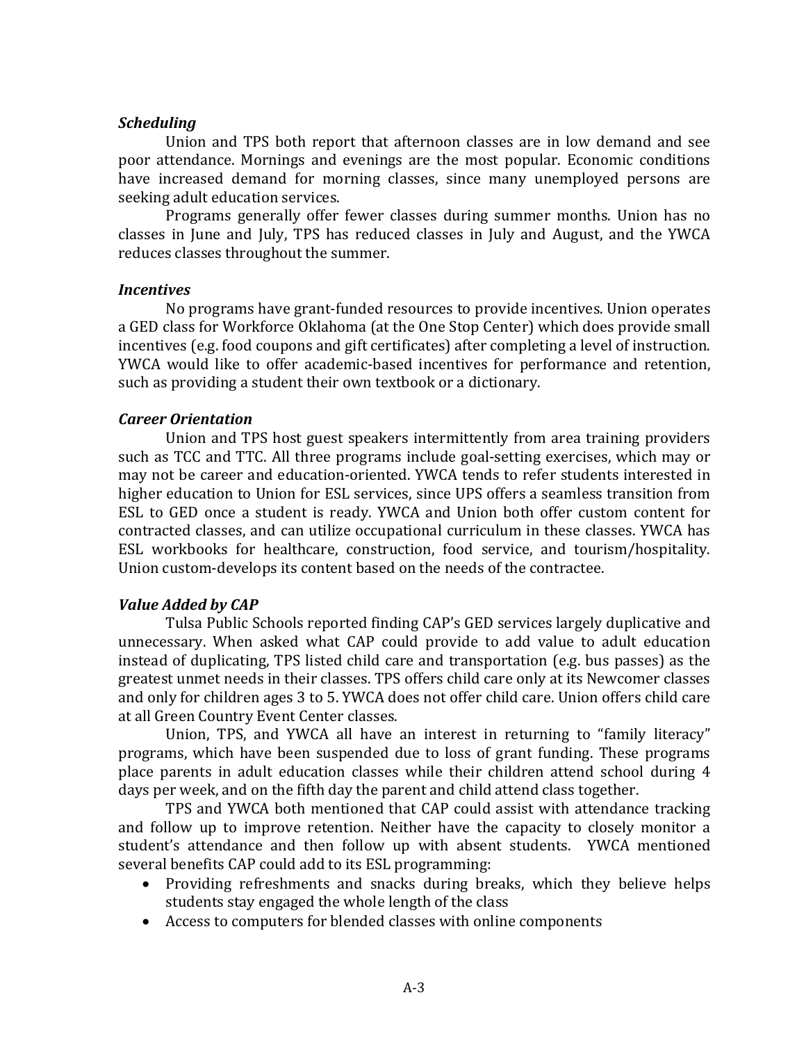***Scheduling***

Union and TPS both report that afternoon classes are in low demand and see poor attendance. Mornings and evenings are the most popular. Economic conditions have increased demand for morning classes, since many unemployed persons are seeking adult education services.

Programs generally offer fewer classes during summer months. Union has no classes in June and July, TPS has reduced classes in July and August, and the YWCA reduces classes throughout the summer.

***Incentives***

No programs have grant-funded resources to provide incentives. Union operates a GED class for Workforce Oklahoma (at the One Stop Center) which does provide small incentives (e.g. food coupons and gift certificates) after completing a level of instruction. YWCA would like to offer academic-based incentives for performance and retention, such as providing a student their own textbook or a dictionary.

***Career Orientation***

Union and TPS host guest speakers intermittently from area training providers such as TCC and TTC. All three programs include goal-setting exercises, which may or may not be career and education-oriented. YWCA tends to refer students interested in higher education to Union for ESL services, since UPS offers a seamless transition from ESL to GED once a student is ready. YWCA and Union both offer custom content for contracted classes, and can utilize occupational curriculum in these classes. YWCA has ESL workbooks for healthcare, construction, food service, and tourism/hospitality. Union custom-develops its content based on the needs of the contractee.

***Value Added by CAP***

Tulsa Public Schools reported finding CAP's GED services largely duplicative and unnecessary. When asked what CAP could provide to add value to adult education instead of duplicating, TPS listed child care and transportation (e.g. bus passes) as the greatest unmet needs in their classes. TPS offers child care only at its Newcomer classes and only for children ages 3 to 5. YWCA does not offer child care. Union offers child care at all Green Country Event Center classes.

Union, TPS, and YWCA all have an interest in returning to "family literacy" programs, which have been suspended due to loss of grant funding. These programs place parents in adult education classes while their children attend school during 4 days per week, and on the fifth day the parent and child attend class together.

TPS and YWCA both mentioned that CAP could assist with attendance tracking and follow up to improve retention. Neither have the capacity to closely monitor a student's attendance and then follow up with absent students. YWCA mentioned several benefits CAP could add to its ESL programming:

- Providing refreshments and snacks during breaks, which they believe helps students stay engaged the whole length of the class
- Access to computers for blended classes with online components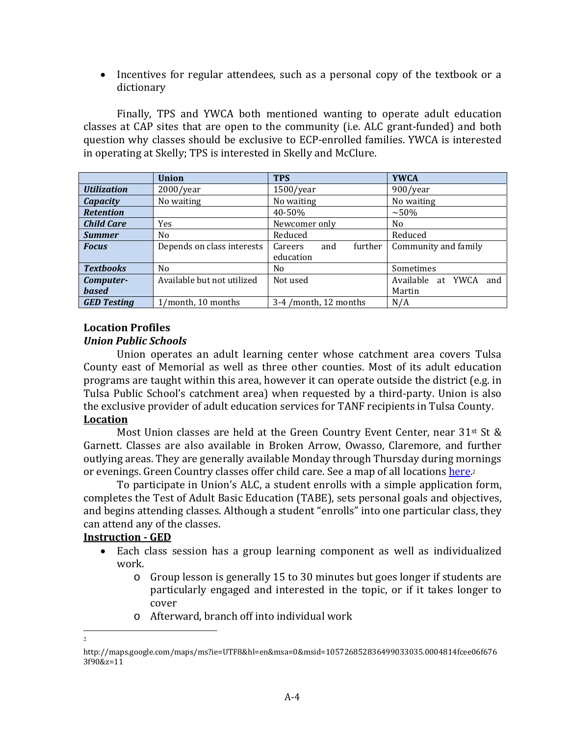- Incentives for regular attendees, such as a personal copy of the textbook or a dictionary

Finally, TPS and YWCA both mentioned wanting to operate adult education classes at CAP sites that are open to the community (i.e. ALC grant-funded) and both question why classes should be exclusive to ECP-enrolled families. YWCA is interested in operating at Skelly; TPS is interested in Skelly and McClure.

| | Union | TPS | YWCA |
|---|---|---|---|
| ***Utilization*** | 2000/year | 1500/year | 900/year |
| ***Capacity*** | No waiting | No waiting | No waiting |
| ***Retention*** | | 40-50% | ~50% |
| ***Child Care*** | Yes | Newcomer only | No |
| ***Summer*** | No | Reduced | Reduced |
| ***Focus*** | Depends on class interests | Careers and further education | Community and family |
| ***Textbooks*** | No | No | Sometimes |
| ***Computer-based*** | Available but not utilized | Not used | Available at YWCA and Martin |
| ***GED Testing*** | 1/month, 10 months | 3-4 /month, 12 months | N/A |

## Location Profiles

### *Union Public Schools*

Union operates an adult learning center whose catchment area covers Tulsa County east of Memorial as well as three other counties. Most of its adult education programs are taught within this area, however it can operate outside the district (e.g. in Tulsa Public School's catchment area) when requested by a third-party. Union is also the exclusive provider of adult education services for TANF recipients in Tulsa County.

**Location**

Most Union classes are held at the Green Country Event Center, near 31st St & Garnett. Classes are also available in Broken Arrow, Owasso, Claremore, and further outlying areas. They are generally available Monday through Thursday during mornings or evenings. Green Country classes offer child care. See a map of all locations here.[2]

To participate in Union's ALC, a student enrolls with a simple application form, completes the Test of Adult Basic Education (TABE), sets personal goals and objectives, and begins attending classes. Although a student "enrolls" into one particular class, they can attend any of the classes.

**Instruction - GED**

- Each class session has a group learning component as well as individualized work.
  - Group lesson is generally 15 to 30 minutes but goes longer if students are particularly engaged and interested in the topic, or if it takes longer to cover
  - Afterward, branch off into individual work

[2] http://maps.google.com/maps/ms?ie=UTF8&hl=en&msa=0&msid=105726852836499033035.0004814fcee06f6763f90&z=11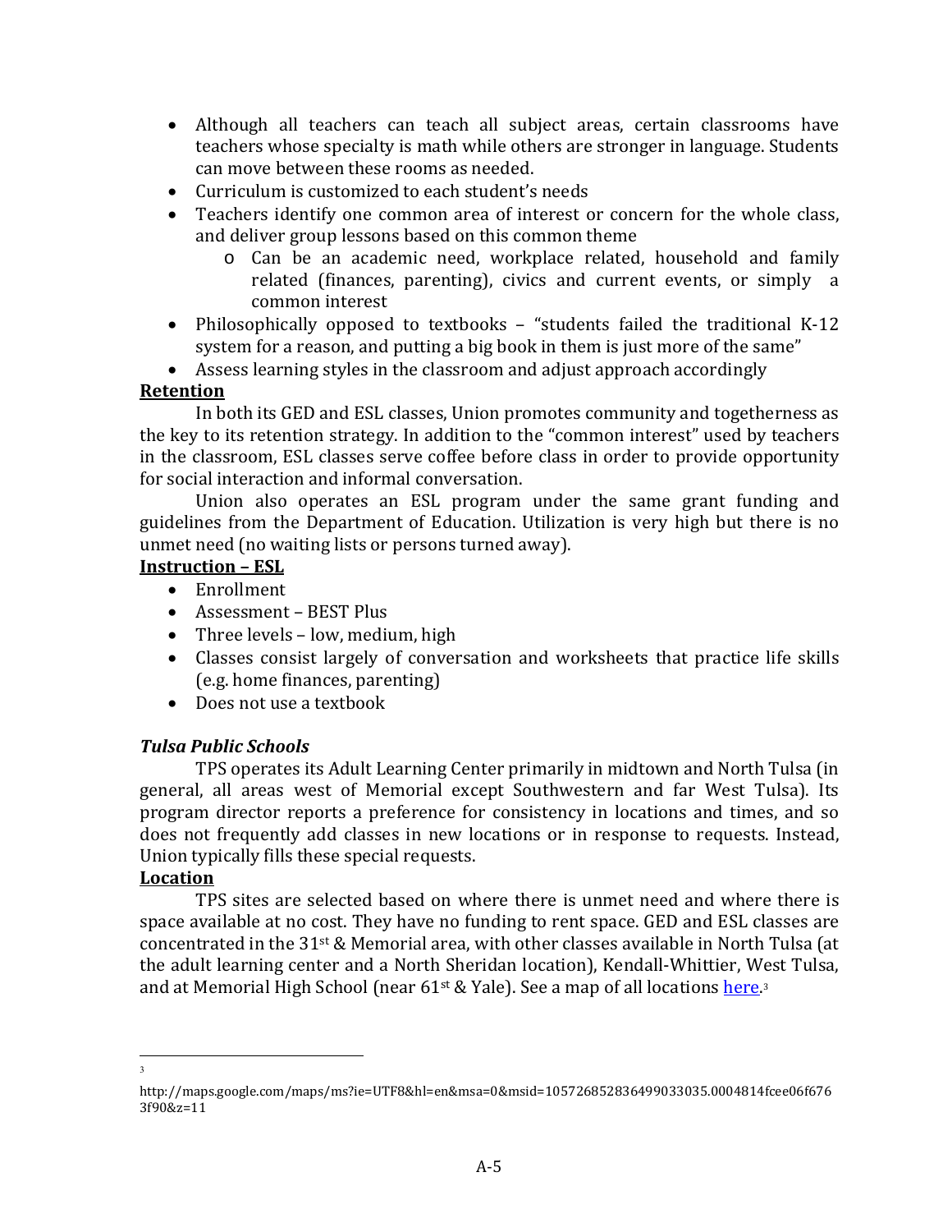- Although all teachers can teach all subject areas, certain classrooms have teachers whose specialty is math while others are stronger in language. Students can move between these rooms as needed.
- Curriculum is customized to each student's needs
- Teachers identify one common area of interest or concern for the whole class, and deliver group lessons based on this common theme
    - Can be an academic need, workplace related, household and family related (finances, parenting), civics and current events, or simply a common interest
- Philosophically opposed to textbooks – "students failed the traditional K-12 system for a reason, and putting a big book in them is just more of the same"
- Assess learning styles in the classroom and adjust approach accordingly

**Retention**

In both its GED and ESL classes, Union promotes community and togetherness as the key to its retention strategy. In addition to the "common interest" used by teachers in the classroom, ESL classes serve coffee before class in order to provide opportunity for social interaction and informal conversation.

Union also operates an ESL program under the same grant funding and guidelines from the Department of Education. Utilization is very high but there is no unmet need (no waiting lists or persons turned away).

**Instruction – ESL**

- Enrollment
- Assessment – BEST Plus
- Three levels – low, medium, high
- Classes consist largely of conversation and worksheets that practice life skills (e.g. home finances, parenting)
- Does not use a textbook

### *Tulsa Public Schools*

TPS operates its Adult Learning Center primarily in midtown and North Tulsa (in general, all areas west of Memorial except Southwestern and far West Tulsa). Its program director reports a preference for consistency in locations and times, and so does not frequently add classes in new locations or in response to requests. Instead, Union typically fills these special requests.

**Location**

TPS sites are selected based on where there is unmet need and where there is space available at no cost. They have no funding to rent space. GED and ESL classes are concentrated in the 31st & Memorial area, with other classes available in North Tulsa (at the adult learning center and a North Sheridan location), Kendall-Whittier, West Tulsa, and at Memorial High School (near 61st & Yale). See a map of all locations here.[3]

[3] http://maps.google.com/maps/ms?ie=UTF8&hl=en&msa=0&msid=105726852836499033035.0004814fcee06f6763f90&z=11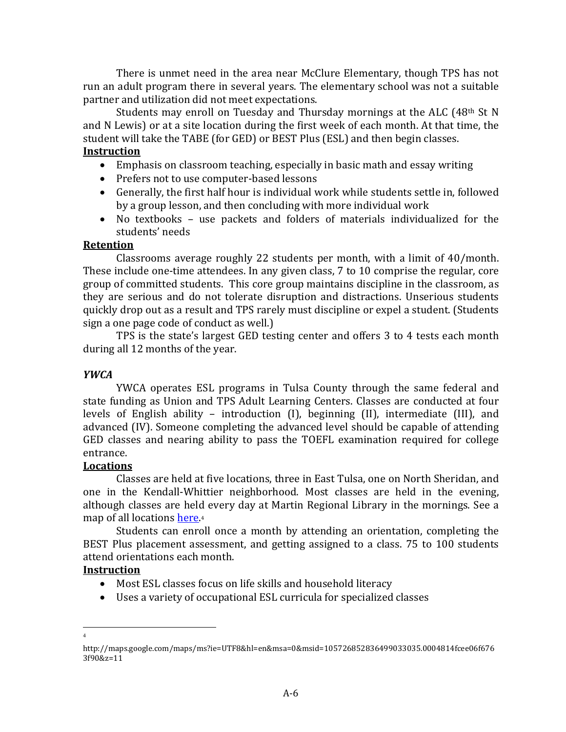There is unmet need in the area near McClure Elementary, though TPS has not run an adult program there in several years. The elementary school was not a suitable partner and utilization did not meet expectations.

Students may enroll on Tuesday and Thursday mornings at the ALC (48th St N and N Lewis) or at a site location during the first week of each month. At that time, the student will take the TABE (for GED) or BEST Plus (ESL) and then begin classes.

**Instruction**

- Emphasis on classroom teaching, especially in basic math and essay writing
- Prefers not to use computer-based lessons
- Generally, the first half hour is individual work while students settle in, followed by a group lesson, and then concluding with more individual work
- No textbooks – use packets and folders of materials individualized for the students' needs

**Retention**

Classrooms average roughly 22 students per month, with a limit of 40/month. These include one-time attendees. In any given class, 7 to 10 comprise the regular, core group of committed students. This core group maintains discipline in the classroom, as they are serious and do not tolerate disruption and distractions. Unserious students quickly drop out as a result and TPS rarely must discipline or expel a student. (Students sign a one page code of conduct as well.)

TPS is the state's largest GED testing center and offers 3 to 4 tests each month during all 12 months of the year.

### *YWCA*

YWCA operates ESL programs in Tulsa County through the same federal and state funding as Union and TPS Adult Learning Centers. Classes are conducted at four levels of English ability – introduction (I), beginning (II), intermediate (III), and advanced (IV). Someone completing the advanced level should be capable of attending GED classes and nearing ability to pass the TOEFL examination required for college entrance.

**Locations**

Classes are held at five locations, three in East Tulsa, one on North Sheridan, and one in the Kendall-Whittier neighborhood. Most classes are held in the evening, although classes are held every day at Martin Regional Library in the mornings. See a map of all locations here.[4]

Students can enroll once a month by attending an orientation, completing the BEST Plus placement assessment, and getting assigned to a class. 75 to 100 students attend orientations each month.

**Instruction**

- Most ESL classes focus on life skills and household literacy
- Uses a variety of occupational ESL curricula for specialized classes

---

[4] http://maps.google.com/maps/ms?ie=UTF8&hl=en&msa=0&msid=105726852836499033035.0004814fcee06f6763f90&z=11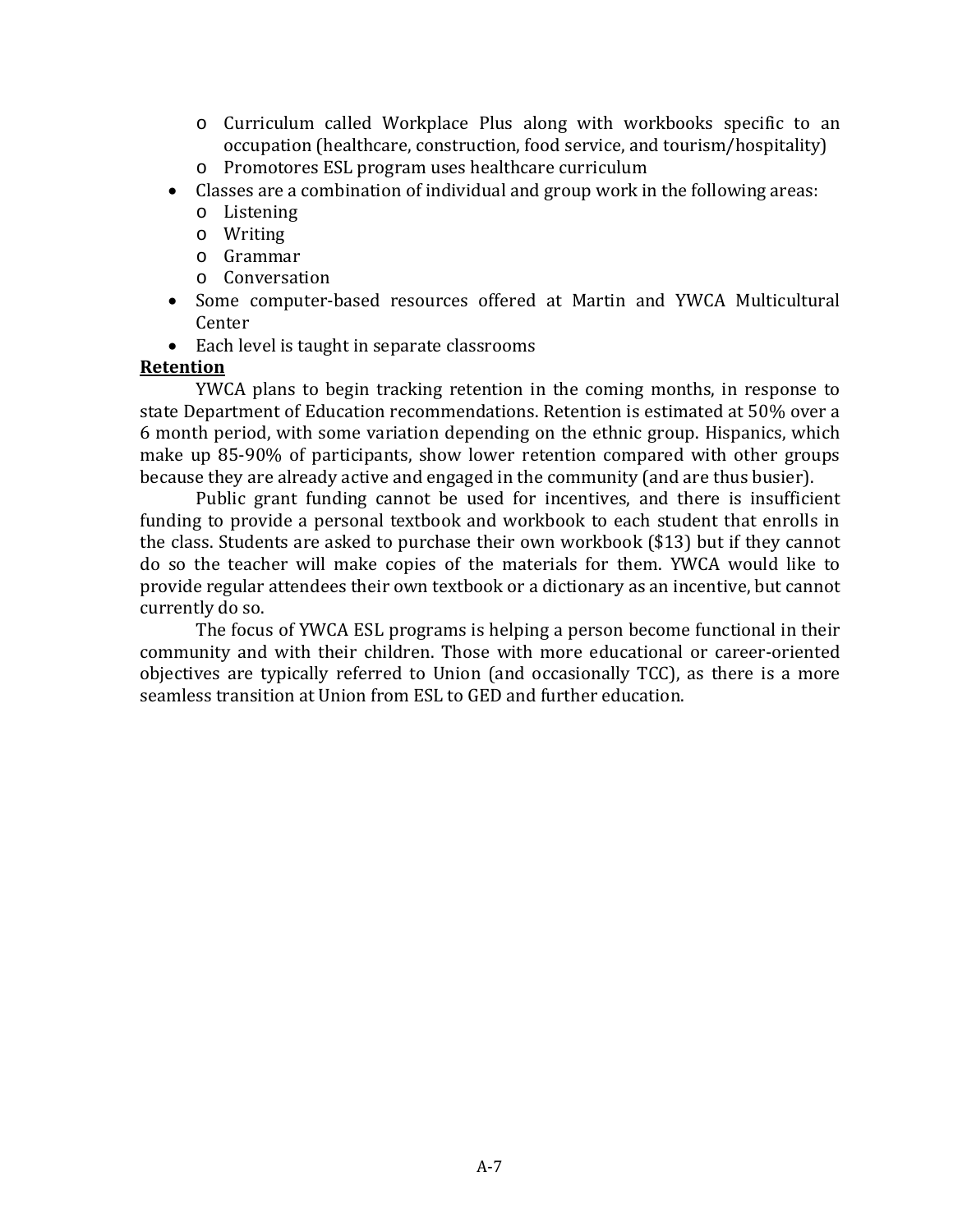- Curriculum called Workplace Plus along with workbooks specific to an occupation (healthcare, construction, food service, and tourism/hospitality)
  - Promotores ESL program uses healthcare curriculum
- Classes are a combination of individual and group work in the following areas:
  - Listening
  - Writing
  - Grammar
  - Conversation
- Some computer-based resources offered at Martin and YWCA Multicultural Center
- Each level is taught in separate classrooms

**Retention**

YWCA plans to begin tracking retention in the coming months, in response to state Department of Education recommendations. Retention is estimated at 50% over a 6 month period, with some variation depending on the ethnic group. Hispanics, which make up 85-90% of participants, show lower retention compared with other groups because they are already active and engaged in the community (and are thus busier).

Public grant funding cannot be used for incentives, and there is insufficient funding to provide a personal textbook and workbook to each student that enrolls in the class. Students are asked to purchase their own workbook ($13) but if they cannot do so the teacher will make copies of the materials for them. YWCA would like to provide regular attendees their own textbook or a dictionary as an incentive, but cannot currently do so.

The focus of YWCA ESL programs is helping a person become functional in their community and with their children. Those with more educational or career-oriented objectives are typically referred to Union (and occasionally TCC), as there is a more seamless transition at Union from ESL to GED and further education.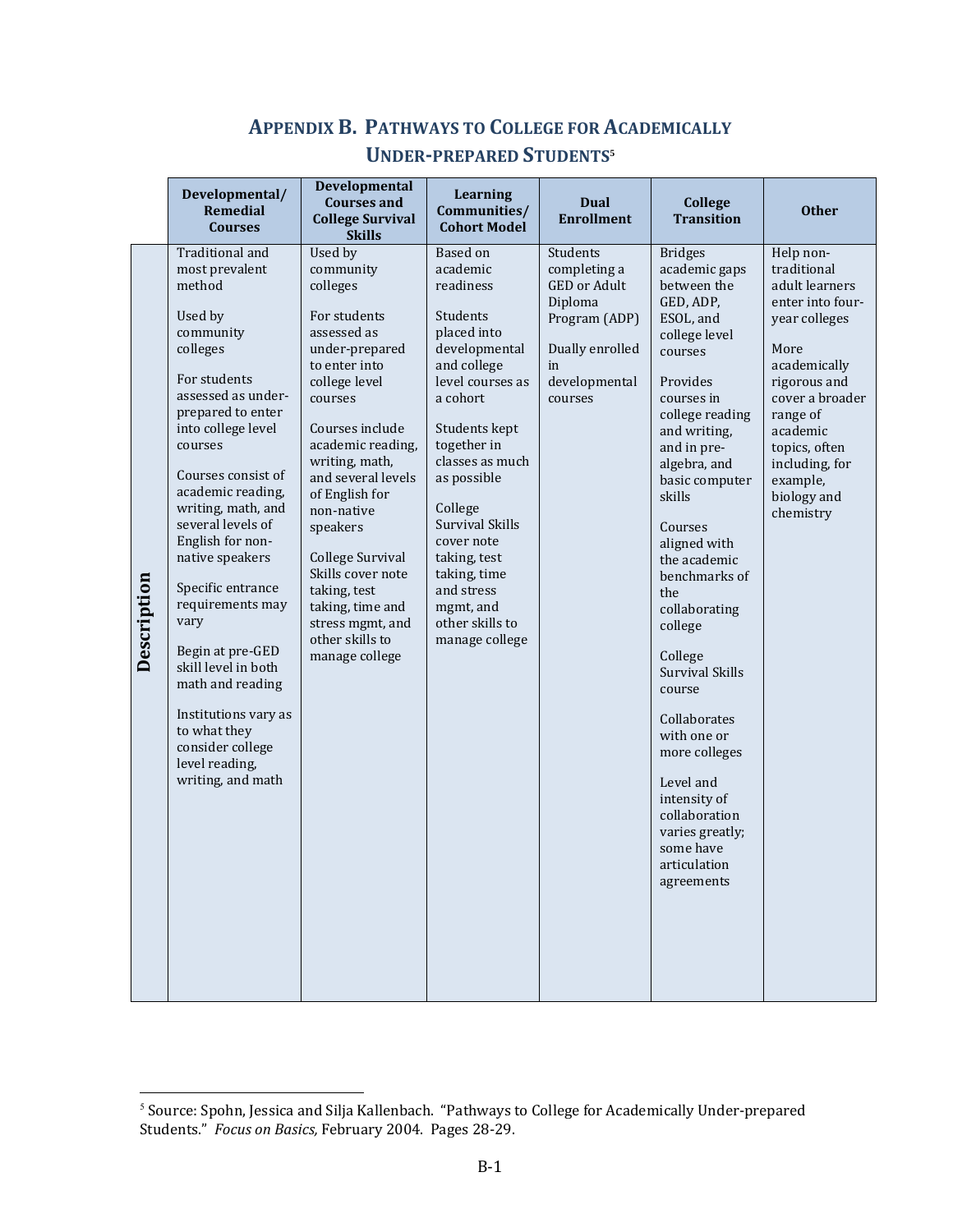## Appendix B. Pathways to College for Academically Under-prepared Students[5]

| | Developmental/ Remedial Courses | Developmental Courses and College Survival Skills | Learning Communities/ Cohort Model | Dual Enrollment | College Transition | Other |
|---|---|---|---|---|---|---|
| **Description** | Traditional and most prevalent method<br><br>Used by community colleges<br><br>For students assessed as under-prepared to enter into college level courses<br><br>Courses consist of academic reading, writing, math, and several levels of English for non-native speakers<br><br>Specific entrance requirements may vary<br><br>Begin at pre-GED skill level in both math and reading<br><br>Institutions vary as to what they consider college level reading, writing, and math | Used by community colleges<br><br>For students assessed as under-prepared to enter into college level courses<br><br>Courses include academic reading, writing, math, and several levels of English for non-native speakers<br><br>College Survival Skills cover note taking, test taking, time and stress mgmt, and other skills to manage college | Based on academic readiness<br><br>Students placed into developmental and college level courses as a cohort<br><br>Students kept together in classes as much as possible<br><br>College Survival Skills cover note taking, test taking, time and stress mgmt, and other skills to manage college | Students completing a GED or Adult Diploma Program (ADP)<br><br>Dually enrolled in developmental courses | Bridges academic gaps between the GED, ADP, ESOL, and college level courses<br><br>Provides courses in college reading and writing, and in pre-algebra, and basic computer skills<br><br>Courses aligned with the academic benchmarks of the collaborating college<br><br>College Survival Skills course<br><br>Collaborates with one or more colleges<br><br>Level and intensity of collaboration varies greatly; some have articulation agreements | Help non-traditional adult learners enter into four-year colleges<br><br>More academically rigorous and cover a broader range of academic topics, often including, for example, biology and chemistry |

[5] Source: Spohn, Jessica and Silja Kallenbach. "Pathways to College for Academically Under-prepared Students." *Focus on Basics,* February 2004. Pages 28-29.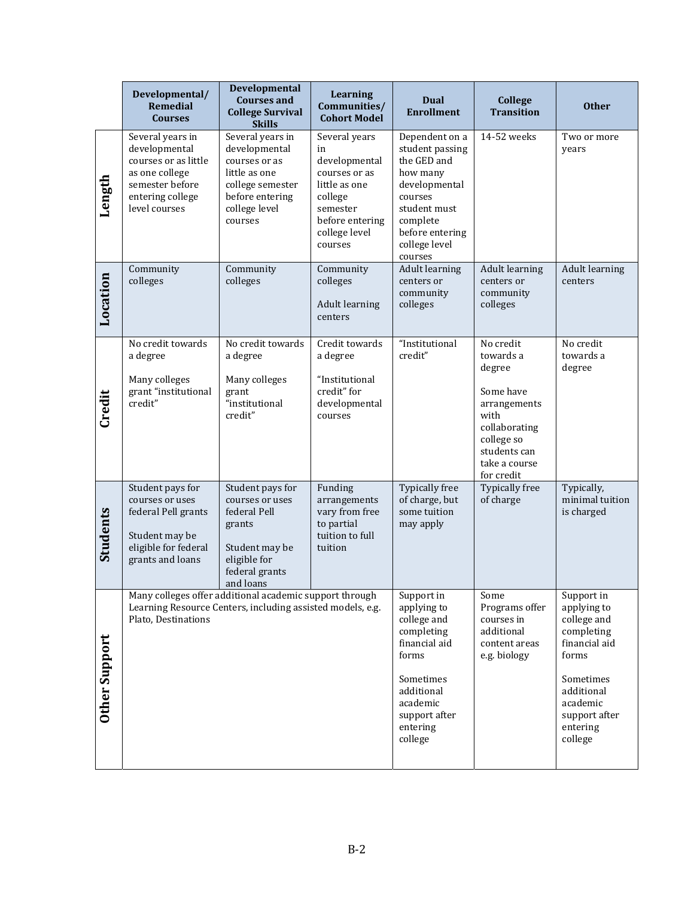| | Developmental/ Remedial Courses | Developmental Courses and College Survival Skills | Learning Communities/ Cohort Model | Dual Enrollment | College Transition | Other |
|---|---|---|---|---|---|---|
| **Length** | Several years in developmental courses or as little as one college semester before entering college level courses | Several years in developmental courses or as little as one college semester before entering college level courses | Several years in developmental courses or as little as one college semester before entering college level courses | Dependent on a student passing the GED and how many developmental courses student must complete before entering college level courses | 14-52 weeks | Two or more years |
| **Location** | Community colleges | Community colleges | Community colleges<br><br>Adult learning centers | Adult learning centers or community colleges | Adult learning centers or community colleges | Adult learning centers |
| **Credit** | No credit towards a degree<br><br>Many colleges grant "institutional credit" | No credit towards a degree<br><br>Many colleges grant "institutional credit" | Credit towards a degree<br><br>"Institutional credit" for developmental courses | "Institutional credit" | No credit towards a degree<br><br>Some have arrangements with collaborating college so students can take a course for credit | No credit towards a degree |
| **Students** | Student pays for courses or uses federal Pell grants<br><br>Student may be eligible for federal grants and loans | Student pays for courses or uses federal Pell grants<br><br>Student may be eligible for federal grants and loans | Funding arrangements vary from free to partial tuition to full tuition | Typically free of charge, but some tuition may apply | Typically free of charge | Typically, minimal tuition is charged |
| **Other Support** | Many colleges offer additional academic support through Learning Resource Centers, including assisted models, e.g. Plato, Destinations | | | Support in applying to college and completing financial aid forms<br><br>Sometimes additional academic support after entering college | Some Programs offer courses in additional content areas e.g. biology | Support in applying to college and completing financial aid forms<br><br>Sometimes additional academic support after entering college |